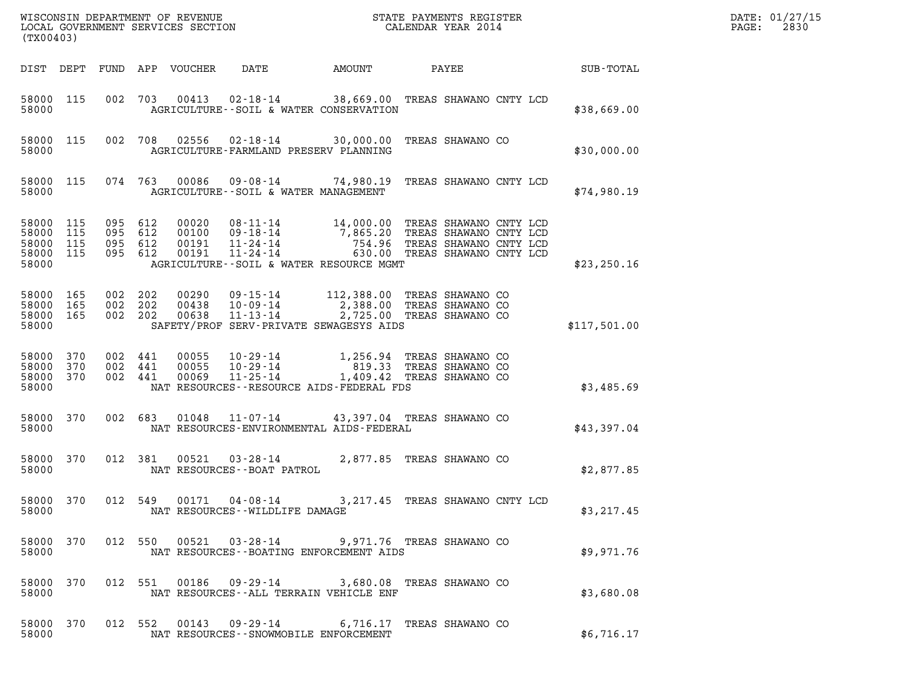WISCONSIN DEPARTMENT OF REVENUE
LOCAL GOVERNMENT SERVICES SECTION
(TX00403)

STATE PAYMENTS REGISTER
CALENDAR YEAR 2014

DATE: 01/27/15
PAGE: 2830

| DIST | DEPT | FUND | APP | VOUCHER | DATE | AMOUNT | PAYEE | SUB-TOTAL |
|---|---|---|---|---|---|---|---|---|
| 58000 | 115 | 002 | 703 | 00413 | 02-18-14 | 38,669.00 | TREAS SHAWANO CNTY LCD | |
| 58000 | | | | | AGRICULTURE--SOIL & WATER CONSERVATION | | | $38,669.00 |
| 58000 | 115 | 002 | 708 | 02556 | 02-18-14 | 30,000.00 | TREAS SHAWANO CO | |
| 58000 | | | | | AGRICULTURE-FARMLAND PRESERV PLANNING | | | $30,000.00 |
| 58000 | 115 | 074 | 763 | 00086 | 09-08-14 | 74,980.19 | TREAS SHAWANO CNTY LCD | |
| 58000 | | | | | AGRICULTURE--SOIL & WATER MANAGEMENT | | | $74,980.19 |
| 58000 | 115 | 095 | 612 | 00020 | 08-11-14 | 14,000.00 | TREAS SHAWANO CNTY LCD | |
| 58000 | 115 | 095 | 612 | 00100 | 09-18-14 | 7,865.20 | TREAS SHAWANO CNTY LCD | |
| 58000 | 115 | 095 | 612 | 00191 | 11-24-14 | 754.96 | TREAS SHAWANO CNTY LCD | |
| 58000 | 115 | 095 | 612 | 00191 | 11-24-14 | 630.00 | TREAS SHAWANO CNTY LCD | |
| 58000 | | | | | AGRICULTURE--SOIL & WATER RESOURCE MGMT | | | $23,250.16 |
| 58000 | 165 | 002 | 202 | 00290 | 09-15-14 | 112,388.00 | TREAS SHAWANO CO | |
| 58000 | 165 | 002 | 202 | 00438 | 10-09-14 | 2,388.00 | TREAS SHAWANO CO | |
| 58000 | 165 | 002 | 202 | 00638 | 11-13-14 | 2,725.00 | TREAS SHAWANO CO | |
| 58000 | | | | | SAFETY/PROF SERV-PRIVATE SEWAGESYS AIDS | | | $117,501.00 |
| 58000 | 370 | 002 | 441 | 00055 | 10-29-14 | 1,256.94 | TREAS SHAWANO CO | |
| 58000 | 370 | 002 | 441 | 00055 | 10-29-14 | 819.33 | TREAS SHAWANO CO | |
| 58000 | 370 | 002 | 441 | 00069 | 11-25-14 | 1,409.42 | TREAS SHAWANO CO | |
| 58000 | | | | | NAT RESOURCES--RESOURCE AIDS-FEDERAL FDS | | | $3,485.69 |
| 58000 | 370 | 002 | 683 | 01048 | 11-07-14 | 43,397.04 | TREAS SHAWANO CO | |
| 58000 | | | | | NAT RESOURCES-ENVIRONMENTAL AIDS-FEDERAL | | | $43,397.04 |
| 58000 | 370 | 012 | 381 | 00521 | 03-28-14 | 2,877.85 | TREAS SHAWANO CO | |
| 58000 | | | | | NAT RESOURCES--BOAT PATROL | | | $2,877.85 |
| 58000 | 370 | 012 | 549 | 00171 | 04-08-14 | 3,217.45 | TREAS SHAWANO CNTY LCD | |
| 58000 | | | | | NAT RESOURCES--WILDLIFE DAMAGE | | | $3,217.45 |
| 58000 | 370 | 012 | 550 | 00521 | 03-28-14 | 9,971.76 | TREAS SHAWANO CO | |
| 58000 | | | | | NAT RESOURCES--BOATING ENFORCEMENT AIDS | | | $9,971.76 |
| 58000 | 370 | 012 | 551 | 00186 | 09-29-14 | 3,680.08 | TREAS SHAWANO CO | |
| 58000 | | | | | NAT RESOURCES--ALL TERRAIN VEHICLE ENF | | | $3,680.08 |
| 58000 | 370 | 012 | 552 | 00143 | 09-29-14 | 6,716.17 | TREAS SHAWANO CO | |
| 58000 | | | | | NAT RESOURCES--SNOWMOBILE ENFORCEMENT | | | $6,716.17 |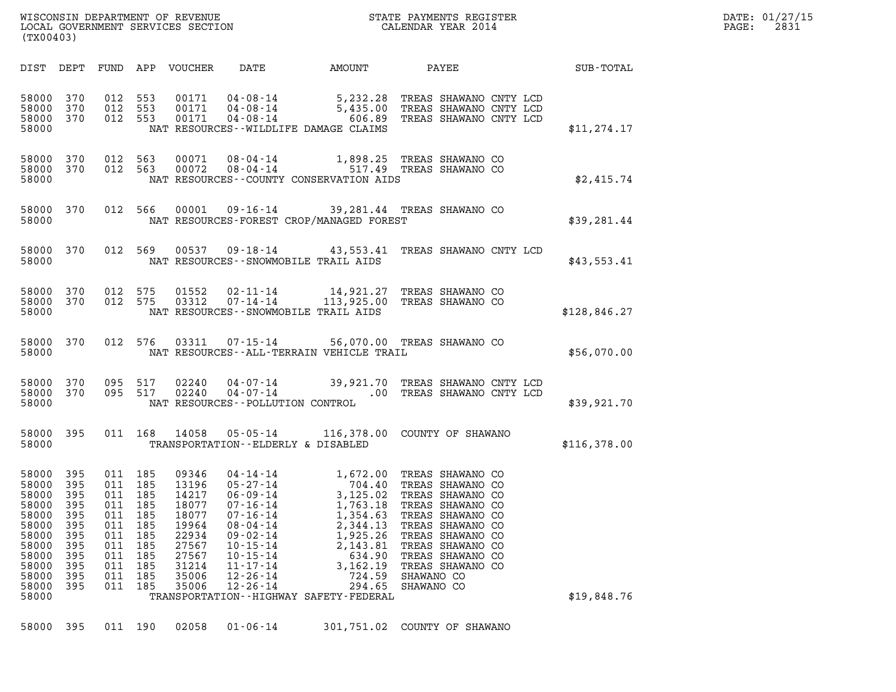WISCONSIN DEPARTMENT OF REVENUE
LOCAL GOVERNMENT SERVICES SECTION
(TX00403)

STATE PAYMENTS REGISTER
CALENDAR YEAR 2014

DATE: 01/27/15
PAGE: 2831

| DIST | DEPT | FUND | APP | VOUCHER | DATE | AMOUNT | PAYEE | SUB-TOTAL |
|---|---|---|---|---|---|---|---|---|
| 58000 | 370 | 012 | 553 | 00171 | 04-08-14 | 5,232.28 | TREAS SHAWANO CNTY LCD | |
| 58000 | 370 | 012 | 553 | 00171 | 04-08-14 | 5,435.00 | TREAS SHAWANO CNTY LCD | |
| 58000 | 370 | 012 | 553 | 00171 | 04-08-14 | 606.89 | TREAS SHAWANO CNTY LCD | |
| 58000 | | | | | NAT RESOURCES--WILDLIFE DAMAGE CLAIMS | | | $11,274.17 |
| 58000 | 370 | 012 | 563 | 00071 | 08-04-14 | 1,898.25 | TREAS SHAWANO CO | |
| 58000 | 370 | 012 | 563 | 00072 | 08-04-14 | 517.49 | TREAS SHAWANO CO | |
| 58000 | | | | | NAT RESOURCES--COUNTY CONSERVATION AIDS | | | $2,415.74 |
| 58000 | 370 | 012 | 566 | 00001 | 09-16-14 | 39,281.44 | TREAS SHAWANO CO | |
| 58000 | | | | | NAT RESOURCES-FOREST CROP/MANAGED FOREST | | | $39,281.44 |
| 58000 | 370 | 012 | 569 | 00537 | 09-18-14 | 43,553.41 | TREAS SHAWANO CNTY LCD | |
| 58000 | | | | | NAT RESOURCES--SNOWMOBILE TRAIL AIDS | | | $43,553.41 |
| 58000 | 370 | 012 | 575 | 01552 | 02-11-14 | 14,921.27 | TREAS SHAWANO CO | |
| 58000 | 370 | 012 | 575 | 03312 | 07-14-14 | 113,925.00 | TREAS SHAWANO CO | |
| 58000 | | | | | NAT RESOURCES--SNOWMOBILE TRAIL AIDS | | | $128,846.27 |
| 58000 | 370 | 012 | 576 | 03311 | 07-15-14 | 56,070.00 | TREAS SHAWANO CO | |
| 58000 | | | | | NAT RESOURCES--ALL-TERRAIN VEHICLE TRAIL | | | $56,070.00 |
| 58000 | 370 | 095 | 517 | 02240 | 04-07-14 | 39,921.70 | TREAS SHAWANO CNTY LCD | |
| 58000 | 370 | 095 | 517 | 02240 | 04-07-14 | .00 | TREAS SHAWANO CNTY LCD | |
| 58000 | | | | | NAT RESOURCES--POLLUTION CONTROL | | | $39,921.70 |
| 58000 | 395 | 011 | 168 | 14058 | 05-05-14 | 116,378.00 | COUNTY OF SHAWANO | |
| 58000 | | | | | TRANSPORTATION--ELDERLY & DISABLED | | | $116,378.00 |
| 58000 | 395 | 011 | 185 | 09346 | 04-14-14 | 1,672.00 | TREAS SHAWANO CO | |
| 58000 | 395 | 011 | 185 | 13196 | 05-27-14 | 704.40 | TREAS SHAWANO CO | |
| 58000 | 395 | 011 | 185 | 14217 | 06-09-14 | 3,125.02 | TREAS SHAWANO CO | |
| 58000 | 395 | 011 | 185 | 18077 | 07-16-14 | 1,763.18 | TREAS SHAWANO CO | |
| 58000 | 395 | 011 | 185 | 18077 | 07-16-14 | 1,354.63 | TREAS SHAWANO CO | |
| 58000 | 395 | 011 | 185 | 19964 | 08-04-14 | 2,344.13 | TREAS SHAWANO CO | |
| 58000 | 395 | 011 | 185 | 22934 | 09-02-14 | 1,925.26 | TREAS SHAWANO CO | |
| 58000 | 395 | 011 | 185 | 27567 | 10-15-14 | 2,143.81 | TREAS SHAWANO CO | |
| 58000 | 395 | 011 | 185 | 27567 | 10-15-14 | 634.90 | TREAS SHAWANO CO | |
| 58000 | 395 | 011 | 185 | 31214 | 11-17-14 | 3,162.19 | TREAS SHAWANO CO | |
| 58000 | 395 | 011 | 185 | 35006 | 12-26-14 | 724.59 | SHAWANO CO | |
| 58000 | 395 | 011 | 185 | 35006 | 12-26-14 | 294.65 | SHAWANO CO | |
| 58000 | | | | | TRANSPORTATION--HIGHWAY SAFETY-FEDERAL | | | $19,848.76 |
| 58000 | 395 | 011 | 190 | 02058 | 01-06-14 | 301,751.02 | COUNTY OF SHAWANO | |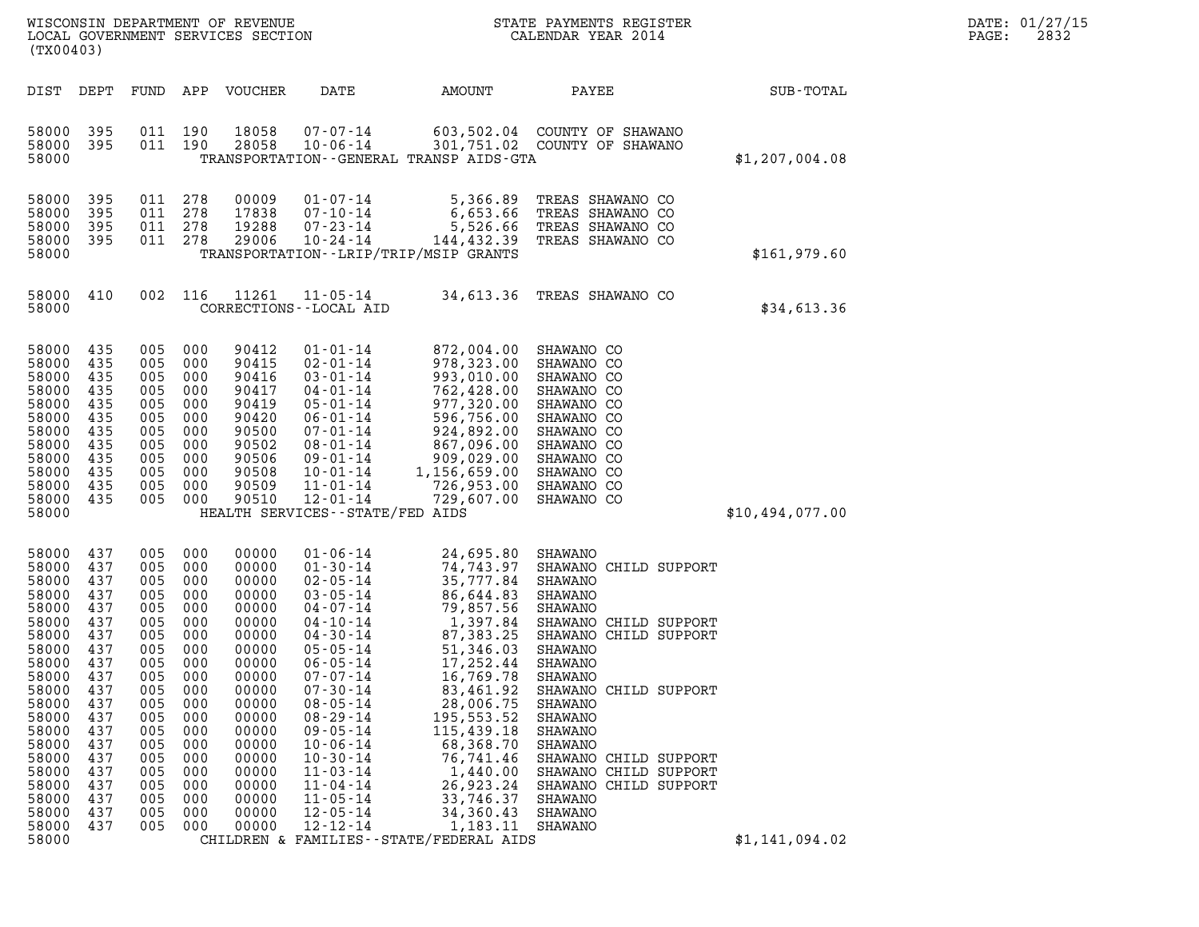WISCONSIN DEPARTMENT OF REVENUE
LOCAL GOVERNMENT SERVICES SECTION
(TX00403)

STATE PAYMENTS REGISTER
CALENDAR YEAR 2014

DATE: 01/27/15
PAGE: 2832

| DIST | DEPT | FUND | APP | VOUCHER | DATE | AMOUNT | PAYEE | SUB-TOTAL |
|---|---|---|---|---|---|---|---|---|
| 58000 | 395 | 011 | 190 | 18058 | 07-07-14 | 603,502.04 | COUNTY OF SHAWANO | |
| 58000 | 395 | 011 | 190 | 28058 | 10-06-14 | 301,751.02 | COUNTY OF SHAWANO | |
| 58000 | | | | | TRANSPORTATION--GENERAL TRANSP AIDS-GTA | | | $1,207,004.08 |
| 58000 | 395 | 011 | 278 | 00009 | 01-07-14 | 5,366.89 | TREAS SHAWANO CO | |
| 58000 | 395 | 011 | 278 | 17838 | 07-10-14 | 6,653.66 | TREAS SHAWANO CO | |
| 58000 | 395 | 011 | 278 | 19288 | 07-23-14 | 5,526.66 | TREAS SHAWANO CO | |
| 58000 | 395 | 011 | 278 | 29006 | 10-24-14 | 144,432.39 | TREAS SHAWANO CO | |
| 58000 | | | | | TRANSPORTATION--LRIP/TRIP/MSIP GRANTS | | | $161,979.60 |
| 58000 | 410 | 002 | 116 | 11261 | 11-05-14 | 34,613.36 | TREAS SHAWANO CO | |
| 58000 | | | | | CORRECTIONS--LOCAL AID | | | $34,613.36 |
| 58000 | 435 | 005 | 000 | 90412 | 01-01-14 | 872,004.00 | SHAWANO CO | |
| 58000 | 435 | 005 | 000 | 90415 | 02-01-14 | 978,323.00 | SHAWANO CO | |
| 58000 | 435 | 005 | 000 | 90416 | 03-01-14 | 993,010.00 | SHAWANO CO | |
| 58000 | 435 | 005 | 000 | 90417 | 04-01-14 | 762,428.00 | SHAWANO CO | |
| 58000 | 435 | 005 | 000 | 90419 | 05-01-14 | 977,320.00 | SHAWANO CO | |
| 58000 | 435 | 005 | 000 | 90420 | 06-01-14 | 596,756.00 | SHAWANO CO | |
| 58000 | 435 | 005 | 000 | 90500 | 07-01-14 | 924,892.00 | SHAWANO CO | |
| 58000 | 435 | 005 | 000 | 90502 | 08-01-14 | 867,096.00 | SHAWANO CO | |
| 58000 | 435 | 005 | 000 | 90506 | 09-01-14 | 909,029.00 | SHAWANO CO | |
| 58000 | 435 | 005 | 000 | 90508 | 10-01-14 | 1,156,659.00 | SHAWANO CO | |
| 58000 | 435 | 005 | 000 | 90509 | 11-01-14 | 726,953.00 | SHAWANO CO | |
| 58000 | 435 | 005 | 000 | 90510 | 12-01-14 | 729,607.00 | SHAWANO CO | |
| 58000 | | | | | HEALTH SERVICES--STATE/FED AIDS | | | $10,494,077.00 |
| 58000 | 437 | 005 | 000 | 00000 | 01-06-14 | 24,695.80 | SHAWANO | |
| 58000 | 437 | 005 | 000 | 00000 | 01-30-14 | 74,743.97 | SHAWANO CHILD SUPPORT | |
| 58000 | 437 | 005 | 000 | 00000 | 02-05-14 | 35,777.84 | SHAWANO | |
| 58000 | 437 | 005 | 000 | 00000 | 03-05-14 | 86,644.83 | SHAWANO | |
| 58000 | 437 | 005 | 000 | 00000 | 04-07-14 | 79,857.56 | SHAWANO | |
| 58000 | 437 | 005 | 000 | 00000 | 04-10-14 | 1,397.84 | SHAWANO CHILD SUPPORT | |
| 58000 | 437 | 005 | 000 | 00000 | 04-30-14 | 87,383.25 | SHAWANO CHILD SUPPORT | |
| 58000 | 437 | 005 | 000 | 00000 | 05-05-14 | 51,346.03 | SHAWANO | |
| 58000 | 437 | 005 | 000 | 00000 | 06-05-14 | 17,252.44 | SHAWANO | |
| 58000 | 437 | 005 | 000 | 00000 | 07-07-14 | 16,769.78 | SHAWANO | |
| 58000 | 437 | 005 | 000 | 00000 | 07-30-14 | 83,461.92 | SHAWANO CHILD SUPPORT | |
| 58000 | 437 | 005 | 000 | 00000 | 08-05-14 | 28,006.75 | SHAWANO | |
| 58000 | 437 | 005 | 000 | 00000 | 08-29-14 | 195,553.52 | SHAWANO | |
| 58000 | 437 | 005 | 000 | 00000 | 09-05-14 | 115,439.18 | SHAWANO | |
| 58000 | 437 | 005 | 000 | 00000 | 10-06-14 | 68,368.70 | SHAWANO | |
| 58000 | 437 | 005 | 000 | 00000 | 10-30-14 | 76,741.46 | SHAWANO CHILD SUPPORT | |
| 58000 | 437 | 005 | 000 | 00000 | 11-03-14 | 1,440.00 | SHAWANO CHILD SUPPORT | |
| 58000 | 437 | 005 | 000 | 00000 | 11-04-14 | 26,923.24 | SHAWANO CHILD SUPPORT | |
| 58000 | 437 | 005 | 000 | 00000 | 11-05-14 | 33,746.37 | SHAWANO | |
| 58000 | 437 | 005 | 000 | 00000 | 12-05-14 | 34,360.43 | SHAWANO | |
| 58000 | 437 | 005 | 000 | 00000 | 12-12-14 | 1,183.11 | SHAWANO | |
| 58000 | | | | | CHILDREN & FAMILIES--STATE/FEDERAL AIDS | | | $1,141,094.02 |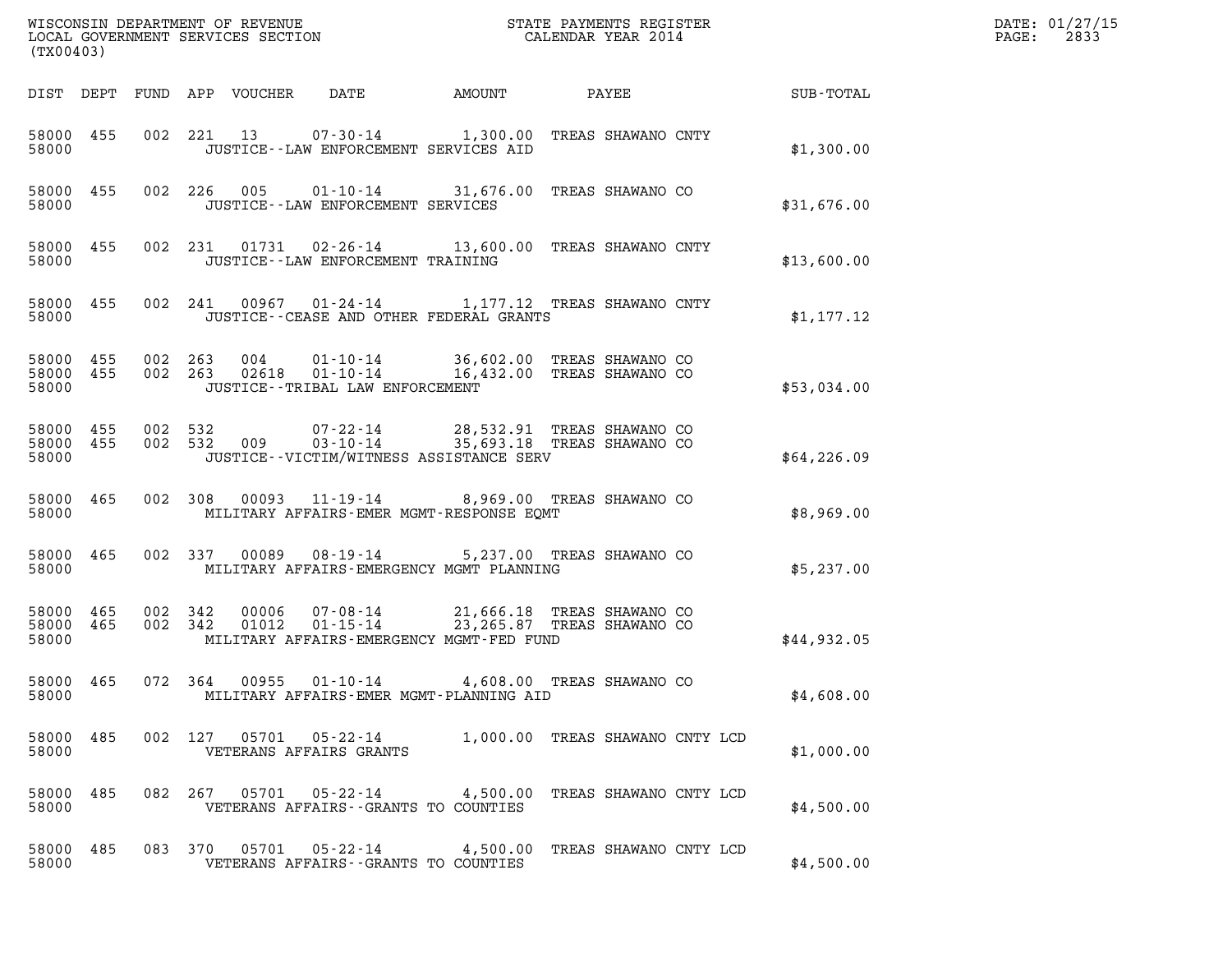| DIST | DEPT | FUND | APP | VOUCHER | DATE | AMOUNT | PAYEE | SUB-TOTAL |
|---|---|---|---|---|---|---|---|---|
| 58000 | 455 | 002 | 221 | 13 | 07-30-14 | 1,300.00 | TREAS SHAWANO CNTY | |
| 58000 | | | | JUSTICE--LAW ENFORCEMENT SERVICES AID | | | | $1,300.00 |
| 58000 | 455 | 002 | 226 | 005 | 01-10-14 | 31,676.00 | TREAS SHAWANO CO | |
| 58000 | | | | JUSTICE--LAW ENFORCEMENT SERVICES | | | | $31,676.00 |
| 58000 | 455 | 002 | 231 | 01731 | 02-26-14 | 13,600.00 | TREAS SHAWANO CNTY | |
| 58000 | | | | JUSTICE--LAW ENFORCEMENT TRAINING | | | | $13,600.00 |
| 58000 | 455 | 002 | 241 | 00967 | 01-24-14 | 1,177.12 | TREAS SHAWANO CNTY | |
| 58000 | | | | JUSTICE--CEASE AND OTHER FEDERAL GRANTS | | | | $1,177.12 |
| 58000 | 455 | 002 | 263 | 004 | 01-10-14 | 36,602.00 | TREAS SHAWANO CO | |
| 58000 | 455 | 002 | 263 | 02618 | 01-10-14 | 16,432.00 | TREAS SHAWANO CO | |
| 58000 | | | | JUSTICE--TRIBAL LAW ENFORCEMENT | | | | $53,034.00 |
| 58000 | 455 | 002 | 532 | | 07-22-14 | 28,532.91 | TREAS SHAWANO CO | |
| 58000 | 455 | 002 | 532 | 009 | 03-10-14 | 35,693.18 | TREAS SHAWANO CO | |
| 58000 | | | | JUSTICE--VICTIM/WITNESS ASSISTANCE SERV | | | | $64,226.09 |
| 58000 | 465 | 002 | 308 | 00093 | 11-19-14 | 8,969.00 | TREAS SHAWANO CO | |
| 58000 | | | | MILITARY AFFAIRS-EMER MGMT-RESPONSE EQMT | | | | $8,969.00 |
| 58000 | 465 | 002 | 337 | 00089 | 08-19-14 | 5,237.00 | TREAS SHAWANO CO | |
| 58000 | | | | MILITARY AFFAIRS-EMERGENCY MGMT PLANNING | | | | $5,237.00 |
| 58000 | 465 | 002 | 342 | 00006 | 07-08-14 | 21,666.18 | TREAS SHAWANO CO | |
| 58000 | 465 | 002 | 342 | 01012 | 01-15-14 | 23,265.87 | TREAS SHAWANO CO | |
| 58000 | | | | MILITARY AFFAIRS-EMERGENCY MGMT-FED FUND | | | | $44,932.05 |
| 58000 | 465 | 072 | 364 | 00955 | 01-10-14 | 4,608.00 | TREAS SHAWANO CO | |
| 58000 | | | | MILITARY AFFAIRS-EMER MGMT-PLANNING AID | | | | $4,608.00 |
| 58000 | 485 | 002 | 127 | 05701 | 05-22-14 | 1,000.00 | TREAS SHAWANO CNTY LCD | |
| 58000 | | | | VETERANS AFFAIRS GRANTS | | | | $1,000.00 |
| 58000 | 485 | 082 | 267 | 05701 | 05-22-14 | 4,500.00 | TREAS SHAWANO CNTY LCD | |
| 58000 | | | | VETERANS AFFAIRS--GRANTS TO COUNTIES | | | | $4,500.00 |
| 58000 | 485 | 083 | 370 | 05701 | 05-22-14 | 4,500.00 | TREAS SHAWANO CNTY LCD | |
| 58000 | | | | VETERANS AFFAIRS--GRANTS TO COUNTIES | | | | $4,500.00 |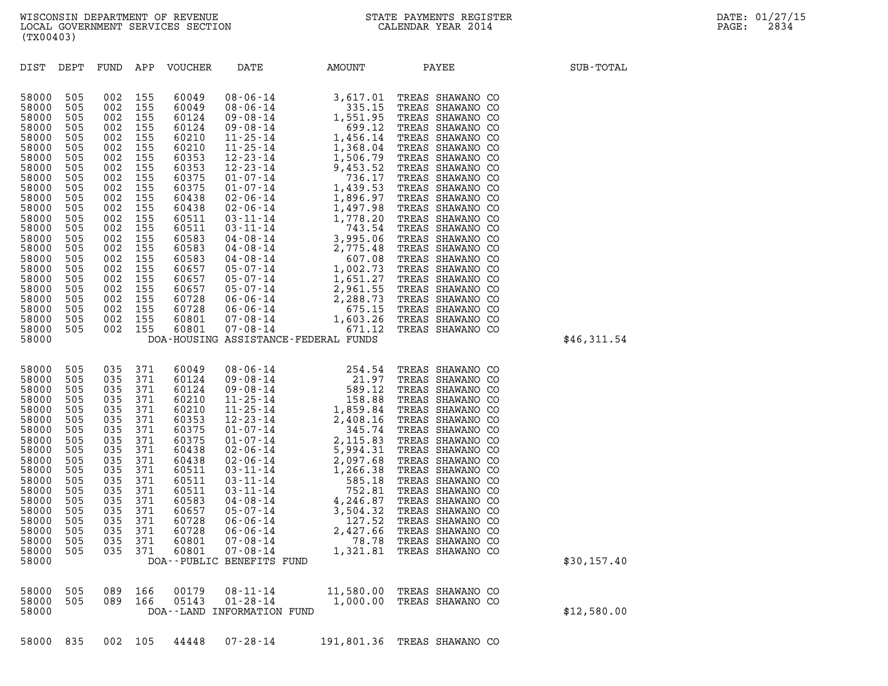WISCONSIN DEPARTMENT OF REVENUE
LOCAL GOVERNMENT SERVICES SECTION
(TX00403)

STATE PAYMENTS REGISTER
CALENDAR YEAR 2014

DATE: 01/27/15
PAGE: 2834

| DIST | DEPT | FUND | APP | VOUCHER | DATE | AMOUNT | PAYEE | SUB-TOTAL |
|---|---|---|---|---|---|---|---|---|
| 58000 | 505 | 002 | 155 | 60049 | 08-06-14 | 3,617.01 | TREAS SHAWANO CO | |
| 58000 | 505 | 002 | 155 | 60049 | 08-06-14 | 335.15 | TREAS SHAWANO CO | |
| 58000 | 505 | 002 | 155 | 60124 | 09-08-14 | 1,551.95 | TREAS SHAWANO CO | |
| 58000 | 505 | 002 | 155 | 60124 | 09-08-14 | 699.12 | TREAS SHAWANO CO | |
| 58000 | 505 | 002 | 155 | 60210 | 11-25-14 | 1,456.14 | TREAS SHAWANO CO | |
| 58000 | 505 | 002 | 155 | 60210 | 11-25-14 | 1,368.04 | TREAS SHAWANO CO | |
| 58000 | 505 | 002 | 155 | 60353 | 12-23-14 | 1,506.79 | TREAS SHAWANO CO | |
| 58000 | 505 | 002 | 155 | 60353 | 12-23-14 | 9,453.52 | TREAS SHAWANO CO | |
| 58000 | 505 | 002 | 155 | 60375 | 01-07-14 | 736.17 | TREAS SHAWANO CO | |
| 58000 | 505 | 002 | 155 | 60375 | 01-07-14 | 1,439.53 | TREAS SHAWANO CO | |
| 58000 | 505 | 002 | 155 | 60438 | 02-06-14 | 1,896.97 | TREAS SHAWANO CO | |
| 58000 | 505 | 002 | 155 | 60438 | 02-06-14 | 1,497.98 | TREAS SHAWANO CO | |
| 58000 | 505 | 002 | 155 | 60511 | 03-11-14 | 1,778.20 | TREAS SHAWANO CO | |
| 58000 | 505 | 002 | 155 | 60511 | 03-11-14 | 743.54 | TREAS SHAWANO CO | |
| 58000 | 505 | 002 | 155 | 60583 | 04-08-14 | 3,995.06 | TREAS SHAWANO CO | |
| 58000 | 505 | 002 | 155 | 60583 | 04-08-14 | 2,775.48 | TREAS SHAWANO CO | |
| 58000 | 505 | 002 | 155 | 60583 | 04-08-14 | 607.08 | TREAS SHAWANO CO | |
| 58000 | 505 | 002 | 155 | 60657 | 05-07-14 | 1,002.73 | TREAS SHAWANO CO | |
| 58000 | 505 | 002 | 155 | 60657 | 05-07-14 | 1,651.27 | TREAS SHAWANO CO | |
| 58000 | 505 | 002 | 155 | 60657 | 05-07-14 | 2,961.55 | TREAS SHAWANO CO | |
| 58000 | 505 | 002 | 155 | 60728 | 06-06-14 | 2,288.73 | TREAS SHAWANO CO | |
| 58000 | 505 | 002 | 155 | 60728 | 06-06-14 | 675.15 | TREAS SHAWANO CO | |
| 58000 | 505 | 002 | 155 | 60801 | 07-08-14 | 1,603.26 | TREAS SHAWANO CO | |
| 58000 | 505 | 002 | 155 | 60801 | 07-08-14 | 671.12 | TREAS SHAWANO CO | |
| 58000 | | | | DOA-HOUSING ASSISTANCE-FEDERAL FUNDS | | | | $46,311.54 |
| 58000 | 505 | 035 | 371 | 60049 | 08-06-14 | 254.54 | TREAS SHAWANO CO | |
| 58000 | 505 | 035 | 371 | 60124 | 09-08-14 | 21.97 | TREAS SHAWANO CO | |
| 58000 | 505 | 035 | 371 | 60124 | 09-08-14 | 589.12 | TREAS SHAWANO CO | |
| 58000 | 505 | 035 | 371 | 60210 | 11-25-14 | 158.88 | TREAS SHAWANO CO | |
| 58000 | 505 | 035 | 371 | 60210 | 11-25-14 | 1,859.84 | TREAS SHAWANO CO | |
| 58000 | 505 | 035 | 371 | 60353 | 12-23-14 | 2,408.16 | TREAS SHAWANO CO | |
| 58000 | 505 | 035 | 371 | 60375 | 01-07-14 | 345.74 | TREAS SHAWANO CO | |
| 58000 | 505 | 035 | 371 | 60375 | 01-07-14 | 2,115.83 | TREAS SHAWANO CO | |
| 58000 | 505 | 035 | 371 | 60438 | 02-06-14 | 5,994.31 | TREAS SHAWANO CO | |
| 58000 | 505 | 035 | 371 | 60438 | 02-06-14 | 2,097.68 | TREAS SHAWANO CO | |
| 58000 | 505 | 035 | 371 | 60511 | 03-11-14 | 1,266.38 | TREAS SHAWANO CO | |
| 58000 | 505 | 035 | 371 | 60511 | 03-11-14 | 585.18 | TREAS SHAWANO CO | |
| 58000 | 505 | 035 | 371 | 60511 | 03-11-14 | 752.81 | TREAS SHAWANO CO | |
| 58000 | 505 | 035 | 371 | 60583 | 04-08-14 | 4,246.87 | TREAS SHAWANO CO | |
| 58000 | 505 | 035 | 371 | 60657 | 05-07-14 | 3,504.32 | TREAS SHAWANO CO | |
| 58000 | 505 | 035 | 371 | 60728 | 06-06-14 | 127.52 | TREAS SHAWANO CO | |
| 58000 | 505 | 035 | 371 | 60728 | 06-06-14 | 2,427.66 | TREAS SHAWANO CO | |
| 58000 | 505 | 035 | 371 | 60801 | 07-08-14 | 78.78 | TREAS SHAWANO CO | |
| 58000 | 505 | 035 | 371 | 60801 | 07-08-14 | 1,321.81 | TREAS SHAWANO CO | |
| 58000 | | | | DOA--PUBLIC BENEFITS FUND | | | | $30,157.40 |
| 58000 | 505 | 089 | 166 | 00179 | 08-11-14 | 11,580.00 | TREAS SHAWANO CO | |
| 58000 | 505 | 089 | 166 | 05143 | 01-28-14 | 1,000.00 | TREAS SHAWANO CO | |
| 58000 | | | | DOA--LAND INFORMATION FUND | | | | $12,580.00 |
| 58000 | 835 | 002 | 105 | 44448 | 07-28-14 | 191,801.36 | TREAS SHAWANO CO | |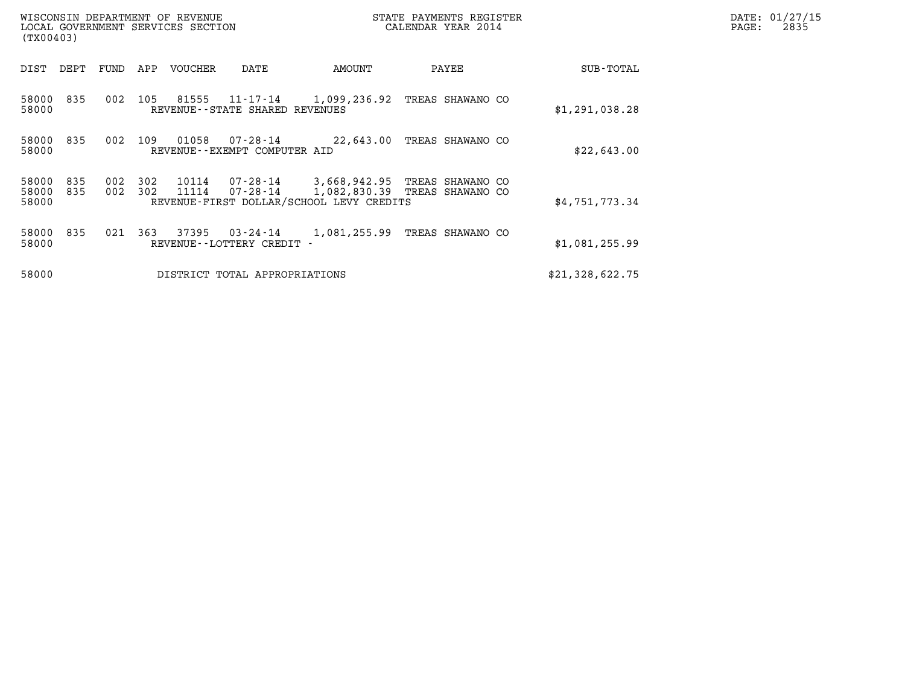WISCONSIN DEPARTMENT OF REVENUE
LOCAL GOVERNMENT SERVICES SECTION
(TX00403)

STATE PAYMENTS REGISTER
CALENDAR YEAR 2014

DATE: 01/27/15
PAGE: 2835

| DIST | DEPT | FUND | APP | VOUCHER | DATE | AMOUNT | PAYEE | SUB-TOTAL |
|---|---|---|---|---|---|---|---|---|
| 58000 | 835 | 002 | 105 | 81555 | 11-17-14 | 1,099,236.92 | TREAS SHAWANO CO | |
| 58000 | | | | REVENUE--STATE SHARED REVENUES | | | | $1,291,038.28 |
| 58000 | 835 | 002 | 109 | 01058 | 07-28-14 | 22,643.00 | TREAS SHAWANO CO | |
| 58000 | | | | REVENUE--EXEMPT COMPUTER AID | | | | $22,643.00 |
| 58000 | 835 | 002 | 302 | 10114 | 07-28-14 | 3,668,942.95 | TREAS SHAWANO CO | |
| 58000 | 835 | 002 | 302 | 11114 | 07-28-14 | 1,082,830.39 | TREAS SHAWANO CO | |
| 58000 | | | | REVENUE-FIRST DOLLAR/SCHOOL LEVY CREDITS | | | | $4,751,773.34 |
| 58000 | 835 | 021 | 363 | 37395 | 03-24-14 | 1,081,255.99 | TREAS SHAWANO CO | |
| 58000 | | | | REVENUE--LOTTERY CREDIT - | | | | $1,081,255.99 |
| 58000 | | | | DISTRICT TOTAL APPROPRIATIONS | | | | $21,328,622.75 |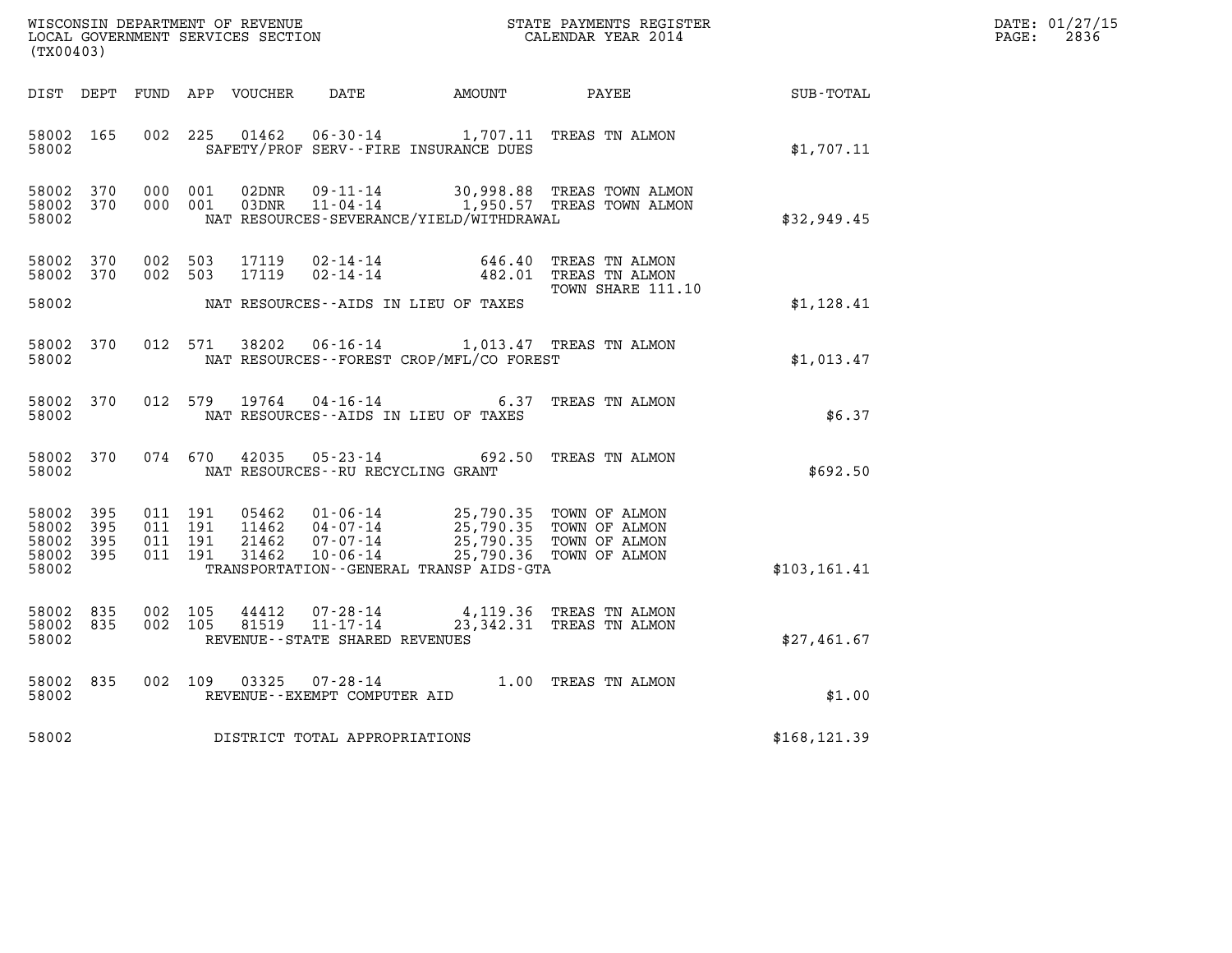WISCONSIN DEPARTMENT OF REVENUE
LOCAL GOVERNMENT SERVICES SECTION
(TX00403)

STATE PAYMENTS REGISTER
CALENDAR YEAR 2014

DATE: 01/27/15
PAGE: 2836

| DIST | DEPT | FUND | APP | VOUCHER | DATE | AMOUNT | PAYEE | SUB-TOTAL |
|---|---|---|---|---|---|---|---|---|
| 58002 | 165 | 002 | 225 | 01462 | 06-30-14 | 1,707.11 | TREAS TN ALMON | |
| 58002 | | | | | SAFETY/PROF SERV--FIRE INSURANCE DUES | | | $1,707.11 |
| 58002 | 370 | 000 | 001 | 02DNR | 09-11-14 | 30,998.88 | TREAS TOWN ALMON | |
| 58002 | 370 | 000 | 001 | 03DNR | 11-04-14 | 1,950.57 | TREAS TOWN ALMON | |
| 58002 | | | | | NAT RESOURCES-SEVERANCE/YIELD/WITHDRAWAL | | | $32,949.45 |
| 58002 | 370 | 002 | 503 | 17119 | 02-14-14 | 646.40 | TREAS TN ALMON | |
| 58002 | 370 | 002 | 503 | 17119 | 02-14-14 | 482.01 | TREAS TN ALMON TOWN SHARE 111.10 | |
| 58002 | | | | | NAT RESOURCES--AIDS IN LIEU OF TAXES | | | $1,128.41 |
| 58002 | 370 | 012 | 571 | 38202 | 06-16-14 | 1,013.47 | TREAS TN ALMON | |
| 58002 | | | | | NAT RESOURCES--FOREST CROP/MFL/CO FOREST | | | $1,013.47 |
| 58002 | 370 | 012 | 579 | 19764 | 04-16-14 | 6.37 | TREAS TN ALMON | |
| 58002 | | | | | NAT RESOURCES--AIDS IN LIEU OF TAXES | | | $6.37 |
| 58002 | 370 | 074 | 670 | 42035 | 05-23-14 | 692.50 | TREAS TN ALMON | |
| 58002 | | | | | NAT RESOURCES--RU RECYCLING GRANT | | | $692.50 |
| 58002 | 395 | 011 | 191 | 05462 | 01-06-14 | 25,790.35 | TOWN OF ALMON | |
| 58002 | 395 | 011 | 191 | 11462 | 04-07-14 | 25,790.35 | TOWN OF ALMON | |
| 58002 | 395 | 011 | 191 | 21462 | 07-07-14 | 25,790.35 | TOWN OF ALMON | |
| 58002 | 395 | 011 | 191 | 31462 | 10-06-14 | 25,790.36 | TOWN OF ALMON | |
| 58002 | | | | | TRANSPORTATION--GENERAL TRANSP AIDS-GTA | | | $103,161.41 |
| 58002 | 835 | 002 | 105 | 44412 | 07-28-14 | 4,119.36 | TREAS TN ALMON | |
| 58002 | 835 | 002 | 105 | 81519 | 11-17-14 | 23,342.31 | TREAS TN ALMON | |
| 58002 | | | | | REVENUE--STATE SHARED REVENUES | | | $27,461.67 |
| 58002 | 835 | 002 | 109 | 03325 | 07-28-14 | 1.00 | TREAS TN ALMON | |
| 58002 | | | | | REVENUE--EXEMPT COMPUTER AID | | | $1.00 |
| 58002 | | | | | DISTRICT TOTAL APPROPRIATIONS | | | $168,121.39 |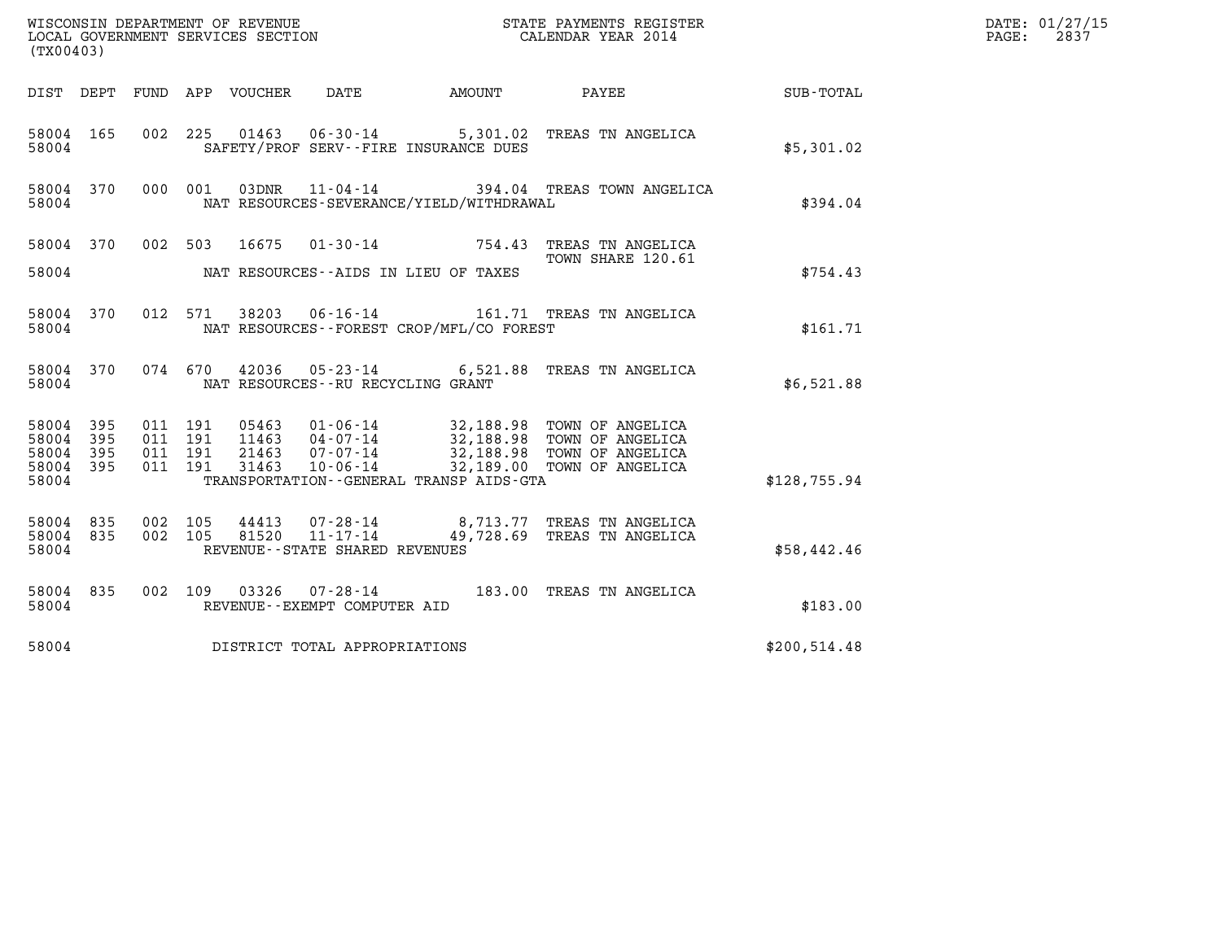WISCONSIN DEPARTMENT OF REVENUE
LOCAL GOVERNMENT SERVICES SECTION
(TX00403)

STATE PAYMENTS REGISTER
CALENDAR YEAR 2014

DATE: 01/27/15
PAGE: 2837

| DIST | DEPT | FUND | APP | VOUCHER | DATE | AMOUNT | PAYEE | SUB-TOTAL |
|---|---|---|---|---|---|---|---|---|
| 58004 | 165 | 002 | 225 | 01463 | 06-30-14 | 5,301.02 | TREAS TN ANGELICA | |
| 58004 | | | | SAFETY/PROF SERV--FIRE INSURANCE DUES | | | | $5,301.02 |
| 58004 | 370 | 000 | 001 | 03DNR | 11-04-14 | 394.04 | TREAS TOWN ANGELICA | |
| 58004 | | | | NAT RESOURCES-SEVERANCE/YIELD/WITHDRAWAL | | | | $394.04 |
| 58004 | 370 | 002 | 503 | 16675 | 01-30-14 | 754.43 | TREAS TN ANGELICA TOWN SHARE 120.61 | |
| 58004 | | | | NAT RESOURCES--AIDS IN LIEU OF TAXES | | | | $754.43 |
| 58004 | 370 | 012 | 571 | 38203 | 06-16-14 | 161.71 | TREAS TN ANGELICA | |
| 58004 | | | | NAT RESOURCES--FOREST CROP/MFL/CO FOREST | | | | $161.71 |
| 58004 | 370 | 074 | 670 | 42036 | 05-23-14 | 6,521.88 | TREAS TN ANGELICA | |
| 58004 | | | | NAT RESOURCES--RU RECYCLING GRANT | | | | $6,521.88 |
| 58004 | 395 | 011 | 191 | 05463 | 01-06-14 | 32,188.98 | TOWN OF ANGELICA | |
| 58004 | 395 | 011 | 191 | 11463 | 04-07-14 | 32,188.98 | TOWN OF ANGELICA | |
| 58004 | 395 | 011 | 191 | 21463 | 07-07-14 | 32,188.98 | TOWN OF ANGELICA | |
| 58004 | 395 | 011 | 191 | 31463 | 10-06-14 | 32,189.00 | TOWN OF ANGELICA | |
| 58004 | | | | TRANSPORTATION--GENERAL TRANSP AIDS-GTA | | | | $128,755.94 |
| 58004 | 835 | 002 | 105 | 44413 | 07-28-14 | 8,713.77 | TREAS TN ANGELICA | |
| 58004 | 835 | 002 | 105 | 81520 | 11-17-14 | 49,728.69 | TREAS TN ANGELICA | |
| 58004 | | | | REVENUE--STATE SHARED REVENUES | | | | $58,442.46 |
| 58004 | 835 | 002 | 109 | 03326 | 07-28-14 | 183.00 | TREAS TN ANGELICA | |
| 58004 | | | | REVENUE--EXEMPT COMPUTER AID | | | | $183.00 |
| 58004 | | | | DISTRICT TOTAL APPROPRIATIONS | | | | $200,514.48 |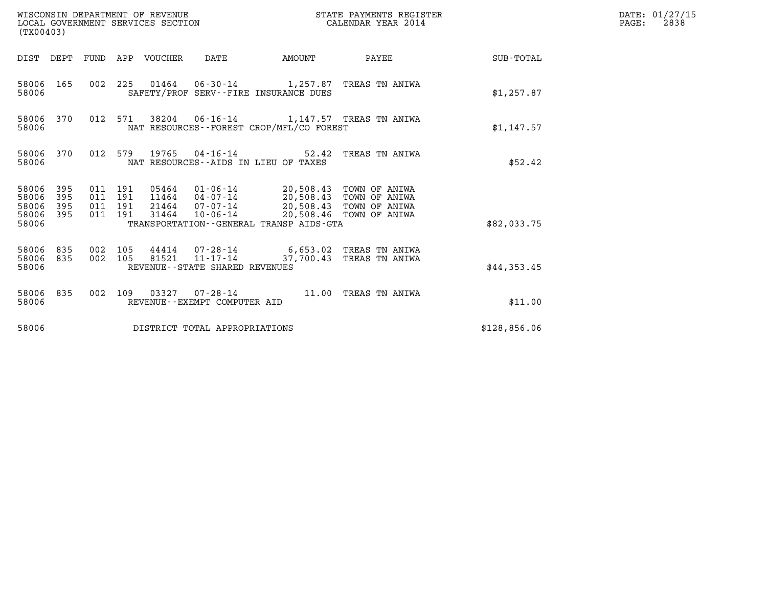WISCONSIN DEPARTMENT OF REVENUE
LOCAL GOVERNMENT SERVICES SECTION
(TX00403)

STATE PAYMENTS REGISTER
CALENDAR YEAR 2014

| DIST | DEPT | FUND | APP | VOUCHER | DATE | AMOUNT | PAYEE | SUB-TOTAL |
|---|---|---|---|---|---|---|---|---|
| 58006 | 165 | 002 | 225 | 01464 | 06-30-14 | 1,257.87 | TREAS TN ANIWA | |
| 58006 | | | | SAFETY/PROF SERV--FIRE INSURANCE DUES | | | | $1,257.87 |
| 58006 | 370 | 012 | 571 | 38204 | 06-16-14 | 1,147.57 | TREAS TN ANIWA | |
| 58006 | | | | NAT RESOURCES--FOREST CROP/MFL/CO FOREST | | | | $1,147.57 |
| 58006 | 370 | 012 | 579 | 19765 | 04-16-14 | 52.42 | TREAS TN ANIWA | |
| 58006 | | | | NAT RESOURCES--AIDS IN LIEU OF TAXES | | | | $52.42 |
| 58006 | 395 | 011 | 191 | 05464 | 01-06-14 | 20,508.43 | TOWN OF ANIWA | |
| 58006 | 395 | 011 | 191 | 11464 | 04-07-14 | 20,508.43 | TOWN OF ANIWA | |
| 58006 | 395 | 011 | 191 | 21464 | 07-07-14 | 20,508.43 | TOWN OF ANIWA | |
| 58006 | 395 | 011 | 191 | 31464 | 10-06-14 | 20,508.46 | TOWN OF ANIWA | |
| 58006 | | | | TRANSPORTATION--GENERAL TRANSP AIDS-GTA | | | | $82,033.75 |
| 58006 | 835 | 002 | 105 | 44414 | 07-28-14 | 6,653.02 | TREAS TN ANIWA | |
| 58006 | 835 | 002 | 105 | 81521 | 11-17-14 | 37,700.43 | TREAS TN ANIWA | |
| 58006 | | | | REVENUE--STATE SHARED REVENUES | | | | $44,353.45 |
| 58006 | 835 | 002 | 109 | 03327 | 07-28-14 | 11.00 | TREAS TN ANIWA | |
| 58006 | | | | REVENUE--EXEMPT COMPUTER AID | | | | $11.00 |
| 58006 | | | | DISTRICT TOTAL APPROPRIATIONS | | | | $128,856.06 |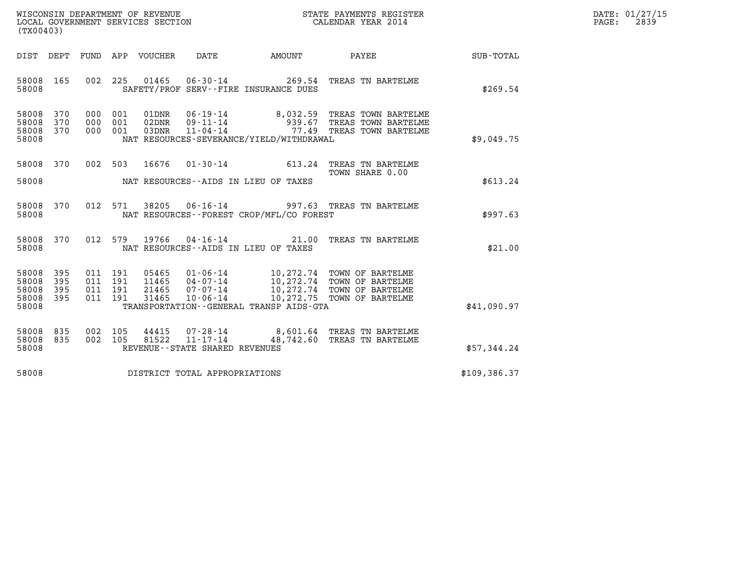WISCONSIN DEPARTMENT OF REVENUE
LOCAL GOVERNMENT SERVICES SECTION
(TX00403)

STATE PAYMENTS REGISTER
CALENDAR YEAR 2014

DATE: 01/27/15
PAGE: 2839

| DIST | DEPT | FUND | APP | VOUCHER | DATE | AMOUNT | PAYEE | SUB-TOTAL |
|---|---|---|---|---|---|---|---|---|
| 58008 | 165 | 002 | 225 | 01465 | 06-30-14 | 269.54 | TREAS TN BARTELME | |
| 58008 | | | | | SAFETY/PROF SERV--FIRE INSURANCE DUES | | | $269.54 |
| 58008 | 370 | 000 | 001 | 01DNR | 06-19-14 | 8,032.59 | TREAS TOWN BARTELME | |
| 58008 | 370 | 000 | 001 | 02DNR | 09-11-14 | 939.67 | TREAS TOWN BARTELME | |
| 58008 | 370 | 000 | 001 | 03DNR | 11-04-14 | 77.49 | TREAS TOWN BARTELME | |
| 58008 | | | | | NAT RESOURCES-SEVERANCE/YIELD/WITHDRAWAL | | | $9,049.75 |
| 58008 | 370 | 002 | 503 | 16676 | 01-30-14 | 613.24 | TREAS TN BARTELME TOWN SHARE 0.00 | |
| 58008 | | | | | NAT RESOURCES--AIDS IN LIEU OF TAXES | | | $613.24 |
| 58008 | 370 | 012 | 571 | 38205 | 06-16-14 | 997.63 | TREAS TN BARTELME | |
| 58008 | | | | | NAT RESOURCES--FOREST CROP/MFL/CO FOREST | | | $997.63 |
| 58008 | 370 | 012 | 579 | 19766 | 04-16-14 | 21.00 | TREAS TN BARTELME | |
| 58008 | | | | | NAT RESOURCES--AIDS IN LIEU OF TAXES | | | $21.00 |
| 58008 | 395 | 011 | 191 | 05465 | 01-06-14 | 10,272.74 | TOWN OF BARTELME | |
| 58008 | 395 | 011 | 191 | 11465 | 04-07-14 | 10,272.74 | TOWN OF BARTELME | |
| 58008 | 395 | 011 | 191 | 21465 | 07-07-14 | 10,272.74 | TOWN OF BARTELME | |
| 58008 | 395 | 011 | 191 | 31465 | 10-06-14 | 10,272.75 | TOWN OF BARTELME | |
| 58008 | | | | | TRANSPORTATION--GENERAL TRANSP AIDS-GTA | | | $41,090.97 |
| 58008 | 835 | 002 | 105 | 44415 | 07-28-14 | 8,601.64 | TREAS TN BARTELME | |
| 58008 | 835 | 002 | 105 | 81522 | 11-17-14 | 48,742.60 | TREAS TN BARTELME | |
| 58008 | | | | | REVENUE--STATE SHARED REVENUES | | | $57,344.24 |
| 58008 | | | | | DISTRICT TOTAL APPROPRIATIONS | | | $109,386.37 |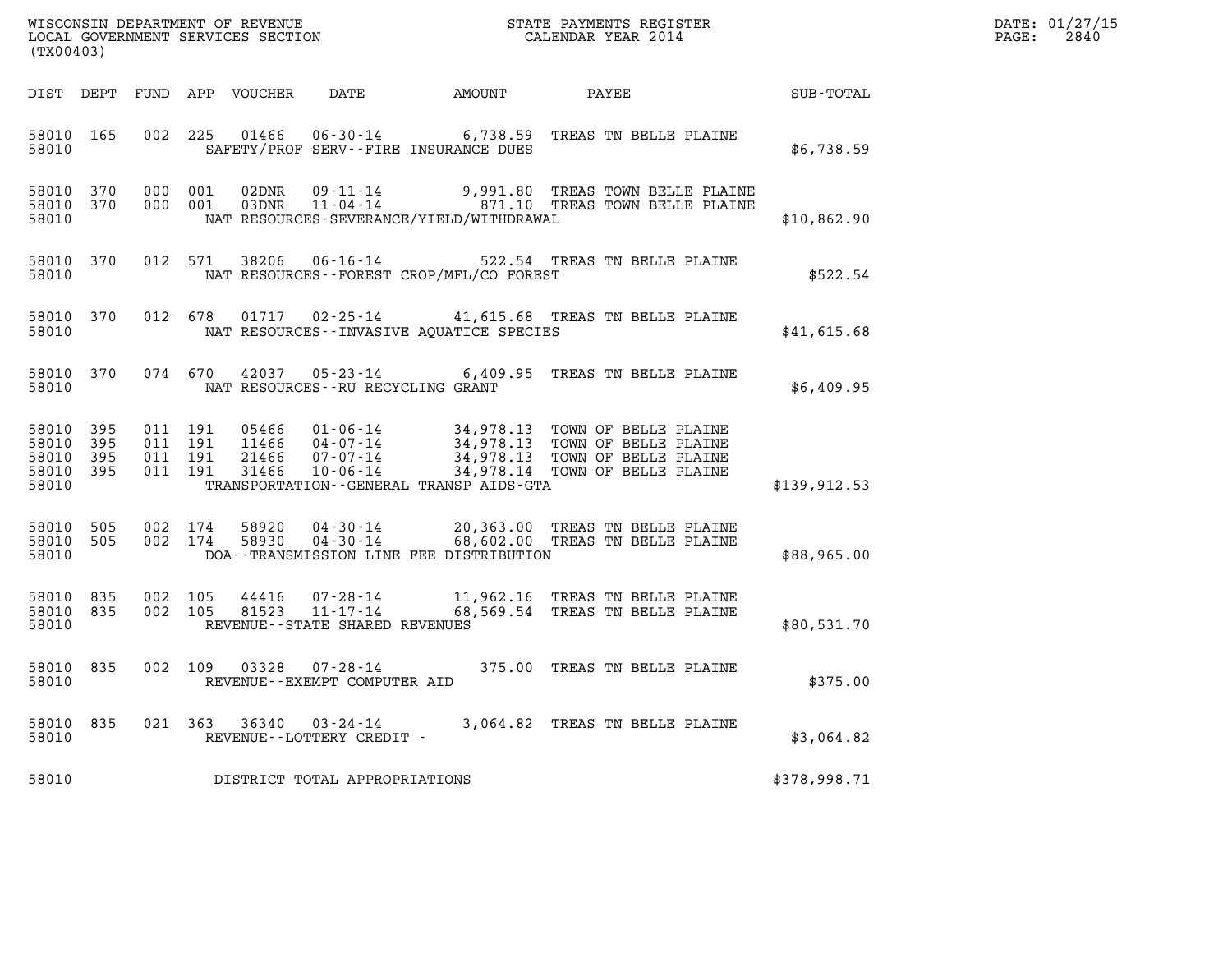WISCONSIN DEPARTMENT OF REVENUE
LOCAL GOVERNMENT SERVICES SECTION
(TX00403)

STATE PAYMENTS REGISTER
CALENDAR YEAR 2014

DATE: 01/27/15
PAGE: 2840

| DIST | DEPT | FUND | APP | VOUCHER | DATE | AMOUNT | PAYEE | SUB-TOTAL |
|---|---|---|---|---|---|---|---|---|
| 58010 | 165 | 002 | 225 | 01466 | 06-30-14 | 6,738.59 | TREAS TN BELLE PLAINE | |
| 58010 | | | | | SAFETY/PROF SERV--FIRE INSURANCE DUES | | | $6,738.59 |
| 58010 | 370 | 000 | 001 | 02DNR | 09-11-14 | 9,991.80 | TREAS TOWN BELLE PLAINE | |
| 58010 | 370 | 000 | 001 | 03DNR | 11-04-14 | 871.10 | TREAS TOWN BELLE PLAINE | |
| 58010 | | | | | NAT RESOURCES-SEVERANCE/YIELD/WITHDRAWAL | | | $10,862.90 |
| 58010 | 370 | 012 | 571 | 38206 | 06-16-14 | 522.54 | TREAS TN BELLE PLAINE | |
| 58010 | | | | | NAT RESOURCES--FOREST CROP/MFL/CO FOREST | | | $522.54 |
| 58010 | 370 | 012 | 678 | 01717 | 02-25-14 | 41,615.68 | TREAS TN BELLE PLAINE | |
| 58010 | | | | | NAT RESOURCES--INVASIVE AQUATICE SPECIES | | | $41,615.68 |
| 58010 | 370 | 074 | 670 | 42037 | 05-23-14 | 6,409.95 | TREAS TN BELLE PLAINE | |
| 58010 | | | | | NAT RESOURCES--RU RECYCLING GRANT | | | $6,409.95 |
| 58010 | 395 | 011 | 191 | 05466 | 01-06-14 | 34,978.13 | TOWN OF BELLE PLAINE | |
| 58010 | 395 | 011 | 191 | 11466 | 04-07-14 | 34,978.13 | TOWN OF BELLE PLAINE | |
| 58010 | 395 | 011 | 191 | 21466 | 07-07-14 | 34,978.13 | TOWN OF BELLE PLAINE | |
| 58010 | 395 | 011 | 191 | 31466 | 10-06-14 | 34,978.14 | TOWN OF BELLE PLAINE | |
| 58010 | | | | | TRANSPORTATION--GENERAL TRANSP AIDS-GTA | | | $139,912.53 |
| 58010 | 505 | 002 | 174 | 58920 | 04-30-14 | 20,363.00 | TREAS TN BELLE PLAINE | |
| 58010 | 505 | 002 | 174 | 58930 | 04-30-14 | 68,602.00 | TREAS TN BELLE PLAINE | |
| 58010 | | | | | DOA--TRANSMISSION LINE FEE DISTRIBUTION | | | $88,965.00 |
| 58010 | 835 | 002 | 105 | 44416 | 07-28-14 | 11,962.16 | TREAS TN BELLE PLAINE | |
| 58010 | 835 | 002 | 105 | 81523 | 11-17-14 | 68,569.54 | TREAS TN BELLE PLAINE | |
| 58010 | | | | | REVENUE--STATE SHARED REVENUES | | | $80,531.70 |
| 58010 | 835 | 002 | 109 | 03328 | 07-28-14 | 375.00 | TREAS TN BELLE PLAINE | |
| 58010 | | | | | REVENUE--EXEMPT COMPUTER AID | | | $375.00 |
| 58010 | 835 | 021 | 363 | 36340 | 03-24-14 | 3,064.82 | TREAS TN BELLE PLAINE | |
| 58010 | | | | | REVENUE--LOTTERY CREDIT - | | | $3,064.82 |
| 58010 | | | | | DISTRICT TOTAL APPROPRIATIONS | | | $378,998.71 |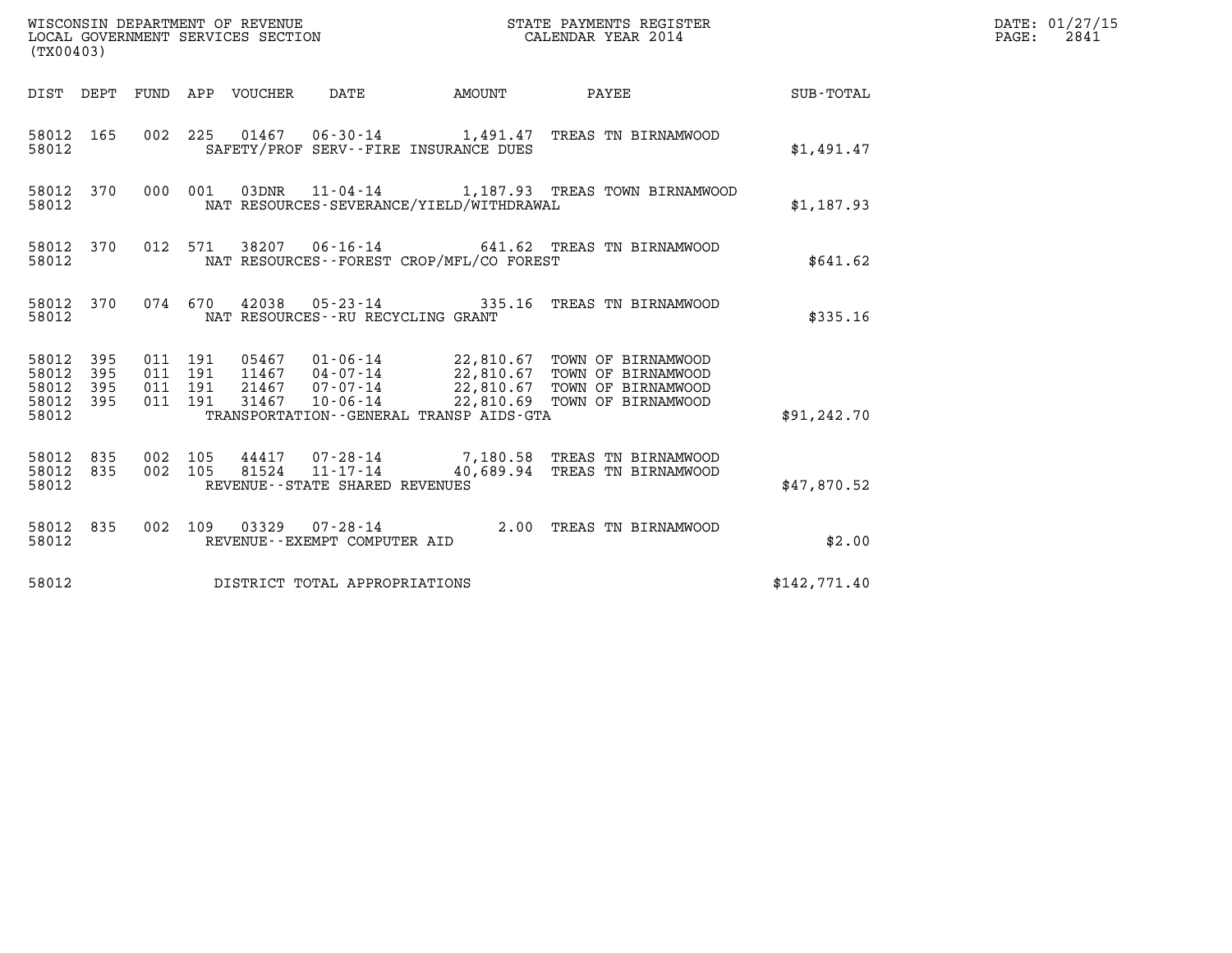WISCONSIN DEPARTMENT OF REVENUE
LOCAL GOVERNMENT SERVICES SECTION
(TX00403)

STATE PAYMENTS REGISTER
CALENDAR YEAR 2014

DATE: 01/27/15
PAGE: 2841

| DIST | DEPT | FUND | APP | VOUCHER | DATE | AMOUNT | PAYEE | SUB-TOTAL |
|---|---|---|---|---|---|---|---|---|
| 58012 | 165 | 002 | 225 | 01467 | 06-30-14 | 1,491.47 | TREAS TN BIRNAMWOOD | |
| 58012 | | | | | SAFETY/PROF SERV--FIRE INSURANCE DUES | | | $1,491.47 |
| 58012 | 370 | 000 | 001 | 03DNR | 11-04-14 | 1,187.93 | TREAS TOWN BIRNAMWOOD | |
| 58012 | | | | | NAT RESOURCES-SEVERANCE/YIELD/WITHDRAWAL | | | $1,187.93 |
| 58012 | 370 | 012 | 571 | 38207 | 06-16-14 | 641.62 | TREAS TN BIRNAMWOOD | |
| 58012 | | | | | NAT RESOURCES--FOREST CROP/MFL/CO FOREST | | | $641.62 |
| 58012 | 370 | 074 | 670 | 42038 | 05-23-14 | 335.16 | TREAS TN BIRNAMWOOD | |
| 58012 | | | | | NAT RESOURCES--RU RECYCLING GRANT | | | $335.16 |
| 58012 | 395 | 011 | 191 | 05467 | 01-06-14 | 22,810.67 | TOWN OF BIRNAMWOOD | |
| 58012 | 395 | 011 | 191 | 11467 | 04-07-14 | 22,810.67 | TOWN OF BIRNAMWOOD | |
| 58012 | 395 | 011 | 191 | 21467 | 07-07-14 | 22,810.67 | TOWN OF BIRNAMWOOD | |
| 58012 | 395 | 011 | 191 | 31467 | 10-06-14 | 22,810.69 | TOWN OF BIRNAMWOOD | |
| 58012 | | | | | TRANSPORTATION--GENERAL TRANSP AIDS-GTA | | | $91,242.70 |
| 58012 | 835 | 002 | 105 | 44417 | 07-28-14 | 7,180.58 | TREAS TN BIRNAMWOOD | |
| 58012 | 835 | 002 | 105 | 81524 | 11-17-14 | 40,689.94 | TREAS TN BIRNAMWOOD | |
| 58012 | | | | | REVENUE--STATE SHARED REVENUES | | | $47,870.52 |
| 58012 | 835 | 002 | 109 | 03329 | 07-28-14 | 2.00 | TREAS TN BIRNAMWOOD | |
| 58012 | | | | | REVENUE--EXEMPT COMPUTER AID | | | $2.00 |
| 58012 | | | | | DISTRICT TOTAL APPROPRIATIONS | | | $142,771.40 |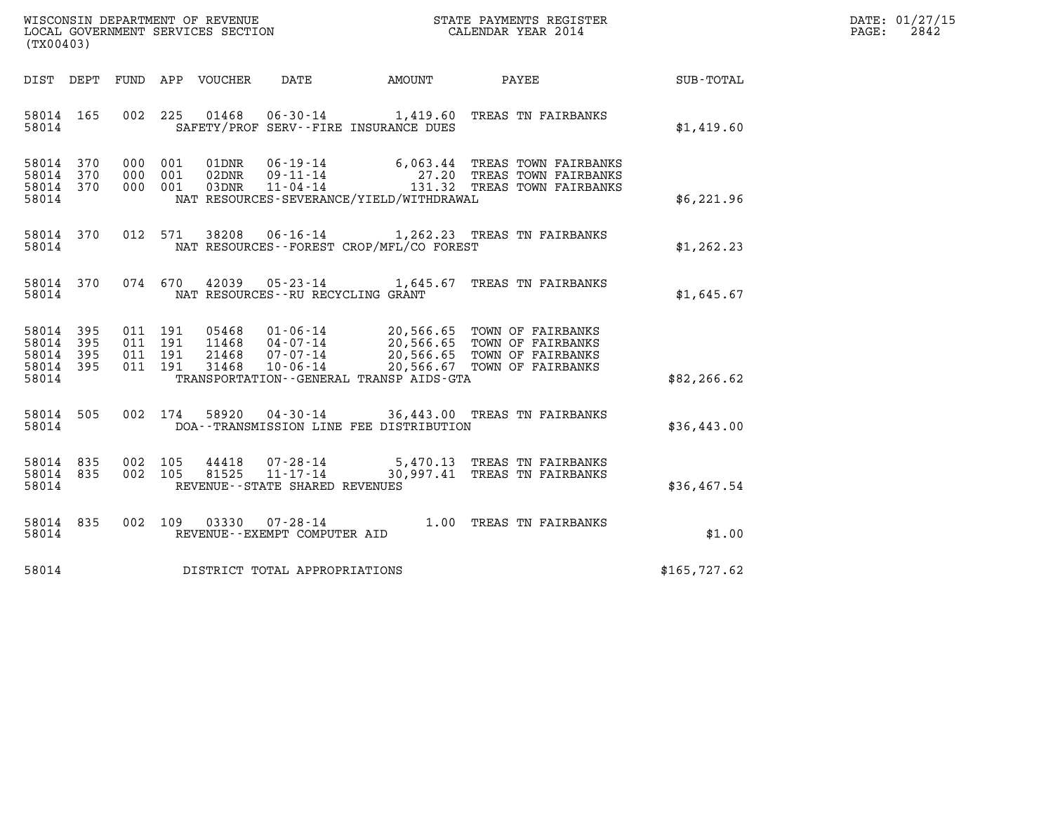WISCONSIN DEPARTMENT OF REVENUE
LOCAL GOVERNMENT SERVICES SECTION
(TX00403)

STATE PAYMENTS REGISTER
CALENDAR YEAR 2014

DATE: 01/27/15
PAGE: 2842

| DIST | DEPT | FUND | APP | VOUCHER | DATE | AMOUNT | PAYEE | SUB-TOTAL |
|---|---|---|---|---|---|---|---|---|
| 58014 | 165 | 002 | 225 | 01468 | 06-30-14 | 1,419.60 | TREAS TN FAIRBANKS | |
| 58014 | | | | | SAFETY/PROF SERV--FIRE INSURANCE DUES | | | $1,419.60 |
| 58014 | 370 | 000 | 001 | 01DNR | 06-19-14 | 6,063.44 | TREAS TOWN FAIRBANKS | |
| 58014 | 370 | 000 | 001 | 02DNR | 09-11-14 | 27.20 | TREAS TOWN FAIRBANKS | |
| 58014 | 370 | 000 | 001 | 03DNR | 11-04-14 | 131.32 | TREAS TOWN FAIRBANKS | |
| 58014 | | | | | NAT RESOURCES-SEVERANCE/YIELD/WITHDRAWAL | | | $6,221.96 |
| 58014 | 370 | 012 | 571 | 38208 | 06-16-14 | 1,262.23 | TREAS TN FAIRBANKS | |
| 58014 | | | | | NAT RESOURCES--FOREST CROP/MFL/CO FOREST | | | $1,262.23 |
| 58014 | 370 | 074 | 670 | 42039 | 05-23-14 | 1,645.67 | TREAS TN FAIRBANKS | |
| 58014 | | | | | NAT RESOURCES--RU RECYCLING GRANT | | | $1,645.67 |
| 58014 | 395 | 011 | 191 | 05468 | 01-06-14 | 20,566.65 | TOWN OF FAIRBANKS | |
| 58014 | 395 | 011 | 191 | 11468 | 04-07-14 | 20,566.65 | TOWN OF FAIRBANKS | |
| 58014 | 395 | 011 | 191 | 21468 | 07-07-14 | 20,566.65 | TOWN OF FAIRBANKS | |
| 58014 | 395 | 011 | 191 | 31468 | 10-06-14 | 20,566.67 | TOWN OF FAIRBANKS | |
| 58014 | | | | | TRANSPORTATION--GENERAL TRANSP AIDS-GTA | | | $82,266.62 |
| 58014 | 505 | 002 | 174 | 58920 | 04-30-14 | 36,443.00 | TREAS TN FAIRBANKS | |
| 58014 | | | | | DOA--TRANSMISSION LINE FEE DISTRIBUTION | | | $36,443.00 |
| 58014 | 835 | 002 | 105 | 44418 | 07-28-14 | 5,470.13 | TREAS TN FAIRBANKS | |
| 58014 | 835 | 002 | 105 | 81525 | 11-17-14 | 30,997.41 | TREAS TN FAIRBANKS | |
| 58014 | | | | | REVENUE--STATE SHARED REVENUES | | | $36,467.54 |
| 58014 | 835 | 002 | 109 | 03330 | 07-28-14 | 1.00 | TREAS TN FAIRBANKS | |
| 58014 | | | | | REVENUE--EXEMPT COMPUTER AID | | | $1.00 |
| 58014 | | | | | DISTRICT TOTAL APPROPRIATIONS | | | $165,727.62 |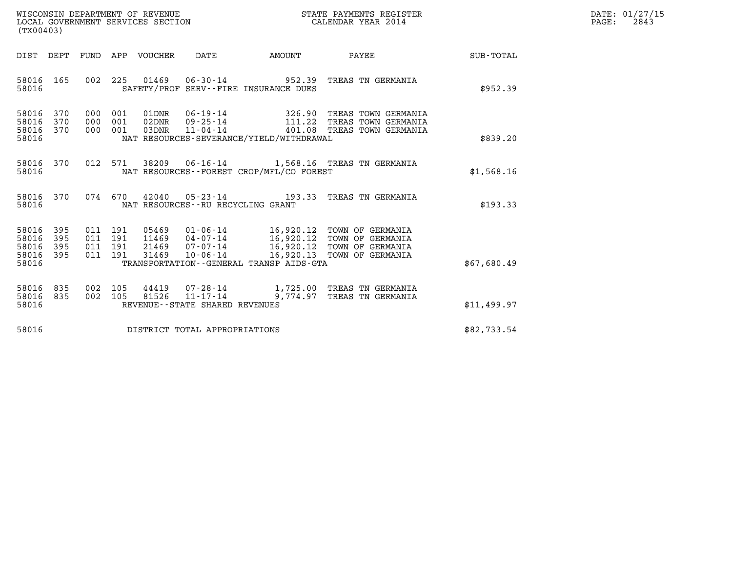WISCONSIN DEPARTMENT OF REVENUE
LOCAL GOVERNMENT SERVICES SECTION
(TX00403)

STATE PAYMENTS REGISTER
CALENDAR YEAR 2014

DATE: 01/27/15
PAGE: 2843

| DIST | DEPT | FUND | APP | VOUCHER | DATE | AMOUNT | PAYEE | SUB-TOTAL |
|---|---|---|---|---|---|---|---|---|
| 58016 | 165 | 002 | 225 | 01469 | 06-30-14 | 952.39 | TREAS TN GERMANIA | |
| 58016 | | | | | SAFETY/PROF SERV--FIRE INSURANCE DUES | | | $952.39 |
| 58016 | 370 | 000 | 001 | 01DNR | 06-19-14 | 326.90 | TREAS TOWN GERMANIA | |
| 58016 | 370 | 000 | 001 | 02DNR | 09-25-14 | 111.22 | TREAS TOWN GERMANIA | |
| 58016 | 370 | 000 | 001 | 03DNR | 11-04-14 | 401.08 | TREAS TOWN GERMANIA | |
| 58016 | | | | | NAT RESOURCES-SEVERANCE/YIELD/WITHDRAWAL | | | $839.20 |
| 58016 | 370 | 012 | 571 | 38209 | 06-16-14 | 1,568.16 | TREAS TN GERMANIA | |
| 58016 | | | | | NAT RESOURCES--FOREST CROP/MFL/CO FOREST | | | $1,568.16 |
| 58016 | 370 | 074 | 670 | 42040 | 05-23-14 | 193.33 | TREAS TN GERMANIA | |
| 58016 | | | | | NAT RESOURCES--RU RECYCLING GRANT | | | $193.33 |
| 58016 | 395 | 011 | 191 | 05469 | 01-06-14 | 16,920.12 | TOWN OF GERMANIA | |
| 58016 | 395 | 011 | 191 | 11469 | 04-07-14 | 16,920.12 | TOWN OF GERMANIA | |
| 58016 | 395 | 011 | 191 | 21469 | 07-07-14 | 16,920.12 | TOWN OF GERMANIA | |
| 58016 | 395 | 011 | 191 | 31469 | 10-06-14 | 16,920.13 | TOWN OF GERMANIA | |
| 58016 | | | | | TRANSPORTATION--GENERAL TRANSP AIDS-GTA | | | $67,680.49 |
| 58016 | 835 | 002 | 105 | 44419 | 07-28-14 | 1,725.00 | TREAS TN GERMANIA | |
| 58016 | 835 | 002 | 105 | 81526 | 11-17-14 | 9,774.97 | TREAS TN GERMANIA | |
| 58016 | | | | | REVENUE--STATE SHARED REVENUES | | | $11,499.97 |
| 58016 | | | | | DISTRICT TOTAL APPROPRIATIONS | | | $82,733.54 |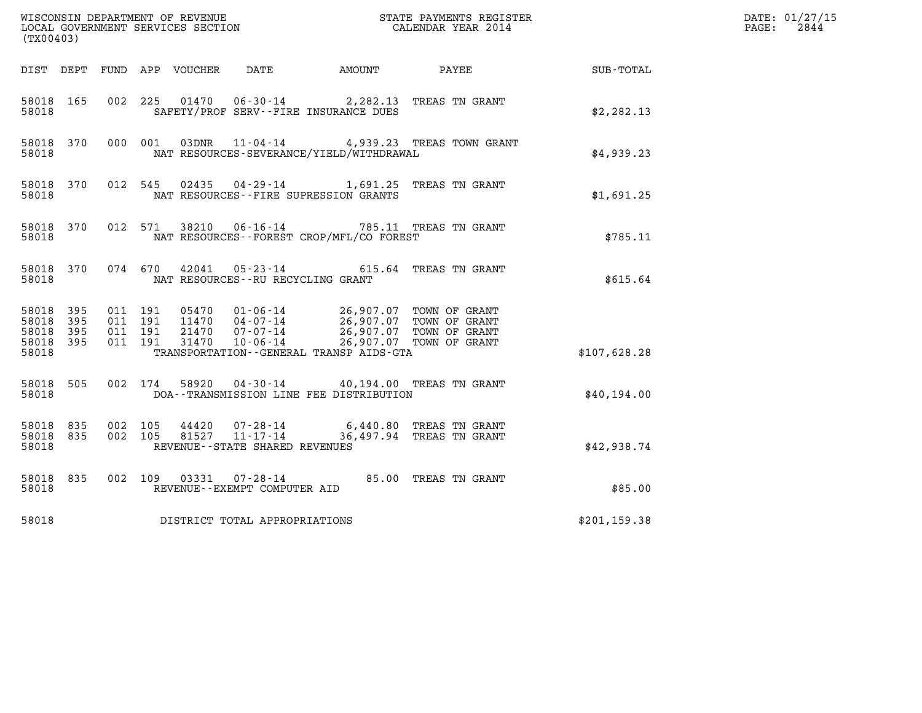WISCONSIN DEPARTMENT OF REVENUE
LOCAL GOVERNMENT SERVICES SECTION
(TX00403)

STATE PAYMENTS REGISTER
CALENDAR YEAR 2014

DATE: 01/27/15
PAGE: 2844

| DIST | DEPT | FUND | APP | VOUCHER | DATE | AMOUNT | PAYEE | SUB-TOTAL |
|---|---|---|---|---|---|---|---|---|
| 58018 | 165 | 002 | 225 | 01470 | 06-30-14 | 2,282.13 | TREAS TN GRANT | |
| 58018 | | | | SAFETY/PROF SERV--FIRE INSURANCE DUES | | | | $2,282.13 |
| 58018 | 370 | 000 | 001 | 03DNR | 11-04-14 | 4,939.23 | TREAS TOWN GRANT | |
| 58018 | | | | NAT RESOURCES-SEVERANCE/YIELD/WITHDRAWAL | | | | $4,939.23 |
| 58018 | 370 | 012 | 545 | 02435 | 04-29-14 | 1,691.25 | TREAS TN GRANT | |
| 58018 | | | | NAT RESOURCES--FIRE SUPRESSION GRANTS | | | | $1,691.25 |
| 58018 | 370 | 012 | 571 | 38210 | 06-16-14 | 785.11 | TREAS TN GRANT | |
| 58018 | | | | NAT RESOURCES--FOREST CROP/MFL/CO FOREST | | | | $785.11 |
| 58018 | 370 | 074 | 670 | 42041 | 05-23-14 | 615.64 | TREAS TN GRANT | |
| 58018 | | | | NAT RESOURCES--RU RECYCLING GRANT | | | | $615.64 |
| 58018 | 395 | 011 | 191 | 05470 | 01-06-14 | 26,907.07 | TOWN OF GRANT | |
| 58018 | 395 | 011 | 191 | 11470 | 04-07-14 | 26,907.07 | TOWN OF GRANT | |
| 58018 | 395 | 011 | 191 | 21470 | 07-07-14 | 26,907.07 | TOWN OF GRANT | |
| 58018 | 395 | 011 | 191 | 31470 | 10-06-14 | 26,907.07 | TOWN OF GRANT | |
| 58018 | | | | TRANSPORTATION--GENERAL TRANSP AIDS-GTA | | | | $107,628.28 |
| 58018 | 505 | 002 | 174 | 58920 | 04-30-14 | 40,194.00 | TREAS TN GRANT | |
| 58018 | | | | DOA--TRANSMISSION LINE FEE DISTRIBUTION | | | | $40,194.00 |
| 58018 | 835 | 002 | 105 | 44420 | 07-28-14 | 6,440.80 | TREAS TN GRANT | |
| 58018 | 835 | 002 | 105 | 81527 | 11-17-14 | 36,497.94 | TREAS TN GRANT | |
| 58018 | | | | REVENUE--STATE SHARED REVENUES | | | | $42,938.74 |
| 58018 | 835 | 002 | 109 | 03331 | 07-28-14 | 85.00 | TREAS TN GRANT | |
| 58018 | | | | REVENUE--EXEMPT COMPUTER AID | | | | $85.00 |
| 58018 | | | | DISTRICT TOTAL APPROPRIATIONS | | | | $201,159.38 |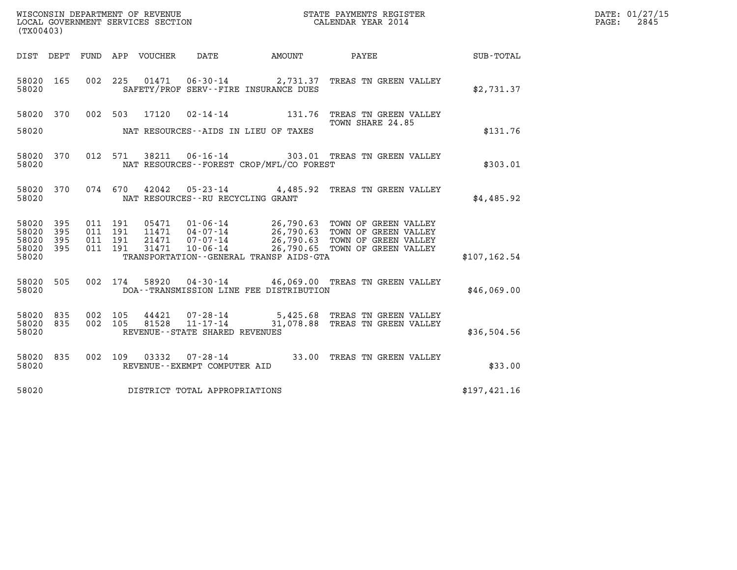WISCONSIN DEPARTMENT OF REVENUE
LOCAL GOVERNMENT SERVICES SECTION
(TX00403)

STATE PAYMENTS REGISTER
CALENDAR YEAR 2014

DATE: 01/27/15
PAGE: 2845

| DIST | DEPT | FUND | APP | VOUCHER | DATE | AMOUNT | PAYEE | SUB-TOTAL |
|---|---|---|---|---|---|---|---|---|
| 58020 | 165 | 002 | 225 | 01471 | 06-30-14 | 2,731.37 | TREAS TN GREEN VALLEY | |
| 58020 | | | | | SAFETY/PROF SERV--FIRE INSURANCE DUES | | | $2,731.37 |
| 58020 | 370 | 002 | 503 | 17120 | 02-14-14 | 131.76 | TREAS TN GREEN VALLEY TOWN SHARE 24.85 | |
| 58020 | | | | | NAT RESOURCES--AIDS IN LIEU OF TAXES | | | $131.76 |
| 58020 | 370 | 012 | 571 | 38211 | 06-16-14 | 303.01 | TREAS TN GREEN VALLEY | |
| 58020 | | | | | NAT RESOURCES--FOREST CROP/MFL/CO FOREST | | | $303.01 |
| 58020 | 370 | 074 | 670 | 42042 | 05-23-14 | 4,485.92 | TREAS TN GREEN VALLEY | |
| 58020 | | | | | NAT RESOURCES--RU RECYCLING GRANT | | | $4,485.92 |
| 58020 | 395 | 011 | 191 | 05471 | 01-06-14 | 26,790.63 | TOWN OF GREEN VALLEY | |
| 58020 | 395 | 011 | 191 | 11471 | 04-07-14 | 26,790.63 | TOWN OF GREEN VALLEY | |
| 58020 | 395 | 011 | 191 | 21471 | 07-07-14 | 26,790.63 | TOWN OF GREEN VALLEY | |
| 58020 | 395 | 011 | 191 | 31471 | 10-06-14 | 26,790.65 | TOWN OF GREEN VALLEY | |
| 58020 | | | | | TRANSPORTATION--GENERAL TRANSP AIDS-GTA | | | $107,162.54 |
| 58020 | 505 | 002 | 174 | 58920 | 04-30-14 | 46,069.00 | TREAS TN GREEN VALLEY | |
| 58020 | | | | | DOA--TRANSMISSION LINE FEE DISTRIBUTION | | | $46,069.00 |
| 58020 | 835 | 002 | 105 | 44421 | 07-28-14 | 5,425.68 | TREAS TN GREEN VALLEY | |
| 58020 | 835 | 002 | 105 | 81528 | 11-17-14 | 31,078.88 | TREAS TN GREEN VALLEY | |
| 58020 | | | | | REVENUE--STATE SHARED REVENUES | | | $36,504.56 |
| 58020 | 835 | 002 | 109 | 03332 | 07-28-14 | 33.00 | TREAS TN GREEN VALLEY | |
| 58020 | | | | | REVENUE--EXEMPT COMPUTER AID | | | $33.00 |
| 58020 | | | | | DISTRICT TOTAL APPROPRIATIONS | | | $197,421.16 |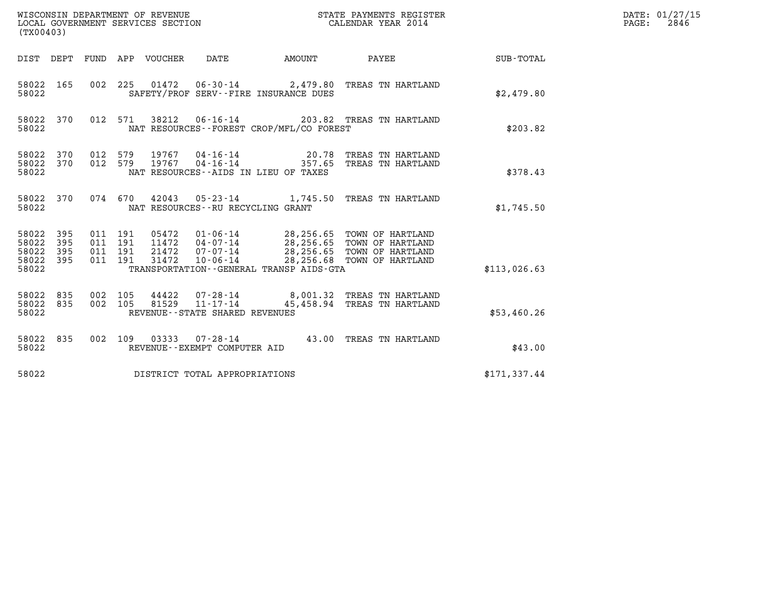WISCONSIN DEPARTMENT OF REVENUE
LOCAL GOVERNMENT SERVICES SECTION
(TX00403)

STATE PAYMENTS REGISTER
CALENDAR YEAR 2014

| DIST | DEPT | FUND | APP | VOUCHER | DATE | AMOUNT | PAYEE | SUB-TOTAL |
|---|---|---|---|---|---|---|---|---|
| 58022 | 165 | 002 | 225 | 01472 | 06-30-14 | 2,479.80 | TREAS TN HARTLAND | |
| 58022 | | | | SAFETY/PROF SERV--FIRE INSURANCE DUES | | | | $2,479.80 |
| 58022 | 370 | 012 | 571 | 38212 | 06-16-14 | 203.82 | TREAS TN HARTLAND | |
| 58022 | | | | NAT RESOURCES--FOREST CROP/MFL/CO FOREST | | | | $203.82 |
| 58022 | 370 | 012 | 579 | 19767 | 04-16-14 | 20.78 | TREAS TN HARTLAND | |
| 58022 | 370 | 012 | 579 | 19767 | 04-16-14 | 357.65 | TREAS TN HARTLAND | |
| 58022 | | | | NAT RESOURCES--AIDS IN LIEU OF TAXES | | | | $378.43 |
| 58022 | 370 | 074 | 670 | 42043 | 05-23-14 | 1,745.50 | TREAS TN HARTLAND | |
| 58022 | | | | NAT RESOURCES--RU RECYCLING GRANT | | | | $1,745.50 |
| 58022 | 395 | 011 | 191 | 05472 | 01-06-14 | 28,256.65 | TOWN OF HARTLAND | |
| 58022 | 395 | 011 | 191 | 11472 | 04-07-14 | 28,256.65 | TOWN OF HARTLAND | |
| 58022 | 395 | 011 | 191 | 21472 | 07-07-14 | 28,256.65 | TOWN OF HARTLAND | |
| 58022 | 395 | 011 | 191 | 31472 | 10-06-14 | 28,256.68 | TOWN OF HARTLAND | |
| 58022 | | | | TRANSPORTATION--GENERAL TRANSP AIDS-GTA | | | | $113,026.63 |
| 58022 | 835 | 002 | 105 | 44422 | 07-28-14 | 8,001.32 | TREAS TN HARTLAND | |
| 58022 | 835 | 002 | 105 | 81529 | 11-17-14 | 45,458.94 | TREAS TN HARTLAND | |
| 58022 | | | | REVENUE--STATE SHARED REVENUES | | | | $53,460.26 |
| 58022 | 835 | 002 | 109 | 03333 | 07-28-14 | 43.00 | TREAS TN HARTLAND | |
| 58022 | | | | REVENUE--EXEMPT COMPUTER AID | | | | $43.00 |
| 58022 | | | | DISTRICT TOTAL APPROPRIATIONS | | | | $171,337.44 |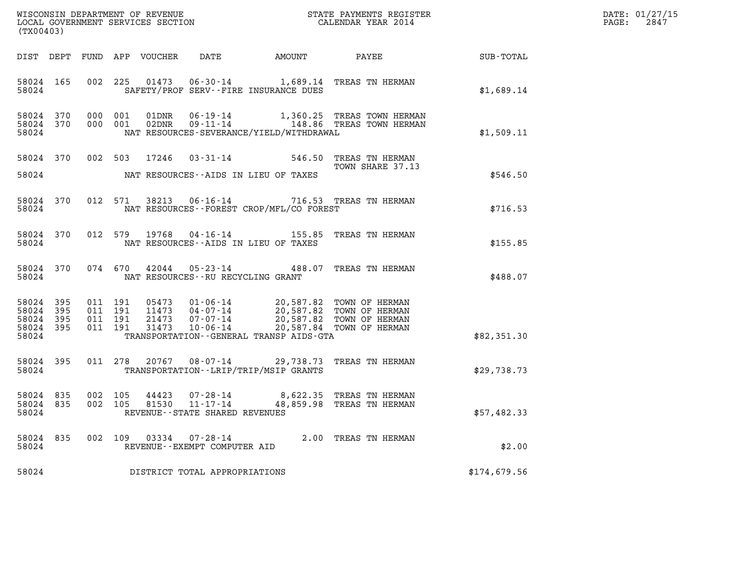WISCONSIN DEPARTMENT OF REVENUE
LOCAL GOVERNMENT SERVICES SECTION
(TX00403)

STATE PAYMENTS REGISTER
CALENDAR YEAR 2014

DATE: 01/27/15

| DIST | DEPT | FUND | APP | VOUCHER | DATE | AMOUNT | PAYEE | SUB-TOTAL |
|---|---|---|---|---|---|---|---|---|
| 58024 | 165 | 002 | 225 | 01473 | 06-30-14 | 1,689.14 | TREAS TN HERMAN | |
| 58024 | | | | | SAFETY/PROF SERV--FIRE INSURANCE DUES | | | $1,689.14 |
| 58024 | 370 | 000 | 001 | 01DNR | 06-19-14 | 1,360.25 | TREAS TOWN HERMAN | |
| 58024 | 370 | 000 | 001 | 02DNR | 09-11-14 | 148.86 | TREAS TOWN HERMAN | |
| 58024 | | | | | NAT RESOURCES-SEVERANCE/YIELD/WITHDRAWAL | | | $1,509.11 |
| 58024 | 370 | 002 | 503 | 17246 | 03-31-14 | 546.50 | TREAS TN HERMAN TOWN SHARE 37.13 | |
| 58024 | | | | | NAT RESOURCES--AIDS IN LIEU OF TAXES | | | $546.50 |
| 58024 | 370 | 012 | 571 | 38213 | 06-16-14 | 716.53 | TREAS TN HERMAN | |
| 58024 | | | | | NAT RESOURCES--FOREST CROP/MFL/CO FOREST | | | $716.53 |
| 58024 | 370 | 012 | 579 | 19768 | 04-16-14 | 155.85 | TREAS TN HERMAN | |
| 58024 | | | | | NAT RESOURCES--AIDS IN LIEU OF TAXES | | | $155.85 |
| 58024 | 370 | 074 | 670 | 42044 | 05-23-14 | 488.07 | TREAS TN HERMAN | |
| 58024 | | | | | NAT RESOURCES--RU RECYCLING GRANT | | | $488.07 |
| 58024 | 395 | 011 | 191 | 05473 | 01-06-14 | 20,587.82 | TOWN OF HERMAN | |
| 58024 | 395 | 011 | 191 | 11473 | 04-07-14 | 20,587.82 | TOWN OF HERMAN | |
| 58024 | 395 | 011 | 191 | 21473 | 07-07-14 | 20,587.82 | TOWN OF HERMAN | |
| 58024 | 395 | 011 | 191 | 31473 | 10-06-14 | 20,587.84 | TOWN OF HERMAN | |
| 58024 | | | | | TRANSPORTATION--GENERAL TRANSP AIDS-GTA | | | $82,351.30 |
| 58024 | 395 | 011 | 278 | 20767 | 08-07-14 | 29,738.73 | TREAS TN HERMAN | |
| 58024 | | | | | TRANSPORTATION--LRIP/TRIP/MSIP GRANTS | | | $29,738.73 |
| 58024 | 835 | 002 | 105 | 44423 | 07-28-14 | 8,622.35 | TREAS TN HERMAN | |
| 58024 | 835 | 002 | 105 | 81530 | 11-17-14 | 48,859.98 | TREAS TN HERMAN | |
| 58024 | | | | | REVENUE--STATE SHARED REVENUES | | | $57,482.33 |
| 58024 | 835 | 002 | 109 | 03334 | 07-28-14 | 2.00 | TREAS TN HERMAN | |
| 58024 | | | | | REVENUE--EXEMPT COMPUTER AID | | | $2.00 |
| 58024 | | | | | DISTRICT TOTAL APPROPRIATIONS | | | $174,679.56 |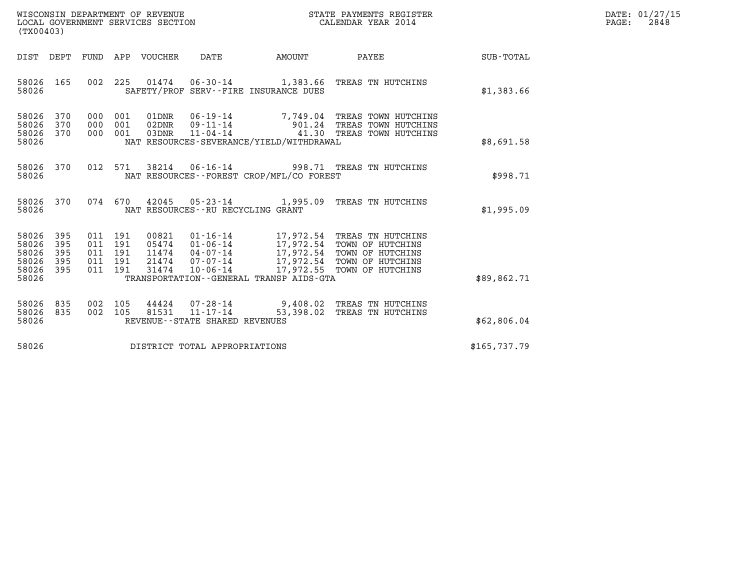WISCONSIN DEPARTMENT OF REVENUE
LOCAL GOVERNMENT SERVICES SECTION
(TX00403)

STATE PAYMENTS REGISTER
CALENDAR YEAR 2014

DATE: 01/27/15
PAGE: 2848

| DIST | DEPT | FUND | APP | VOUCHER | DATE | AMOUNT | PAYEE | SUB-TOTAL |
|---|---|---|---|---|---|---|---|---|
| 58026 | 165 | 002 | 225 | 01474 | 06-30-14 | 1,383.66 | TREAS TN HUTCHINS | |
| 58026 | | | | SAFETY/PROF SERV--FIRE INSURANCE DUES | | | | $1,383.66 |
| 58026 | 370 | 000 | 001 | 01DNR | 06-19-14 | 7,749.04 | TREAS TOWN HUTCHINS | |
| 58026 | 370 | 000 | 001 | 02DNR | 09-11-14 | 901.24 | TREAS TOWN HUTCHINS | |
| 58026 | 370 | 000 | 001 | 03DNR | 11-04-14 | 41.30 | TREAS TOWN HUTCHINS | |
| 58026 | | | | NAT RESOURCES-SEVERANCE/YIELD/WITHDRAWAL | | | | $8,691.58 |
| 58026 | 370 | 012 | 571 | 38214 | 06-16-14 | 998.71 | TREAS TN HUTCHINS | |
| 58026 | | | | NAT RESOURCES--FOREST CROP/MFL/CO FOREST | | | | $998.71 |
| 58026 | 370 | 074 | 670 | 42045 | 05-23-14 | 1,995.09 | TREAS TN HUTCHINS | |
| 58026 | | | | NAT RESOURCES--RU RECYCLING GRANT | | | | $1,995.09 |
| 58026 | 395 | 011 | 191 | 00821 | 01-16-14 | 17,972.54 | TREAS TN HUTCHINS | |
| 58026 | 395 | 011 | 191 | 05474 | 01-06-14 | 17,972.54 | TOWN OF HUTCHINS | |
| 58026 | 395 | 011 | 191 | 11474 | 04-07-14 | 17,972.54 | TOWN OF HUTCHINS | |
| 58026 | 395 | 011 | 191 | 21474 | 07-07-14 | 17,972.54 | TOWN OF HUTCHINS | |
| 58026 | 395 | 011 | 191 | 31474 | 10-06-14 | 17,972.55 | TOWN OF HUTCHINS | |
| 58026 | | | | TRANSPORTATION--GENERAL TRANSP AIDS-GTA | | | | $89,862.71 |
| 58026 | 835 | 002 | 105 | 44424 | 07-28-14 | 9,408.02 | TREAS TN HUTCHINS | |
| 58026 | 835 | 002 | 105 | 81531 | 11-17-14 | 53,398.02 | TREAS TN HUTCHINS | |
| 58026 | | | | REVENUE--STATE SHARED REVENUES | | | | $62,806.04 |
| 58026 | | | | DISTRICT TOTAL APPROPRIATIONS | | | | $165,737.79 |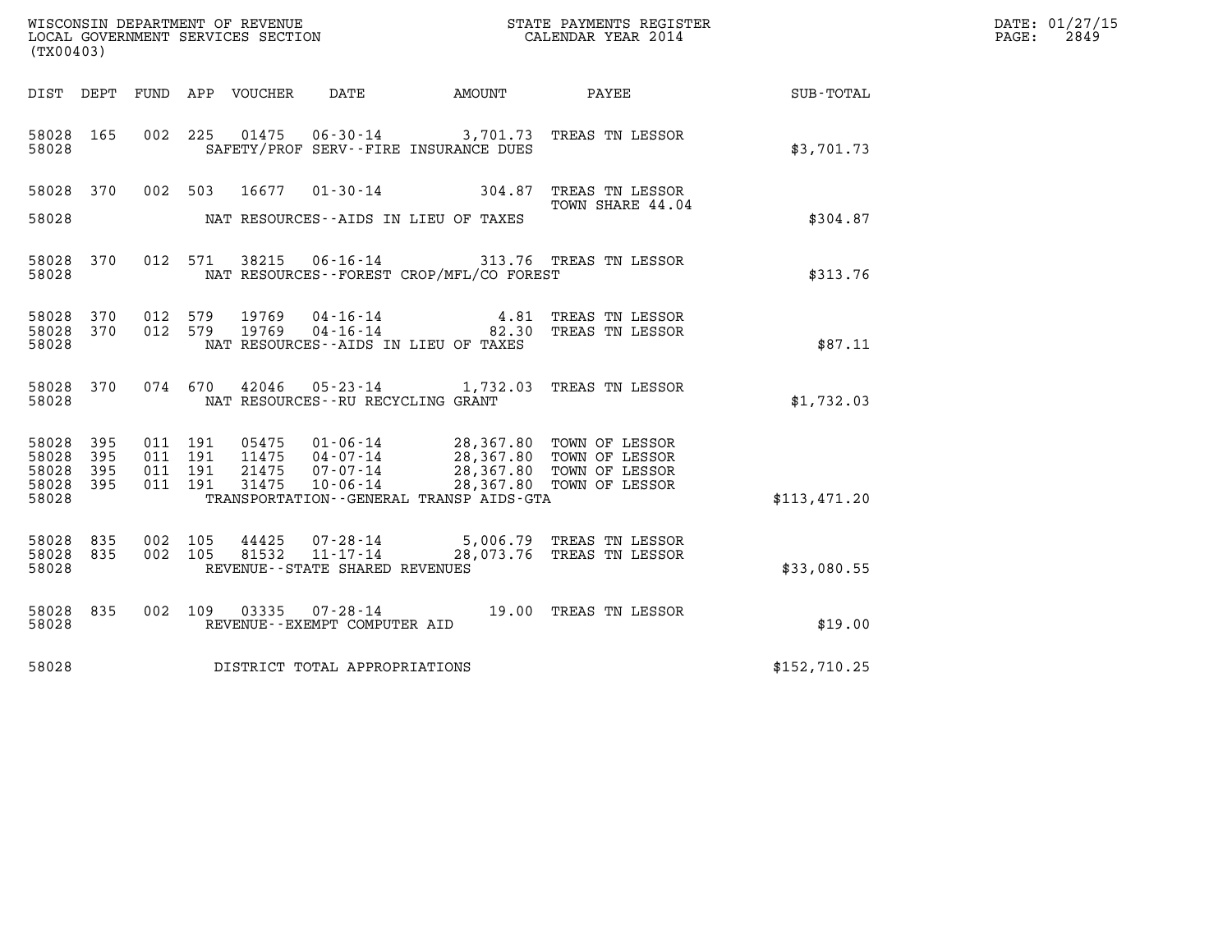WISCONSIN DEPARTMENT OF REVENUE
LOCAL GOVERNMENT SERVICES SECTION
(TX00403)

STATE PAYMENTS REGISTER
CALENDAR YEAR 2014

| DIST | DEPT | FUND | APP | VOUCHER | DATE | AMOUNT | PAYEE | SUB-TOTAL |
|---|---|---|---|---|---|---|---|---|
| 58028 | 165 | 002 | 225 | 01475 | 06-30-14 | 3,701.73 | TREAS TN LESSOR | |
| 58028 | | | | | SAFETY/PROF SERV--FIRE INSURANCE DUES | | | $3,701.73 |
| 58028 | 370 | 002 | 503 | 16677 | 01-30-14 | 304.87 | TREAS TN LESSOR TOWN SHARE 44.04 | |
| 58028 | | | | | NAT RESOURCES--AIDS IN LIEU OF TAXES | | | $304.87 |
| 58028 | 370 | 012 | 571 | 38215 | 06-16-14 | 313.76 | TREAS TN LESSOR | |
| 58028 | | | | | NAT RESOURCES--FOREST CROP/MFL/CO FOREST | | | $313.76 |
| 58028 | 370 | 012 | 579 | 19769 | 04-16-14 | 4.81 | TREAS TN LESSOR | |
| 58028 | 370 | 012 | 579 | 19769 | 04-16-14 | 82.30 | TREAS TN LESSOR | |
| 58028 | | | | | NAT RESOURCES--AIDS IN LIEU OF TAXES | | | $87.11 |
| 58028 | 370 | 074 | 670 | 42046 | 05-23-14 | 1,732.03 | TREAS TN LESSOR | |
| 58028 | | | | | NAT RESOURCES--RU RECYCLING GRANT | | | $1,732.03 |
| 58028 | 395 | 011 | 191 | 05475 | 01-06-14 | 28,367.80 | TOWN OF LESSOR | |
| 58028 | 395 | 011 | 191 | 11475 | 04-07-14 | 28,367.80 | TOWN OF LESSOR | |
| 58028 | 395 | 011 | 191 | 21475 | 07-07-14 | 28,367.80 | TOWN OF LESSOR | |
| 58028 | 395 | 011 | 191 | 31475 | 10-06-14 | 28,367.80 | TOWN OF LESSOR | |
| 58028 | | | | | TRANSPORTATION--GENERAL TRANSP AIDS-GTA | | | $113,471.20 |
| 58028 | 835 | 002 | 105 | 44425 | 07-28-14 | 5,006.79 | TREAS TN LESSOR | |
| 58028 | 835 | 002 | 105 | 81532 | 11-17-14 | 28,073.76 | TREAS TN LESSOR | |
| 58028 | | | | | REVENUE--STATE SHARED REVENUES | | | $33,080.55 |
| 58028 | 835 | 002 | 109 | 03335 | 07-28-14 | 19.00 | TREAS TN LESSOR | |
| 58028 | | | | | REVENUE--EXEMPT COMPUTER AID | | | $19.00 |
| 58028 | | | | | DISTRICT TOTAL APPROPRIATIONS | | | $152,710.25 |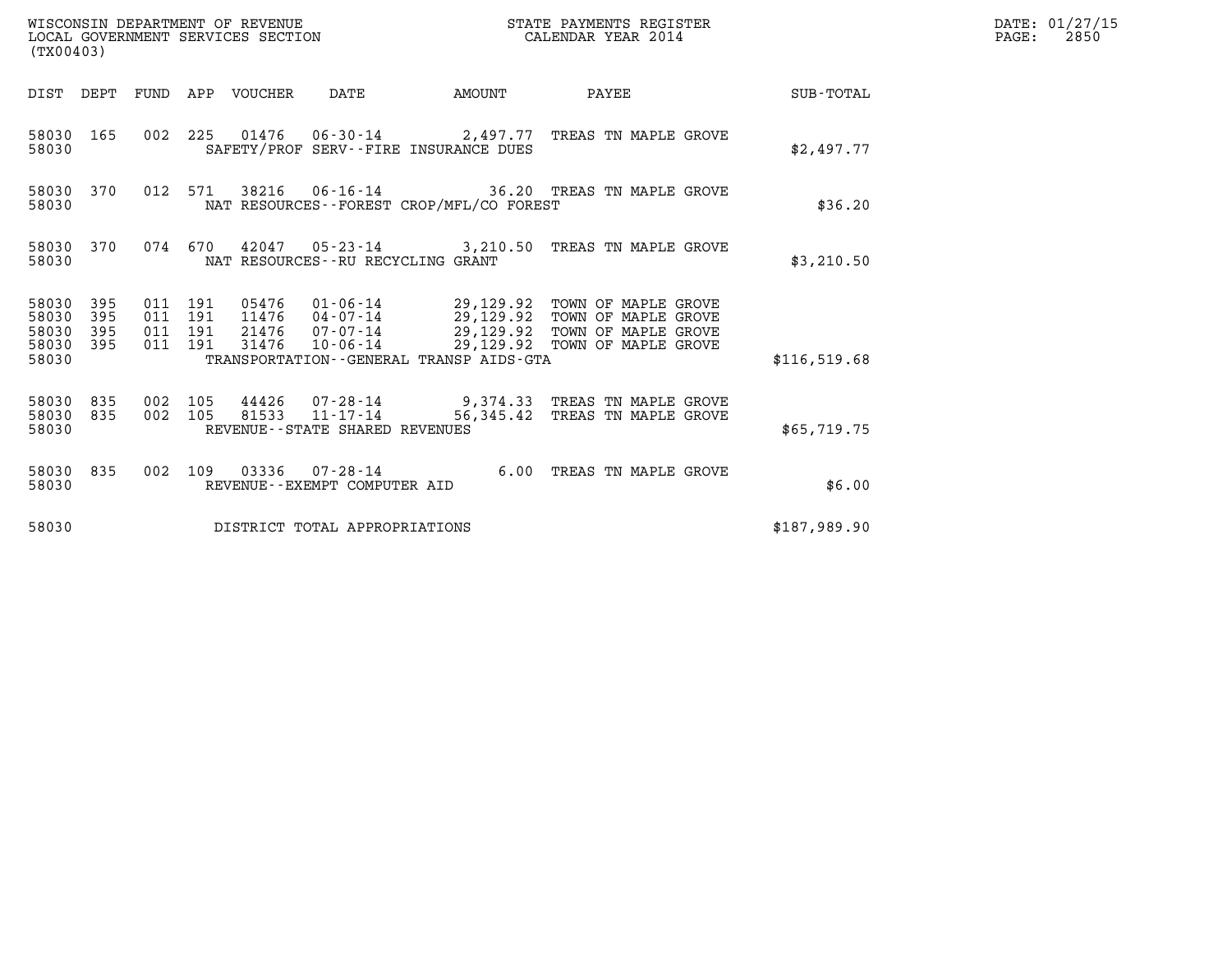WISCONSIN DEPARTMENT OF REVENUE
LOCAL GOVERNMENT SERVICES SECTION
(TX00403)

STATE PAYMENTS REGISTER
CALENDAR YEAR 2014

DATE: 01/27/15
PAGE: 2850

| DIST | DEPT | FUND | APP | VOUCHER | DATE | AMOUNT | PAYEE | SUB-TOTAL |
|---|---|---|---|---|---|---|---|---|
| 58030 | 165 | 002 | 225 | 01476 | 06-30-14 | 2,497.77 | TREAS TN MAPLE GROVE | |
| 58030 | | | | SAFETY/PROF SERV--FIRE INSURANCE DUES | | | | $2,497.77 |
| 58030 | 370 | 012 | 571 | 38216 | 06-16-14 | 36.20 | TREAS TN MAPLE GROVE | |
| 58030 | | | | NAT RESOURCES--FOREST CROP/MFL/CO FOREST | | | | $36.20 |
| 58030 | 370 | 074 | 670 | 42047 | 05-23-14 | 3,210.50 | TREAS TN MAPLE GROVE | |
| 58030 | | | | NAT RESOURCES--RU RECYCLING GRANT | | | | $3,210.50 |
| 58030 | 395 | 011 | 191 | 05476 | 01-06-14 | 29,129.92 | TOWN OF MAPLE GROVE | |
| 58030 | 395 | 011 | 191 | 11476 | 04-07-14 | 29,129.92 | TOWN OF MAPLE GROVE | |
| 58030 | 395 | 011 | 191 | 21476 | 07-07-14 | 29,129.92 | TOWN OF MAPLE GROVE | |
| 58030 | 395 | 011 | 191 | 31476 | 10-06-14 | 29,129.92 | TOWN OF MAPLE GROVE | |
| 58030 | | | | TRANSPORTATION--GENERAL TRANSP AIDS-GTA | | | | $116,519.68 |
| 58030 | 835 | 002 | 105 | 44426 | 07-28-14 | 9,374.33 | TREAS TN MAPLE GROVE | |
| 58030 | 835 | 002 | 105 | 81533 | 11-17-14 | 56,345.42 | TREAS TN MAPLE GROVE | |
| 58030 | | | | REVENUE--STATE SHARED REVENUES | | | | $65,719.75 |
| 58030 | 835 | 002 | 109 | 03336 | 07-28-14 | 6.00 | TREAS TN MAPLE GROVE | |
| 58030 | | | | REVENUE--EXEMPT COMPUTER AID | | | | $6.00 |
| 58030 | | | | DISTRICT TOTAL APPROPRIATIONS | | | | $187,989.90 |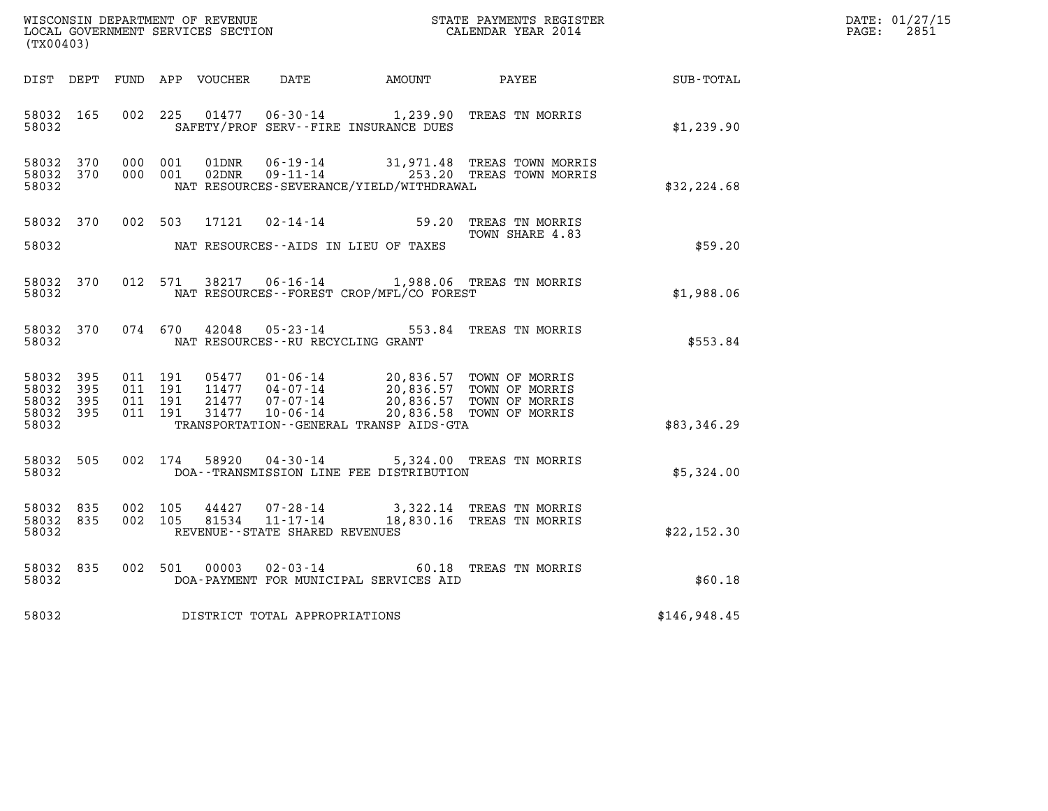WISCONSIN DEPARTMENT OF REVENUE
LOCAL GOVERNMENT SERVICES SECTION
(TX00403)

STATE PAYMENTS REGISTER
CALENDAR YEAR 2014

DATE: 01/27/15
PAGE: 2851

| DIST | DEPT | FUND | APP | VOUCHER | DATE | AMOUNT | PAYEE | SUB-TOTAL |
|---|---|---|---|---|---|---|---|---|
| 58032 | 165 | 002 | 225 | 01477 | 06-30-14 | 1,239.90 | TREAS TN MORRIS | |
| 58032 | | | | | SAFETY/PROF SERV--FIRE INSURANCE DUES | | | $1,239.90 |
| 58032 | 370 | 000 | 001 | 01DNR | 06-19-14 | 31,971.48 | TREAS TOWN MORRIS | |
| 58032 | 370 | 000 | 001 | 02DNR | 09-11-14 | 253.20 | TREAS TOWN MORRIS | |
| 58032 | | | | | NAT RESOURCES-SEVERANCE/YIELD/WITHDRAWAL | | | $32,224.68 |
| 58032 | 370 | 002 | 503 | 17121 | 02-14-14 | 59.20 | TREAS TN MORRIS TOWN SHARE 4.83 | |
| 58032 | | | | | NAT RESOURCES--AIDS IN LIEU OF TAXES | | | $59.20 |
| 58032 | 370 | 012 | 571 | 38217 | 06-16-14 | 1,988.06 | TREAS TN MORRIS | |
| 58032 | | | | | NAT RESOURCES--FOREST CROP/MFL/CO FOREST | | | $1,988.06 |
| 58032 | 370 | 074 | 670 | 42048 | 05-23-14 | 553.84 | TREAS TN MORRIS | |
| 58032 | | | | | NAT RESOURCES--RU RECYCLING GRANT | | | $553.84 |
| 58032 | 395 | 011 | 191 | 05477 | 01-06-14 | 20,836.57 | TOWN OF MORRIS | |
| 58032 | 395 | 011 | 191 | 11477 | 04-07-14 | 20,836.57 | TOWN OF MORRIS | |
| 58032 | 395 | 011 | 191 | 21477 | 07-07-14 | 20,836.57 | TOWN OF MORRIS | |
| 58032 | 395 | 011 | 191 | 31477 | 10-06-14 | 20,836.58 | TOWN OF MORRIS | |
| 58032 | | | | | TRANSPORTATION--GENERAL TRANSP AIDS-GTA | | | $83,346.29 |
| 58032 | 505 | 002 | 174 | 58920 | 04-30-14 | 5,324.00 | TREAS TN MORRIS | |
| 58032 | | | | | DOA--TRANSMISSION LINE FEE DISTRIBUTION | | | $5,324.00 |
| 58032 | 835 | 002 | 105 | 44427 | 07-28-14 | 3,322.14 | TREAS TN MORRIS | |
| 58032 | 835 | 002 | 105 | 81534 | 11-17-14 | 18,830.16 | TREAS TN MORRIS | |
| 58032 | | | | | REVENUE--STATE SHARED REVENUES | | | $22,152.30 |
| 58032 | 835 | 002 | 501 | 00003 | 02-03-14 | 60.18 | TREAS TN MORRIS | |
| 58032 | | | | | DOA-PAYMENT FOR MUNICIPAL SERVICES AID | | | $60.18 |
| 58032 | | | | | DISTRICT TOTAL APPROPRIATIONS | | | $146,948.45 |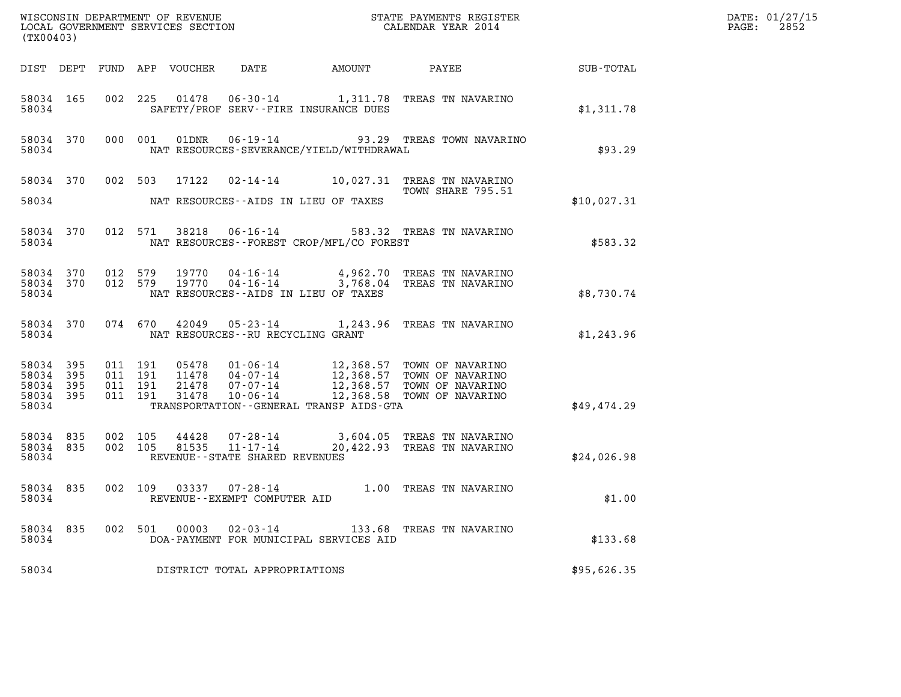WISCONSIN DEPARTMENT OF REVENUE
LOCAL GOVERNMENT SERVICES SECTION
(TX00403)

STATE PAYMENTS REGISTER
CALENDAR YEAR 2014

DATE: 01/27/15
PAGE: 2852

| DIST | DEPT | FUND | APP | VOUCHER | DATE | AMOUNT | PAYEE | SUB-TOTAL |
|---|---|---|---|---|---|---|---|---|
| 58034 | 165 | 002 | 225 | 01478 | 06-30-14 | 1,311.78 | TREAS TN NAVARINO | |
| 58034 | | | | | SAFETY/PROF SERV--FIRE INSURANCE DUES | | | $1,311.78 |
| 58034 | 370 | 000 | 001 | 01DNR | 06-19-14 | 93.29 | TREAS TOWN NAVARINO | |
| 58034 | | | | | NAT RESOURCES-SEVERANCE/YIELD/WITHDRAWAL | | | $93.29 |
| 58034 | 370 | 002 | 503 | 17122 | 02-14-14 | 10,027.31 | TREAS TN NAVARINO TOWN SHARE 795.51 | |
| 58034 | | | | | NAT RESOURCES--AIDS IN LIEU OF TAXES | | | $10,027.31 |
| 58034 | 370 | 012 | 571 | 38218 | 06-16-14 | 583.32 | TREAS TN NAVARINO | |
| 58034 | | | | | NAT RESOURCES--FOREST CROP/MFL/CO FOREST | | | $583.32 |
| 58034 | 370 | 012 | 579 | 19770 | 04-16-14 | 4,962.70 | TREAS TN NAVARINO | |
| 58034 | 370 | 012 | 579 | 19770 | 04-16-14 | 3,768.04 | TREAS TN NAVARINO | |
| 58034 | | | | | NAT RESOURCES--AIDS IN LIEU OF TAXES | | | $8,730.74 |
| 58034 | 370 | 074 | 670 | 42049 | 05-23-14 | 1,243.96 | TREAS TN NAVARINO | |
| 58034 | | | | | NAT RESOURCES--RU RECYCLING GRANT | | | $1,243.96 |
| 58034 | 395 | 011 | 191 | 05478 | 01-06-14 | 12,368.57 | TOWN OF NAVARINO | |
| 58034 | 395 | 011 | 191 | 11478 | 04-07-14 | 12,368.57 | TOWN OF NAVARINO | |
| 58034 | 395 | 011 | 191 | 21478 | 07-07-14 | 12,368.57 | TOWN OF NAVARINO | |
| 58034 | 395 | 011 | 191 | 31478 | 10-06-14 | 12,368.58 | TOWN OF NAVARINO | |
| 58034 | | | | | TRANSPORTATION--GENERAL TRANSP AIDS-GTA | | | $49,474.29 |
| 58034 | 835 | 002 | 105 | 44428 | 07-28-14 | 3,604.05 | TREAS TN NAVARINO | |
| 58034 | 835 | 002 | 105 | 81535 | 11-17-14 | 20,422.93 | TREAS TN NAVARINO | |
| 58034 | | | | | REVENUE--STATE SHARED REVENUES | | | $24,026.98 |
| 58034 | 835 | 002 | 109 | 03337 | 07-28-14 | 1.00 | TREAS TN NAVARINO | |
| 58034 | | | | | REVENUE--EXEMPT COMPUTER AID | | | $1.00 |
| 58034 | 835 | 002 | 501 | 00003 | 02-03-14 | 133.68 | TREAS TN NAVARINO | |
| 58034 | | | | | DOA-PAYMENT FOR MUNICIPAL SERVICES AID | | | $133.68 |
| 58034 | | | | | DISTRICT TOTAL APPROPRIATIONS | | | $95,626.35 |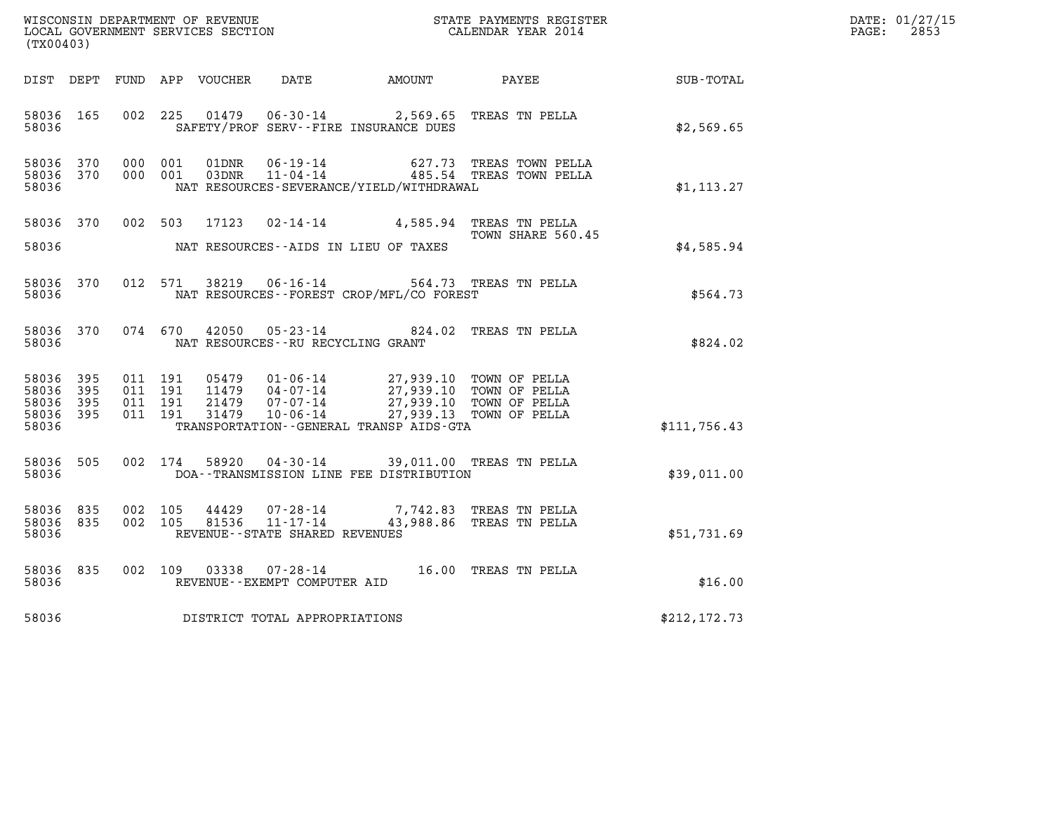WISCONSIN DEPARTMENT OF REVENUE
LOCAL GOVERNMENT SERVICES SECTION
(TX00403)

STATE PAYMENTS REGISTER
CALENDAR YEAR 2014

DATE: 01/27/15
PAGE: 2853

| DIST | DEPT | FUND | APP | VOUCHER | DATE | AMOUNT | PAYEE | SUB-TOTAL |
|---|---|---|---|---|---|---|---|---|
| 58036 | 165 | 002 | 225 | 01479 | 06-30-14 | 2,569.65 | TREAS TN PELLA | |
| 58036 | | | | | SAFETY/PROF SERV--FIRE INSURANCE DUES | | | $2,569.65 |
| 58036 | 370 | 000 | 001 | 01DNR | 06-19-14 | 627.73 | TREAS TOWN PELLA | |
| 58036 | 370 | 000 | 001 | 03DNR | 11-04-14 | 485.54 | TREAS TOWN PELLA | |
| 58036 | | | | | NAT RESOURCES-SEVERANCE/YIELD/WITHDRAWAL | | | $1,113.27 |
| 58036 | 370 | 002 | 503 | 17123 | 02-14-14 | 4,585.94 | TREAS TN PELLA TOWN SHARE 560.45 | |
| 58036 | | | | | NAT RESOURCES--AIDS IN LIEU OF TAXES | | | $4,585.94 |
| 58036 | 370 | 012 | 571 | 38219 | 06-16-14 | 564.73 | TREAS TN PELLA | |
| 58036 | | | | | NAT RESOURCES--FOREST CROP/MFL/CO FOREST | | | $564.73 |
| 58036 | 370 | 074 | 670 | 42050 | 05-23-14 | 824.02 | TREAS TN PELLA | |
| 58036 | | | | | NAT RESOURCES--RU RECYCLING GRANT | | | $824.02 |
| 58036 | 395 | 011 | 191 | 05479 | 01-06-14 | 27,939.10 | TOWN OF PELLA | |
| 58036 | 395 | 011 | 191 | 11479 | 04-07-14 | 27,939.10 | TOWN OF PELLA | |
| 58036 | 395 | 011 | 191 | 21479 | 07-07-14 | 27,939.10 | TOWN OF PELLA | |
| 58036 | 395 | 011 | 191 | 31479 | 10-06-14 | 27,939.13 | TOWN OF PELLA | |
| 58036 | | | | | TRANSPORTATION--GENERAL TRANSP AIDS-GTA | | | $111,756.43 |
| 58036 | 505 | 002 | 174 | 58920 | 04-30-14 | 39,011.00 | TREAS TN PELLA | |
| 58036 | | | | | DOA--TRANSMISSION LINE FEE DISTRIBUTION | | | $39,011.00 |
| 58036 | 835 | 002 | 105 | 44429 | 07-28-14 | 7,742.83 | TREAS TN PELLA | |
| 58036 | 835 | 002 | 105 | 81536 | 11-17-14 | 43,988.86 | TREAS TN PELLA | |
| 58036 | | | | | REVENUE--STATE SHARED REVENUES | | | $51,731.69 |
| 58036 | 835 | 002 | 109 | 03338 | 07-28-14 | 16.00 | TREAS TN PELLA | |
| 58036 | | | | | REVENUE--EXEMPT COMPUTER AID | | | $16.00 |
| 58036 | | | | | DISTRICT TOTAL APPROPRIATIONS | | | $212,172.73 |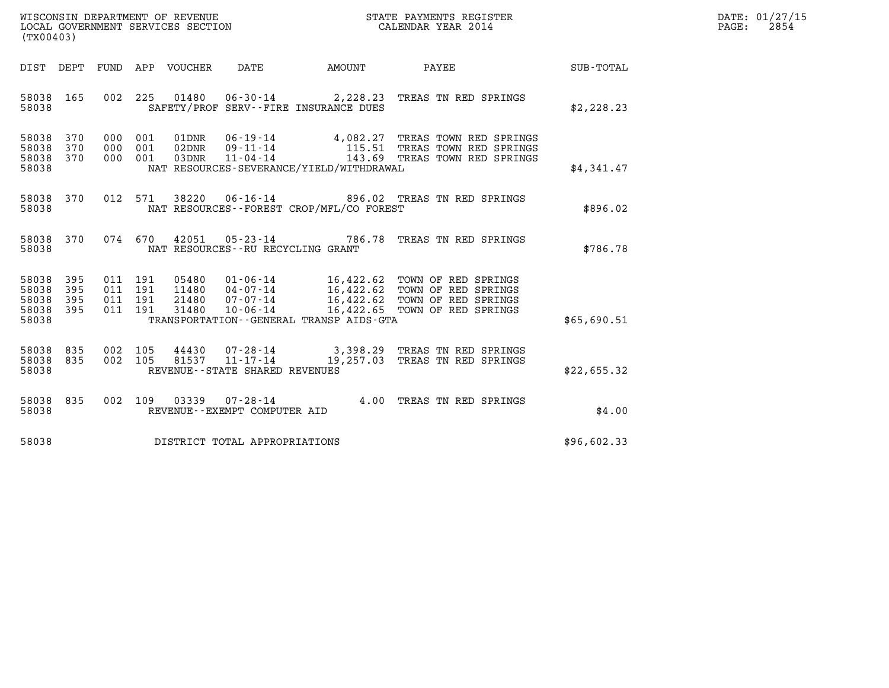WISCONSIN DEPARTMENT OF REVENUE
LOCAL GOVERNMENT SERVICES SECTION
(TX00403)

STATE PAYMENTS REGISTER
CALENDAR YEAR 2014

DATE: 01/27/15
PAGE: 2854

| DIST | DEPT | FUND | APP | VOUCHER | DATE | AMOUNT | PAYEE | SUB-TOTAL |
|---|---|---|---|---|---|---|---|---|
| 58038 | 165 | 002 | 225 | 01480 | 06-30-14 | 2,228.23 | TREAS TN RED SPRINGS | |
| 58038 | | | | | SAFETY/PROF SERV--FIRE INSURANCE DUES | | | $2,228.23 |
| 58038 | 370 | 000 | 001 | 01DNR | 06-19-14 | 4,082.27 | TREAS TOWN RED SPRINGS | |
| 58038 | 370 | 000 | 001 | 02DNR | 09-11-14 | 115.51 | TREAS TOWN RED SPRINGS | |
| 58038 | 370 | 000 | 001 | 03DNR | 11-04-14 | 143.69 | TREAS TOWN RED SPRINGS | |
| 58038 | | | | | NAT RESOURCES-SEVERANCE/YIELD/WITHDRAWAL | | | $4,341.47 |
| 58038 | 370 | 012 | 571 | 38220 | 06-16-14 | 896.02 | TREAS TN RED SPRINGS | |
| 58038 | | | | | NAT RESOURCES--FOREST CROP/MFL/CO FOREST | | | $896.02 |
| 58038 | 370 | 074 | 670 | 42051 | 05-23-14 | 786.78 | TREAS TN RED SPRINGS | |
| 58038 | | | | | NAT RESOURCES--RU RECYCLING GRANT | | | $786.78 |
| 58038 | 395 | 011 | 191 | 05480 | 01-06-14 | 16,422.62 | TOWN OF RED SPRINGS | |
| 58038 | 395 | 011 | 191 | 11480 | 04-07-14 | 16,422.62 | TOWN OF RED SPRINGS | |
| 58038 | 395 | 011 | 191 | 21480 | 07-07-14 | 16,422.62 | TOWN OF RED SPRINGS | |
| 58038 | 395 | 011 | 191 | 31480 | 10-06-14 | 16,422.65 | TOWN OF RED SPRINGS | |
| 58038 | | | | | TRANSPORTATION--GENERAL TRANSP AIDS-GTA | | | $65,690.51 |
| 58038 | 835 | 002 | 105 | 44430 | 07-28-14 | 3,398.29 | TREAS TN RED SPRINGS | |
| 58038 | 835 | 002 | 105 | 81537 | 11-17-14 | 19,257.03 | TREAS TN RED SPRINGS | |
| 58038 | | | | | REVENUE--STATE SHARED REVENUES | | | $22,655.32 |
| 58038 | 835 | 002 | 109 | 03339 | 07-28-14 | 4.00 | TREAS TN RED SPRINGS | |
| 58038 | | | | | REVENUE--EXEMPT COMPUTER AID | | | $4.00 |
| 58038 | | | | | DISTRICT TOTAL APPROPRIATIONS | | | $96,602.33 |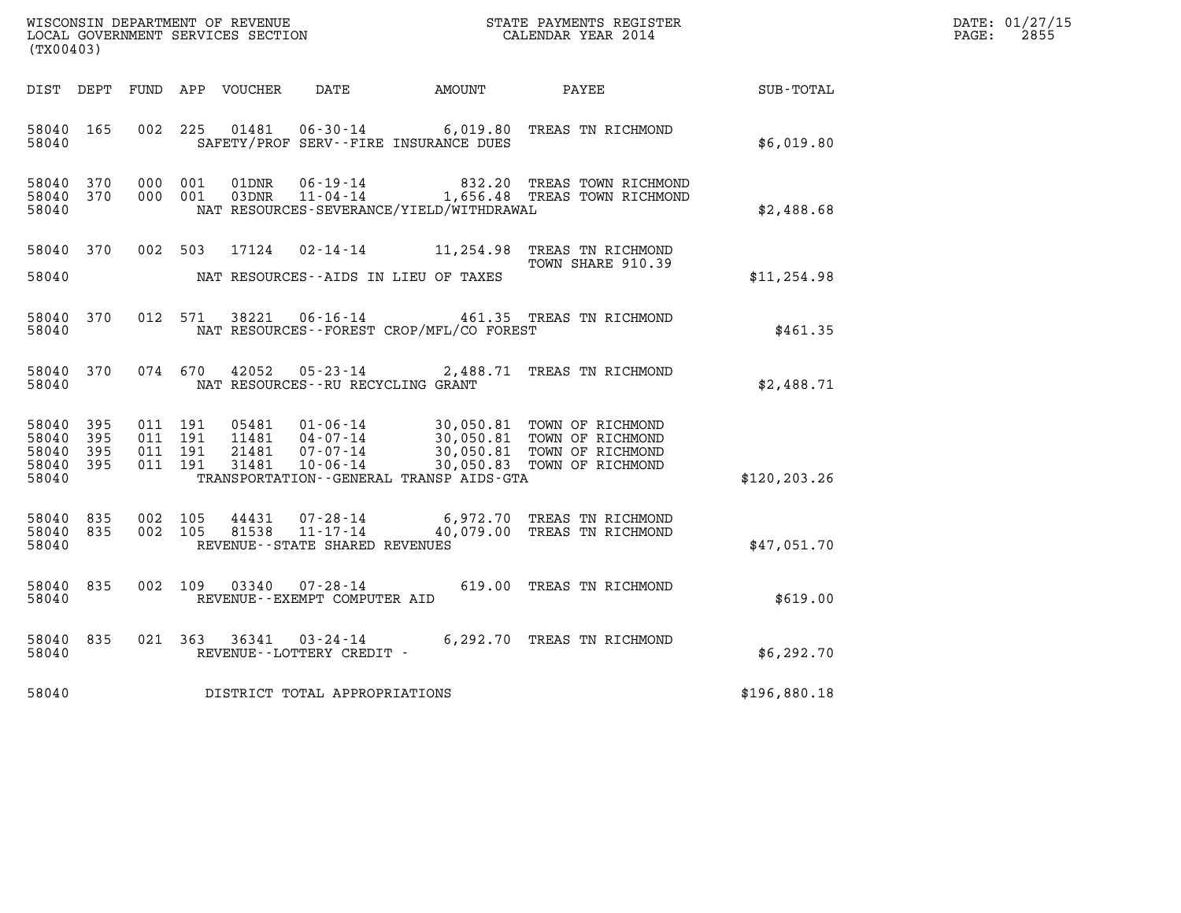WISCONSIN DEPARTMENT OF REVENUE
LOCAL GOVERNMENT SERVICES SECTION
(TX00403)

STATE PAYMENTS REGISTER
CALENDAR YEAR 2014

DATE: 01/27/15

| DIST | DEPT | FUND | APP | VOUCHER | DATE | AMOUNT | PAYEE | SUB-TOTAL |
|---|---|---|---|---|---|---|---|---|
| 58040 | 165 | 002 | 225 | 01481 | 06-30-14 | 6,019.80 | TREAS TN RICHMOND | |
| 58040 | | | | | SAFETY/PROF SERV--FIRE INSURANCE DUES | | | $6,019.80 |
| 58040 | 370 | 000 | 001 | 01DNR | 06-19-14 | 832.20 | TREAS TOWN RICHMOND | |
| 58040 | 370 | 000 | 001 | 03DNR | 11-04-14 | 1,656.48 | TREAS TOWN RICHMOND | |
| 58040 | | | | | NAT RESOURCES-SEVERANCE/YIELD/WITHDRAWAL | | | $2,488.68 |
| 58040 | 370 | 002 | 503 | 17124 | 02-14-14 | 11,254.98 | TREAS TN RICHMOND TOWN SHARE 910.39 | |
| 58040 | | | | | NAT RESOURCES--AIDS IN LIEU OF TAXES | | | $11,254.98 |
| 58040 | 370 | 012 | 571 | 38221 | 06-16-14 | 461.35 | TREAS TN RICHMOND | |
| 58040 | | | | | NAT RESOURCES--FOREST CROP/MFL/CO FOREST | | | $461.35 |
| 58040 | 370 | 074 | 670 | 42052 | 05-23-14 | 2,488.71 | TREAS TN RICHMOND | |
| 58040 | | | | | NAT RESOURCES--RU RECYCLING GRANT | | | $2,488.71 |
| 58040 | 395 | 011 | 191 | 05481 | 01-06-14 | 30,050.81 | TOWN OF RICHMOND | |
| 58040 | 395 | 011 | 191 | 11481 | 04-07-14 | 30,050.81 | TOWN OF RICHMOND | |
| 58040 | 395 | 011 | 191 | 21481 | 07-07-14 | 30,050.81 | TOWN OF RICHMOND | |
| 58040 | 395 | 011 | 191 | 31481 | 10-06-14 | 30,050.83 | TOWN OF RICHMOND | |
| 58040 | | | | | TRANSPORTATION--GENERAL TRANSP AIDS-GTA | | | $120,203.26 |
| 58040 | 835 | 002 | 105 | 44431 | 07-28-14 | 6,972.70 | TREAS TN RICHMOND | |
| 58040 | 835 | 002 | 105 | 81538 | 11-17-14 | 40,079.00 | TREAS TN RICHMOND | |
| 58040 | | | | | REVENUE--STATE SHARED REVENUES | | | $47,051.70 |
| 58040 | 835 | 002 | 109 | 03340 | 07-28-14 | 619.00 | TREAS TN RICHMOND | |
| 58040 | | | | | REVENUE--EXEMPT COMPUTER AID | | | $619.00 |
| 58040 | 835 | 021 | 363 | 36341 | 03-24-14 | 6,292.70 | TREAS TN RICHMOND | |
| 58040 | | | | | REVENUE--LOTTERY CREDIT - | | | $6,292.70 |
| 58040 | | | | | DISTRICT TOTAL APPROPRIATIONS | | | $196,880.18 |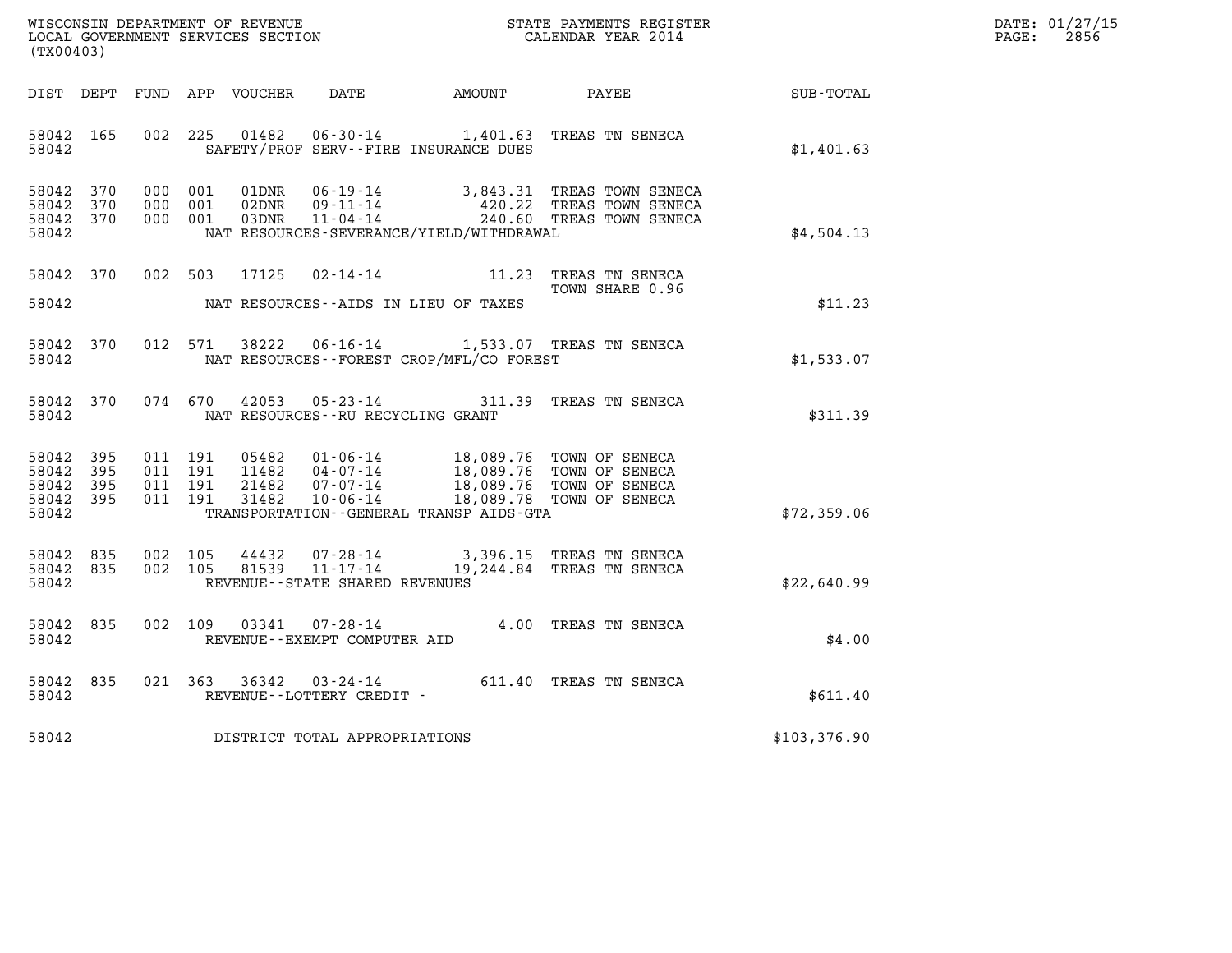WISCONSIN DEPARTMENT OF REVENUE
LOCAL GOVERNMENT SERVICES SECTION
(TX00403)

STATE PAYMENTS REGISTER
CALENDAR YEAR 2014

DATE: 01/27/15
PAGE: 2856

| DIST | DEPT | FUND | APP | VOUCHER | DATE | AMOUNT | PAYEE | SUB-TOTAL |
|---|---|---|---|---|---|---|---|---|
| 58042 | 165 | 002 | 225 | 01482 | 06-30-14 | 1,401.63 | TREAS TN SENECA | |
| 58042 | | | | | SAFETY/PROF SERV--FIRE INSURANCE DUES | | | $1,401.63 |
| 58042 | 370 | 000 | 001 | 01DNR | 06-19-14 | 3,843.31 | TREAS TOWN SENECA | |
| 58042 | 370 | 000 | 001 | 02DNR | 09-11-14 | 420.22 | TREAS TOWN SENECA | |
| 58042 | 370 | 000 | 001 | 03DNR | 11-04-14 | 240.60 | TREAS TOWN SENECA | |
| 58042 | | | | | NAT RESOURCES-SEVERANCE/YIELD/WITHDRAWAL | | | $4,504.13 |
| 58042 | 370 | 002 | 503 | 17125 | 02-14-14 | 11.23 | TREAS TN SENECA TOWN SHARE 0.96 | |
| 58042 | | | | | NAT RESOURCES--AIDS IN LIEU OF TAXES | | | $11.23 |
| 58042 | 370 | 012 | 571 | 38222 | 06-16-14 | 1,533.07 | TREAS TN SENECA | |
| 58042 | | | | | NAT RESOURCES--FOREST CROP/MFL/CO FOREST | | | $1,533.07 |
| 58042 | 370 | 074 | 670 | 42053 | 05-23-14 | 311.39 | TREAS TN SENECA | |
| 58042 | | | | | NAT RESOURCES--RU RECYCLING GRANT | | | $311.39 |
| 58042 | 395 | 011 | 191 | 05482 | 01-06-14 | 18,089.76 | TOWN OF SENECA | |
| 58042 | 395 | 011 | 191 | 11482 | 04-07-14 | 18,089.76 | TOWN OF SENECA | |
| 58042 | 395 | 011 | 191 | 21482 | 07-07-14 | 18,089.76 | TOWN OF SENECA | |
| 58042 | 395 | 011 | 191 | 31482 | 10-06-14 | 18,089.78 | TOWN OF SENECA | |
| 58042 | | | | | TRANSPORTATION--GENERAL TRANSP AIDS-GTA | | | $72,359.06 |
| 58042 | 835 | 002 | 105 | 44432 | 07-28-14 | 3,396.15 | TREAS TN SENECA | |
| 58042 | 835 | 002 | 105 | 81539 | 11-17-14 | 19,244.84 | TREAS TN SENECA | |
| 58042 | | | | | REVENUE--STATE SHARED REVENUES | | | $22,640.99 |
| 58042 | 835 | 002 | 109 | 03341 | 07-28-14 | 4.00 | TREAS TN SENECA | |
| 58042 | | | | | REVENUE--EXEMPT COMPUTER AID | | | $4.00 |
| 58042 | 835 | 021 | 363 | 36342 | 03-24-14 | 611.40 | TREAS TN SENECA | |
| 58042 | | | | | REVENUE--LOTTERY CREDIT - | | | $611.40 |
| 58042 | | | | | DISTRICT TOTAL APPROPRIATIONS | | | $103,376.90 |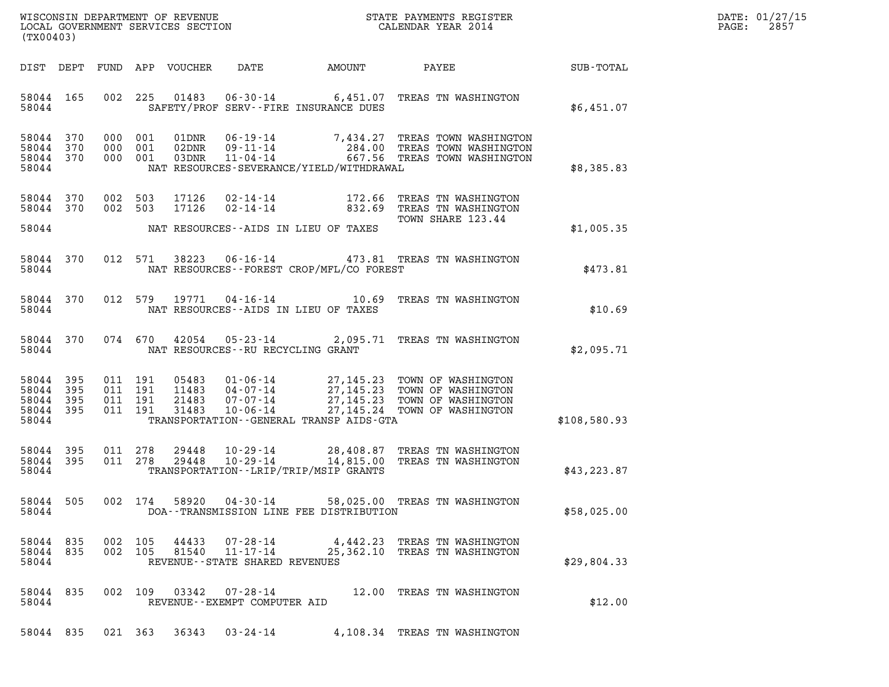WISCONSIN DEPARTMENT OF REVENUE
LOCAL GOVERNMENT SERVICES SECTION
(TX00403)

STATE PAYMENTS REGISTER
CALENDAR YEAR 2014

DATE: 01/27/15
PAGE: 2857

| DIST | DEPT | FUND | APP | VOUCHER | DATE | AMOUNT | PAYEE | SUB-TOTAL |
|---|---|---|---|---|---|---|---|---|
| 58044 | 165 | 002 | 225 | 01483 | 06-30-14 | 6,451.07 | TREAS TN WASHINGTON | |
| 58044 | | | | | SAFETY/PROF SERV--FIRE INSURANCE DUES | | | $6,451.07 |
| 58044 | 370 | 000 | 001 | 01DNR | 06-19-14 | 7,434.27 | TREAS TOWN WASHINGTON | |
| 58044 | 370 | 000 | 001 | 02DNR | 09-11-14 | 284.00 | TREAS TOWN WASHINGTON | |
| 58044 | 370 | 000 | 001 | 03DNR | 11-04-14 | 667.56 | TREAS TOWN WASHINGTON | |
| 58044 | | | | | NAT RESOURCES-SEVERANCE/YIELD/WITHDRAWAL | | | $8,385.83 |
| 58044 | 370 | 002 | 503 | 17126 | 02-14-14 | 172.66 | TREAS TN WASHINGTON | |
| 58044 | 370 | 002 | 503 | 17126 | 02-14-14 | 832.69 | TREAS TN WASHINGTON TOWN SHARE 123.44 | |
| 58044 | | | | | NAT RESOURCES--AIDS IN LIEU OF TAXES | | | $1,005.35 |
| 58044 | 370 | 012 | 571 | 38223 | 06-16-14 | 473.81 | TREAS TN WASHINGTON | |
| 58044 | | | | | NAT RESOURCES--FOREST CROP/MFL/CO FOREST | | | $473.81 |
| 58044 | 370 | 012 | 579 | 19771 | 04-16-14 | 10.69 | TREAS TN WASHINGTON | |
| 58044 | | | | | NAT RESOURCES--AIDS IN LIEU OF TAXES | | | $10.69 |
| 58044 | 370 | 074 | 670 | 42054 | 05-23-14 | 2,095.71 | TREAS TN WASHINGTON | |
| 58044 | | | | | NAT RESOURCES--RU RECYCLING GRANT | | | $2,095.71 |
| 58044 | 395 | 011 | 191 | 05483 | 01-06-14 | 27,145.23 | TOWN OF WASHINGTON | |
| 58044 | 395 | 011 | 191 | 11483 | 04-07-14 | 27,145.23 | TOWN OF WASHINGTON | |
| 58044 | 395 | 011 | 191 | 21483 | 07-07-14 | 27,145.23 | TOWN OF WASHINGTON | |
| 58044 | 395 | 011 | 191 | 31483 | 10-06-14 | 27,145.24 | TOWN OF WASHINGTON | |
| 58044 | | | | | TRANSPORTATION--GENERAL TRANSP AIDS-GTA | | | $108,580.93 |
| 58044 | 395 | 011 | 278 | 29448 | 10-29-14 | 28,408.87 | TREAS TN WASHINGTON | |
| 58044 | 395 | 011 | 278 | 29448 | 10-29-14 | 14,815.00 | TREAS TN WASHINGTON | |
| 58044 | | | | | TRANSPORTATION--LRIP/TRIP/MSIP GRANTS | | | $43,223.87 |
| 58044 | 505 | 002 | 174 | 58920 | 04-30-14 | 58,025.00 | TREAS TN WASHINGTON | |
| 58044 | | | | | DOA--TRANSMISSION LINE FEE DISTRIBUTION | | | $58,025.00 |
| 58044 | 835 | 002 | 105 | 44433 | 07-28-14 | 4,442.23 | TREAS TN WASHINGTON | |
| 58044 | 835 | 002 | 105 | 81540 | 11-17-14 | 25,362.10 | TREAS TN WASHINGTON | |
| 58044 | | | | | REVENUE--STATE SHARED REVENUES | | | $29,804.33 |
| 58044 | 835 | 002 | 109 | 03342 | 07-28-14 | 12.00 | TREAS TN WASHINGTON | |
| 58044 | | | | | REVENUE--EXEMPT COMPUTER AID | | | $12.00 |
| 58044 | 835 | 021 | 363 | 36343 | 03-24-14 | 4,108.34 | TREAS TN WASHINGTON | |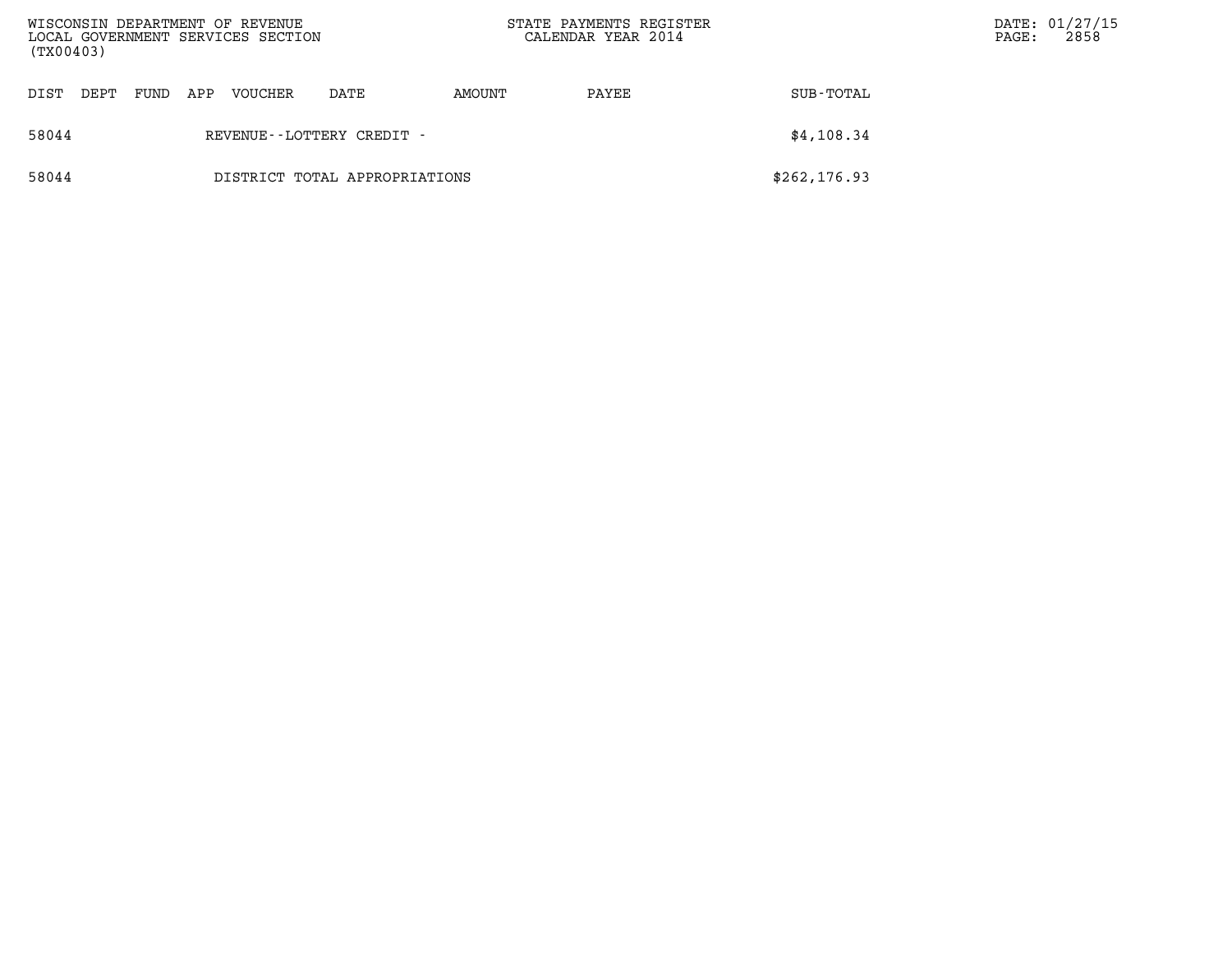| DIST | DEPT | FUND | APP | VOUCHER | DATE | AMOUNT | PAYEE | SUB-TOTAL |
|---|---|---|---|---|---|---|---|---|
| 58044 | | | | REVENUE--LOTTERY CREDIT - | | | | $4,108.34 |
| 58044 | | | | DISTRICT TOTAL APPROPRIATIONS | | | | $262,176.93 |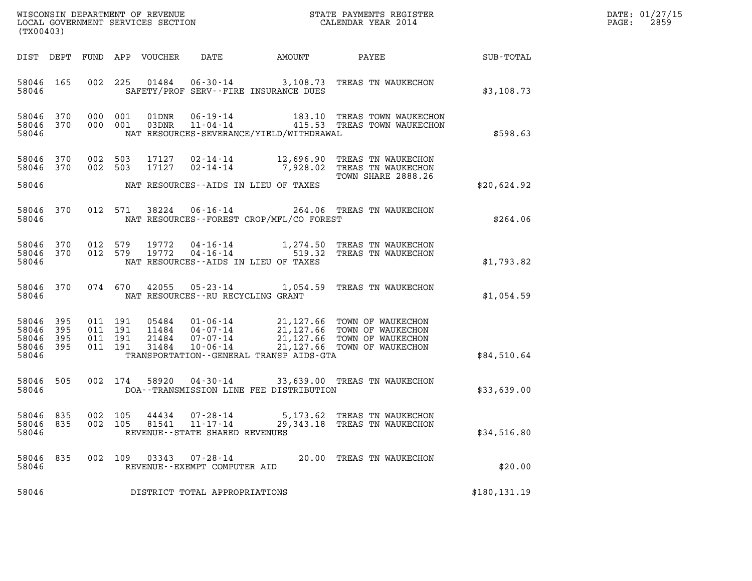WISCONSIN DEPARTMENT OF REVENUE
LOCAL GOVERNMENT SERVICES SECTION
(TX00403)

STATE PAYMENTS REGISTER
CALENDAR YEAR 2014

DATE: 01/27/15
PAGE: 2859

| DIST | DEPT | FUND | APP | VOUCHER | DATE | AMOUNT | PAYEE | SUB-TOTAL |
|---|---|---|---|---|---|---|---|---|
| 58046 | 165 | 002 | 225 | 01484 | 06-30-14 | 3,108.73 | TREAS TN WAUKECHON | |
| 58046 | | | | | SAFETY/PROF SERV--FIRE INSURANCE DUES | | | $3,108.73 |
| 58046 | 370 | 000 | 001 | 01DNR | 06-19-14 | 183.10 | TREAS TOWN WAUKECHON | |
| 58046 | 370 | 000 | 001 | 03DNR | 11-04-14 | 415.53 | TREAS TOWN WAUKECHON | |
| 58046 | | | | | NAT RESOURCES-SEVERANCE/YIELD/WITHDRAWAL | | | $598.63 |
| 58046 | 370 | 002 | 503 | 17127 | 02-14-14 | 12,696.90 | TREAS TN WAUKECHON | |
| 58046 | 370 | 002 | 503 | 17127 | 02-14-14 | 7,928.02 | TREAS TN WAUKECHON TOWN SHARE 2888.26 | |
| 58046 | | | | | NAT RESOURCES--AIDS IN LIEU OF TAXES | | | $20,624.92 |
| 58046 | 370 | 012 | 571 | 38224 | 06-16-14 | 264.06 | TREAS TN WAUKECHON | |
| 58046 | | | | | NAT RESOURCES--FOREST CROP/MFL/CO FOREST | | | $264.06 |
| 58046 | 370 | 012 | 579 | 19772 | 04-16-14 | 1,274.50 | TREAS TN WAUKECHON | |
| 58046 | 370 | 012 | 579 | 19772 | 04-16-14 | 519.32 | TREAS TN WAUKECHON | |
| 58046 | | | | | NAT RESOURCES--AIDS IN LIEU OF TAXES | | | $1,793.82 |
| 58046 | 370 | 074 | 670 | 42055 | 05-23-14 | 1,054.59 | TREAS TN WAUKECHON | |
| 58046 | | | | | NAT RESOURCES--RU RECYCLING GRANT | | | $1,054.59 |
| 58046 | 395 | 011 | 191 | 05484 | 01-06-14 | 21,127.66 | TOWN OF WAUKECHON | |
| 58046 | 395 | 011 | 191 | 11484 | 04-07-14 | 21,127.66 | TOWN OF WAUKECHON | |
| 58046 | 395 | 011 | 191 | 21484 | 07-07-14 | 21,127.66 | TOWN OF WAUKECHON | |
| 58046 | 395 | 011 | 191 | 31484 | 10-06-14 | 21,127.66 | TOWN OF WAUKECHON | |
| 58046 | | | | | TRANSPORTATION--GENERAL TRANSP AIDS-GTA | | | $84,510.64 |
| 58046 | 505 | 002 | 174 | 58920 | 04-30-14 | 33,639.00 | TREAS TN WAUKECHON | |
| 58046 | | | | | DOA--TRANSMISSION LINE FEE DISTRIBUTION | | | $33,639.00 |
| 58046 | 835 | 002 | 105 | 44434 | 07-28-14 | 5,173.62 | TREAS TN WAUKECHON | |
| 58046 | 835 | 002 | 105 | 81541 | 11-17-14 | 29,343.18 | TREAS TN WAUKECHON | |
| 58046 | | | | | REVENUE--STATE SHARED REVENUES | | | $34,516.80 |
| 58046 | 835 | 002 | 109 | 03343 | 07-28-14 | 20.00 | TREAS TN WAUKECHON | |
| 58046 | | | | | REVENUE--EXEMPT COMPUTER AID | | | $20.00 |
| 58046 | | | | | DISTRICT TOTAL APPROPRIATIONS | | | $180,131.19 |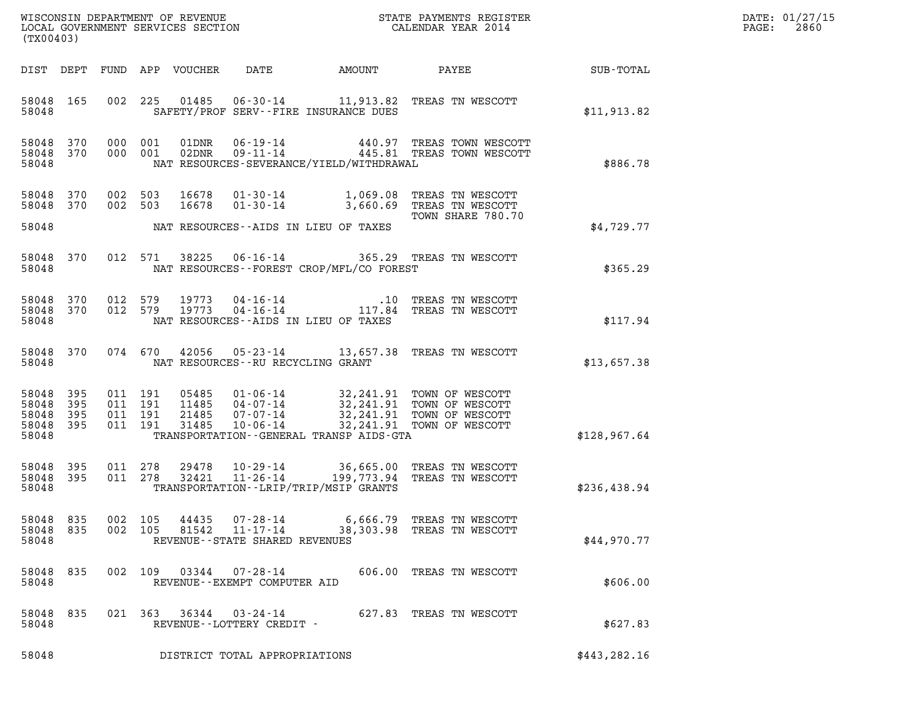WISCONSIN DEPARTMENT OF REVENUE
LOCAL GOVERNMENT SERVICES SECTION
(TX00403)

STATE PAYMENTS REGISTER
CALENDAR YEAR 2014

DATE: 01/27/15

| DIST | DEPT | FUND | APP | VOUCHER | DATE | AMOUNT | PAYEE | SUB-TOTAL |
|---|---|---|---|---|---|---|---|---|
| 58048 | 165 | 002 | 225 | 01485 | 06-30-14 | 11,913.82 | TREAS TN WESCOTT | |
| 58048 | | | | | SAFETY/PROF SERV--FIRE INSURANCE DUES | | | $11,913.82 |
| 58048 | 370 | 000 | 001 | 01DNR | 06-19-14 | 440.97 | TREAS TOWN WESCOTT | |
| 58048 | 370 | 000 | 001 | 02DNR | 09-11-14 | 445.81 | TREAS TOWN WESCOTT | |
| 58048 | | | | | NAT RESOURCES-SEVERANCE/YIELD/WITHDRAWAL | | | $886.78 |
| 58048 | 370 | 002 | 503 | 16678 | 01-30-14 | 1,069.08 | TREAS TN WESCOTT | |
| 58048 | 370 | 002 | 503 | 16678 | 01-30-14 | 3,660.69 | TREAS TN WESCOTT TOWN SHARE 780.70 | |
| 58048 | | | | | NAT RESOURCES--AIDS IN LIEU OF TAXES | | | $4,729.77 |
| 58048 | 370 | 012 | 571 | 38225 | 06-16-14 | 365.29 | TREAS TN WESCOTT | |
| 58048 | | | | | NAT RESOURCES--FOREST CROP/MFL/CO FOREST | | | $365.29 |
| 58048 | 370 | 012 | 579 | 19773 | 04-16-14 | .10 | TREAS TN WESCOTT | |
| 58048 | 370 | 012 | 579 | 19773 | 04-16-14 | 117.84 | TREAS TN WESCOTT | |
| 58048 | | | | | NAT RESOURCES--AIDS IN LIEU OF TAXES | | | $117.94 |
| 58048 | 370 | 074 | 670 | 42056 | 05-23-14 | 13,657.38 | TREAS TN WESCOTT | |
| 58048 | | | | | NAT RESOURCES--RU RECYCLING GRANT | | | $13,657.38 |
| 58048 | 395 | 011 | 191 | 05485 | 01-06-14 | 32,241.91 | TOWN OF WESCOTT | |
| 58048 | 395 | 011 | 191 | 11485 | 04-07-14 | 32,241.91 | TOWN OF WESCOTT | |
| 58048 | 395 | 011 | 191 | 21485 | 07-07-14 | 32,241.91 | TOWN OF WESCOTT | |
| 58048 | 395 | 011 | 191 | 31485 | 10-06-14 | 32,241.91 | TOWN OF WESCOTT | |
| 58048 | | | | | TRANSPORTATION--GENERAL TRANSP AIDS-GTA | | | $128,967.64 |
| 58048 | 395 | 011 | 278 | 29478 | 10-29-14 | 36,665.00 | TREAS TN WESCOTT | |
| 58048 | 395 | 011 | 278 | 32421 | 11-26-14 | 199,773.94 | TREAS TN WESCOTT | |
| 58048 | | | | | TRANSPORTATION--LRIP/TRIP/MSIP GRANTS | | | $236,438.94 |
| 58048 | 835 | 002 | 105 | 44435 | 07-28-14 | 6,666.79 | TREAS TN WESCOTT | |
| 58048 | 835 | 002 | 105 | 81542 | 11-17-14 | 38,303.98 | TREAS TN WESCOTT | |
| 58048 | | | | | REVENUE--STATE SHARED REVENUES | | | $44,970.77 |
| 58048 | 835 | 002 | 109 | 03344 | 07-28-14 | 606.00 | TREAS TN WESCOTT | |
| 58048 | | | | | REVENUE--EXEMPT COMPUTER AID | | | $606.00 |
| 58048 | 835 | 021 | 363 | 36344 | 03-24-14 | 627.83 | TREAS TN WESCOTT | |
| 58048 | | | | | REVENUE--LOTTERY CREDIT - | | | $627.83 |
| 58048 | | | | | DISTRICT TOTAL APPROPRIATIONS | | | $443,282.16 |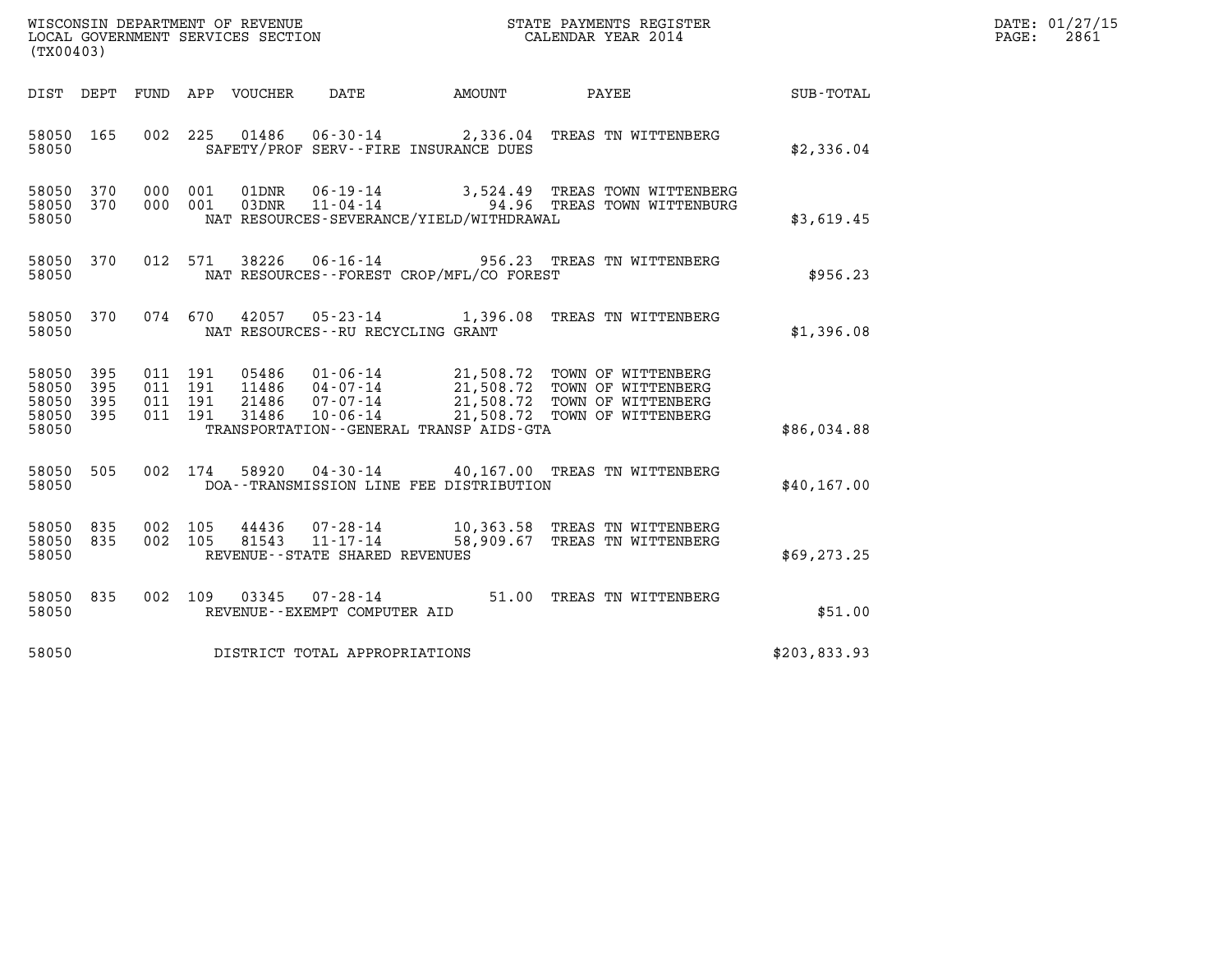WISCONSIN DEPARTMENT OF REVENUE
LOCAL GOVERNMENT SERVICES SECTION
(TX00403)

STATE PAYMENTS REGISTER
CALENDAR YEAR 2014

DATE: 01/27/15
PAGE: 2861

| DIST | DEPT | FUND | APP | VOUCHER | DATE | AMOUNT | PAYEE | SUB-TOTAL |
|---|---|---|---|---|---|---|---|---|
| 58050 | 165 | 002 | 225 | 01486 | 06-30-14 | 2,336.04 | TREAS TN WITTENBERG | |
| 58050 | | | | | SAFETY/PROF SERV--FIRE INSURANCE DUES | | | $2,336.04 |
| 58050 | 370 | 000 | 001 | 01DNR | 06-19-14 | 3,524.49 | TREAS TOWN WITTENBERG | |
| 58050 | 370 | 000 | 001 | 03DNR | 11-04-14 | 94.96 | TREAS TOWN WITTENBURG | |
| 58050 | | | | | NAT RESOURCES-SEVERANCE/YIELD/WITHDRAWAL | | | $3,619.45 |
| 58050 | 370 | 012 | 571 | 38226 | 06-16-14 | 956.23 | TREAS TN WITTENBERG | |
| 58050 | | | | | NAT RESOURCES--FOREST CROP/MFL/CO FOREST | | | $956.23 |
| 58050 | 370 | 074 | 670 | 42057 | 05-23-14 | 1,396.08 | TREAS TN WITTENBERG | |
| 58050 | | | | | NAT RESOURCES--RU RECYCLING GRANT | | | $1,396.08 |
| 58050 | 395 | 011 | 191 | 05486 | 01-06-14 | 21,508.72 | TOWN OF WITTENBERG | |
| 58050 | 395 | 011 | 191 | 11486 | 04-07-14 | 21,508.72 | TOWN OF WITTENBERG | |
| 58050 | 395 | 011 | 191 | 21486 | 07-07-14 | 21,508.72 | TOWN OF WITTENBERG | |
| 58050 | 395 | 011 | 191 | 31486 | 10-06-14 | 21,508.72 | TOWN OF WITTENBERG | |
| 58050 | | | | | TRANSPORTATION--GENERAL TRANSP AIDS-GTA | | | $86,034.88 |
| 58050 | 505 | 002 | 174 | 58920 | 04-30-14 | 40,167.00 | TREAS TN WITTENBERG | |
| 58050 | | | | | DOA--TRANSMISSION LINE FEE DISTRIBUTION | | | $40,167.00 |
| 58050 | 835 | 002 | 105 | 44436 | 07-28-14 | 10,363.58 | TREAS TN WITTENBERG | |
| 58050 | 835 | 002 | 105 | 81543 | 11-17-14 | 58,909.67 | TREAS TN WITTENBERG | |
| 58050 | | | | | REVENUE--STATE SHARED REVENUES | | | $69,273.25 |
| 58050 | 835 | 002 | 109 | 03345 | 07-28-14 | 51.00 | TREAS TN WITTENBERG | |
| 58050 | | | | | REVENUE--EXEMPT COMPUTER AID | | | $51.00 |
| 58050 | | | | | DISTRICT TOTAL APPROPRIATIONS | | | $203,833.93 |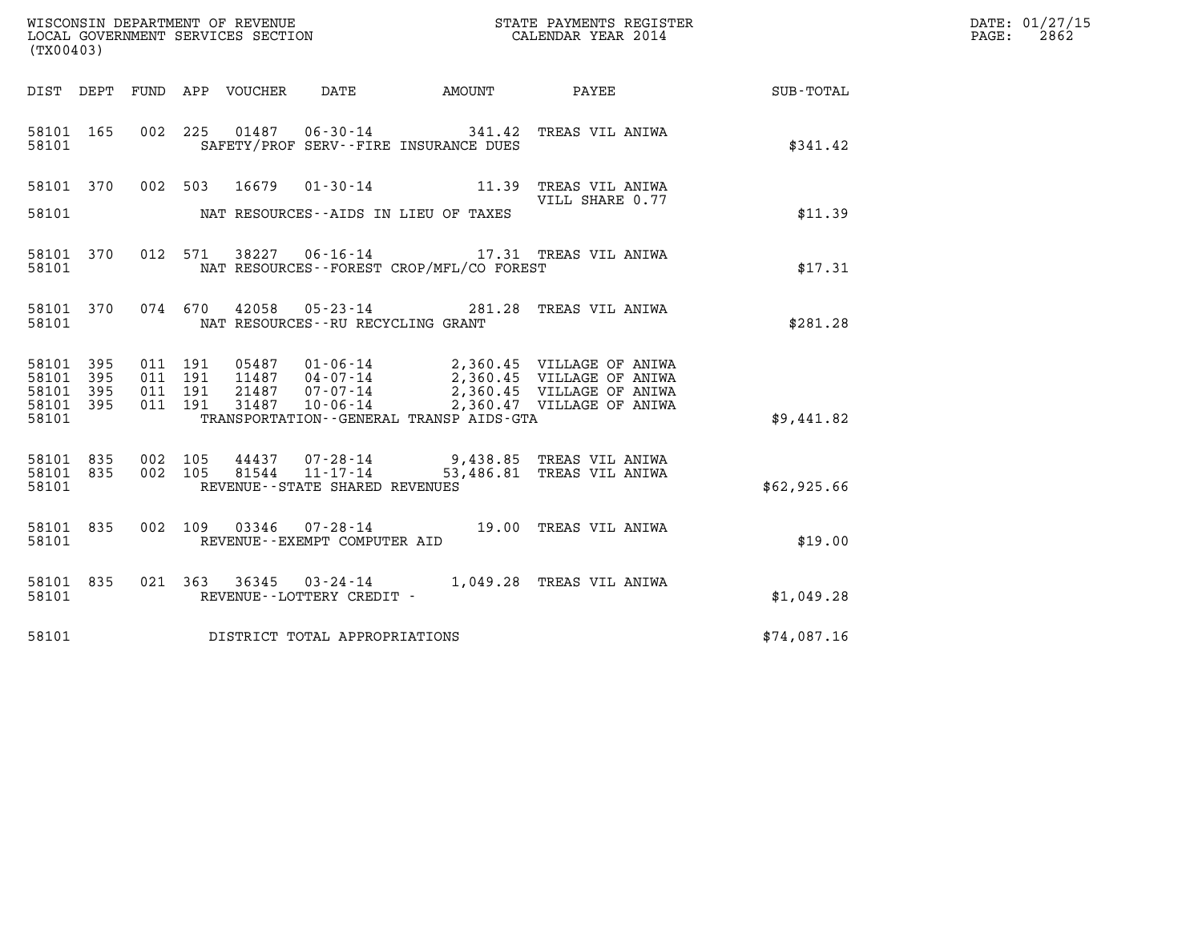WISCONSIN DEPARTMENT OF REVENUE
LOCAL GOVERNMENT SERVICES SECTION
(TX00403)

STATE PAYMENTS REGISTER
CALENDAR YEAR 2014

DATE: 01/27/15

| DIST | DEPT | FUND | APP | VOUCHER | DATE | AMOUNT | PAYEE | SUB-TOTAL |
|---|---|---|---|---|---|---|---|---|
| 58101 | 165 | 002 | 225 | 01487 | 06-30-14 | 341.42 | TREAS VIL ANIWA | |
| 58101 | | | | | SAFETY/PROF SERV--FIRE INSURANCE DUES | | | $341.42 |
| 58101 | 370 | 002 | 503 | 16679 | 01-30-14 | 11.39 | TREAS VIL ANIWA VILL SHARE 0.77 | |
| 58101 | | | | | NAT RESOURCES--AIDS IN LIEU OF TAXES | | | $11.39 |
| 58101 | 370 | 012 | 571 | 38227 | 06-16-14 | 17.31 | TREAS VIL ANIWA | |
| 58101 | | | | | NAT RESOURCES--FOREST CROP/MFL/CO FOREST | | | $17.31 |
| 58101 | 370 | 074 | 670 | 42058 | 05-23-14 | 281.28 | TREAS VIL ANIWA | |
| 58101 | | | | | NAT RESOURCES--RU RECYCLING GRANT | | | $281.28 |
| 58101 | 395 | 011 | 191 | 05487 | 01-06-14 | 2,360.45 | VILLAGE OF ANIWA | |
| 58101 | 395 | 011 | 191 | 11487 | 04-07-14 | 2,360.45 | VILLAGE OF ANIWA | |
| 58101 | 395 | 011 | 191 | 21487 | 07-07-14 | 2,360.45 | VILLAGE OF ANIWA | |
| 58101 | 395 | 011 | 191 | 31487 | 10-06-14 | 2,360.47 | VILLAGE OF ANIWA | |
| 58101 | | | | | TRANSPORTATION--GENERAL TRANSP AIDS-GTA | | | $9,441.82 |
| 58101 | 835 | 002 | 105 | 44437 | 07-28-14 | 9,438.85 | TREAS VIL ANIWA | |
| 58101 | 835 | 002 | 105 | 81544 | 11-17-14 | 53,486.81 | TREAS VIL ANIWA | |
| 58101 | | | | | REVENUE--STATE SHARED REVENUES | | | $62,925.66 |
| 58101 | 835 | 002 | 109 | 03346 | 07-28-14 | 19.00 | TREAS VIL ANIWA | |
| 58101 | | | | | REVENUE--EXEMPT COMPUTER AID | | | $19.00 |
| 58101 | 835 | 021 | 363 | 36345 | 03-24-14 | 1,049.28 | TREAS VIL ANIWA | |
| 58101 | | | | | REVENUE--LOTTERY CREDIT - | | | $1,049.28 |
| 58101 | | | | | DISTRICT TOTAL APPROPRIATIONS | | | $74,087.16 |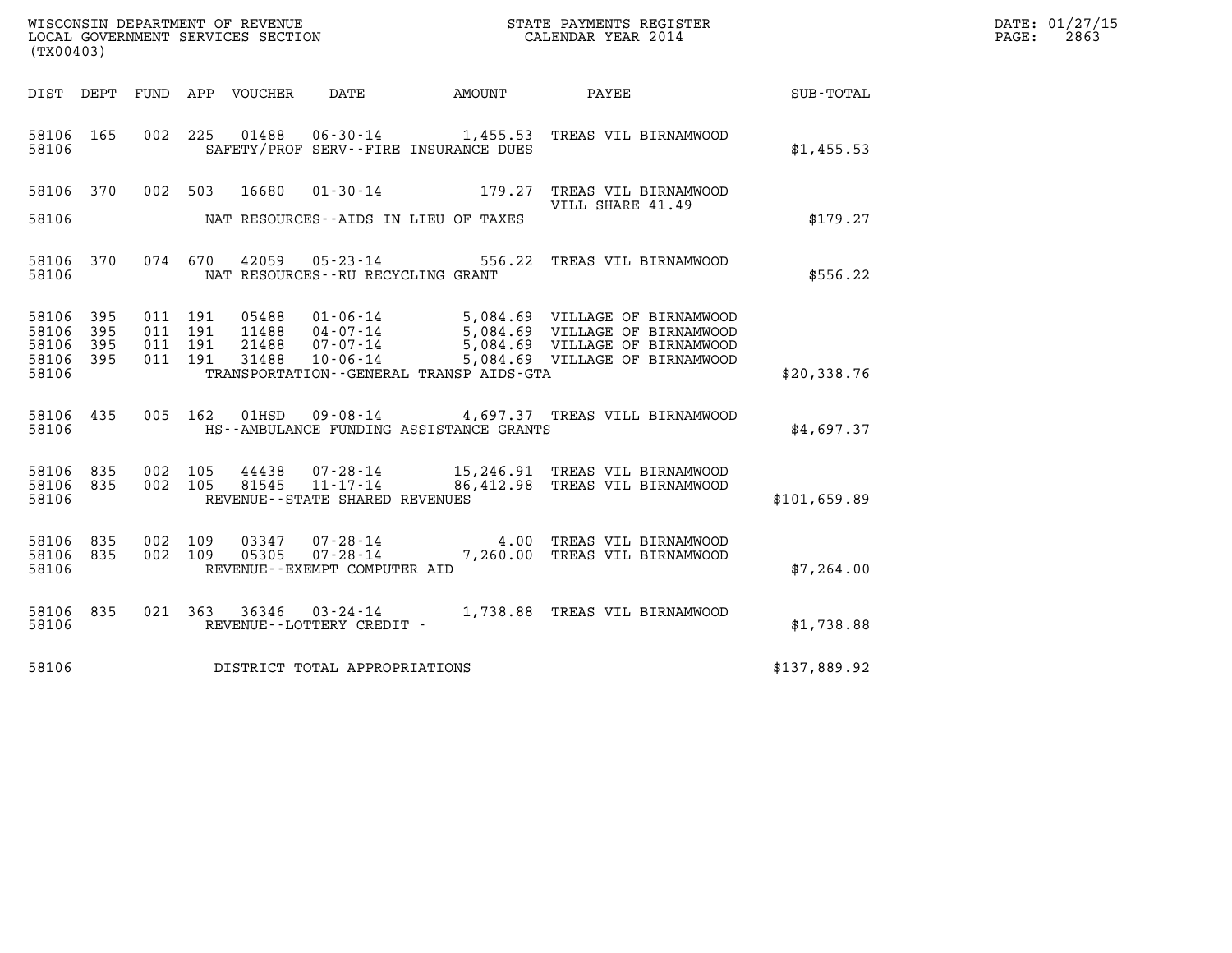WISCONSIN DEPARTMENT OF REVENUE
LOCAL GOVERNMENT SERVICES SECTION
(TX00403)

STATE PAYMENTS REGISTER
CALENDAR YEAR 2014

DATE: 01/27/15
PAGE: 2863

| DIST | DEPT | FUND | APP | VOUCHER | DATE | AMOUNT | PAYEE | SUB-TOTAL |
|---|---|---|---|---|---|---|---|---|
| 58106 | 165 | 002 | 225 | 01488 | 06-30-14 | 1,455.53 | TREAS VIL BIRNAMWOOD | |
| 58106 | | | | | SAFETY/PROF SERV--FIRE INSURANCE DUES | | | $1,455.53 |
| 58106 | 370 | 002 | 503 | 16680 | 01-30-14 | 179.27 | TREAS VIL BIRNAMWOOD VILL SHARE 41.49 | |
| 58106 | | | | | NAT RESOURCES--AIDS IN LIEU OF TAXES | | | $179.27 |
| 58106 | 370 | 074 | 670 | 42059 | 05-23-14 | 556.22 | TREAS VIL BIRNAMWOOD | |
| 58106 | | | | | NAT RESOURCES--RU RECYCLING GRANT | | | $556.22 |
| 58106 | 395 | 011 | 191 | 05488 | 01-06-14 | 5,084.69 | VILLAGE OF BIRNAMWOOD | |
| 58106 | 395 | 011 | 191 | 11488 | 04-07-14 | 5,084.69 | VILLAGE OF BIRNAMWOOD | |
| 58106 | 395 | 011 | 191 | 21488 | 07-07-14 | 5,084.69 | VILLAGE OF BIRNAMWOOD | |
| 58106 | 395 | 011 | 191 | 31488 | 10-06-14 | 5,084.69 | VILLAGE OF BIRNAMWOOD | |
| 58106 | | | | | TRANSPORTATION--GENERAL TRANSP AIDS-GTA | | | $20,338.76 |
| 58106 | 435 | 005 | 162 | 01HSD | 09-08-14 | 4,697.37 | TREAS VILL BIRNAMWOOD | |
| 58106 | | | | | HS--AMBULANCE FUNDING ASSISTANCE GRANTS | | | $4,697.37 |
| 58106 | 835 | 002 | 105 | 44438 | 07-28-14 | 15,246.91 | TREAS VIL BIRNAMWOOD | |
| 58106 | 835 | 002 | 105 | 81545 | 11-17-14 | 86,412.98 | TREAS VIL BIRNAMWOOD | |
| 58106 | | | | | REVENUE--STATE SHARED REVENUES | | | $101,659.89 |
| 58106 | 835 | 002 | 109 | 03347 | 07-28-14 | 4.00 | TREAS VIL BIRNAMWOOD | |
| 58106 | 835 | 002 | 109 | 05305 | 07-28-14 | 7,260.00 | TREAS VIL BIRNAMWOOD | |
| 58106 | | | | | REVENUE--EXEMPT COMPUTER AID | | | $7,264.00 |
| 58106 | 835 | 021 | 363 | 36346 | 03-24-14 | 1,738.88 | TREAS VIL BIRNAMWOOD | |
| 58106 | | | | | REVENUE--LOTTERY CREDIT - | | | $1,738.88 |
| 58106 | | | | | DISTRICT TOTAL APPROPRIATIONS | | | $137,889.92 |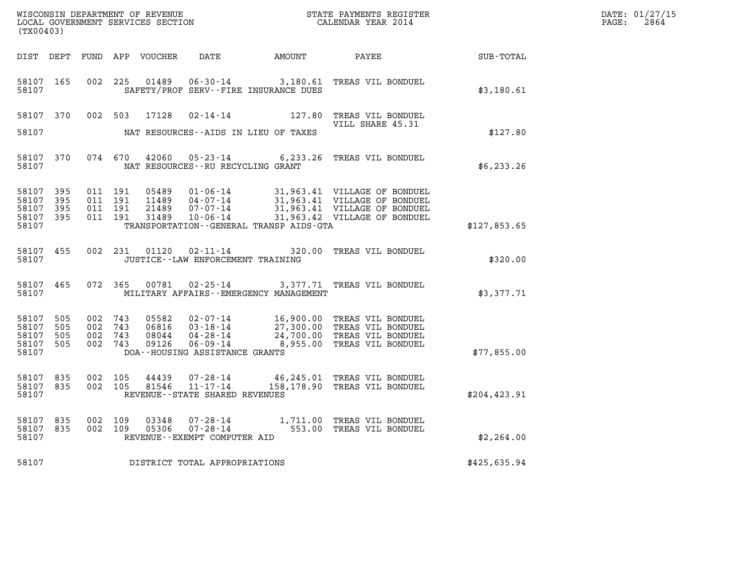WISCONSIN DEPARTMENT OF REVENUE
LOCAL GOVERNMENT SERVICES SECTION
(TX00403)

STATE PAYMENTS REGISTER
CALENDAR YEAR 2014

DATE: 01/27/15
PAGE: 2864

| DIST | DEPT | FUND | APP | VOUCHER | DATE | AMOUNT | PAYEE | SUB-TOTAL |
|---|---|---|---|---|---|---|---|---|
| 58107 | 165 | 002 | 225 | 01489 | 06-30-14 | 3,180.61 | TREAS VIL BONDUEL | |
| 58107 | | | | | SAFETY/PROF SERV--FIRE INSURANCE DUES | | | $3,180.61 |
| 58107 | 370 | 002 | 503 | 17128 | 02-14-14 | 127.80 | TREAS VIL BONDUEL VILL SHARE 45.31 | |
| 58107 | | | | | NAT RESOURCES--AIDS IN LIEU OF TAXES | | | $127.80 |
| 58107 | 370 | 074 | 670 | 42060 | 05-23-14 | 6,233.26 | TREAS VIL BONDUEL | |
| 58107 | | | | | NAT RESOURCES--RU RECYCLING GRANT | | | $6,233.26 |
| 58107 | 395 | 011 | 191 | 05489 | 01-06-14 | 31,963.41 | VILLAGE OF BONDUEL | |
| 58107 | 395 | 011 | 191 | 11489 | 04-07-14 | 31,963.41 | VILLAGE OF BONDUEL | |
| 58107 | 395 | 011 | 191 | 21489 | 07-07-14 | 31,963.41 | VILLAGE OF BONDUEL | |
| 58107 | 395 | 011 | 191 | 31489 | 10-06-14 | 31,963.42 | VILLAGE OF BONDUEL | |
| 58107 | | | | | TRANSPORTATION--GENERAL TRANSP AIDS-GTA | | | $127,853.65 |
| 58107 | 455 | 002 | 231 | 01120 | 02-11-14 | 320.00 | TREAS VIL BONDUEL | |
| 58107 | | | | | JUSTICE--LAW ENFORCEMENT TRAINING | | | $320.00 |
| 58107 | 465 | 072 | 365 | 00781 | 02-25-14 | 3,377.71 | TREAS VIL BONDUEL | |
| 58107 | | | | | MILITARY AFFAIRS--EMERGENCY MANAGEMENT | | | $3,377.71 |
| 58107 | 505 | 002 | 743 | 05582 | 02-07-14 | 16,900.00 | TREAS VIL BONDUEL | |
| 58107 | 505 | 002 | 743 | 06816 | 03-18-14 | 27,300.00 | TREAS VIL BONDUEL | |
| 58107 | 505 | 002 | 743 | 08044 | 04-28-14 | 24,700.00 | TREAS VIL BONDUEL | |
| 58107 | 505 | 002 | 743 | 09126 | 06-09-14 | 8,955.00 | TREAS VIL BONDUEL | |
| 58107 | | | | | DOA--HOUSING ASSISTANCE GRANTS | | | $77,855.00 |
| 58107 | 835 | 002 | 105 | 44439 | 07-28-14 | 46,245.01 | TREAS VIL BONDUEL | |
| 58107 | 835 | 002 | 105 | 81546 | 11-17-14 | 158,178.90 | TREAS VIL BONDUEL | |
| 58107 | | | | | REVENUE--STATE SHARED REVENUES | | | $204,423.91 |
| 58107 | 835 | 002 | 109 | 03348 | 07-28-14 | 1,711.00 | TREAS VIL BONDUEL | |
| 58107 | 835 | 002 | 109 | 05306 | 07-28-14 | 553.00 | TREAS VIL BONDUEL | |
| 58107 | | | | | REVENUE--EXEMPT COMPUTER AID | | | $2,264.00 |
| 58107 | | | | | DISTRICT TOTAL APPROPRIATIONS | | | $425,635.94 |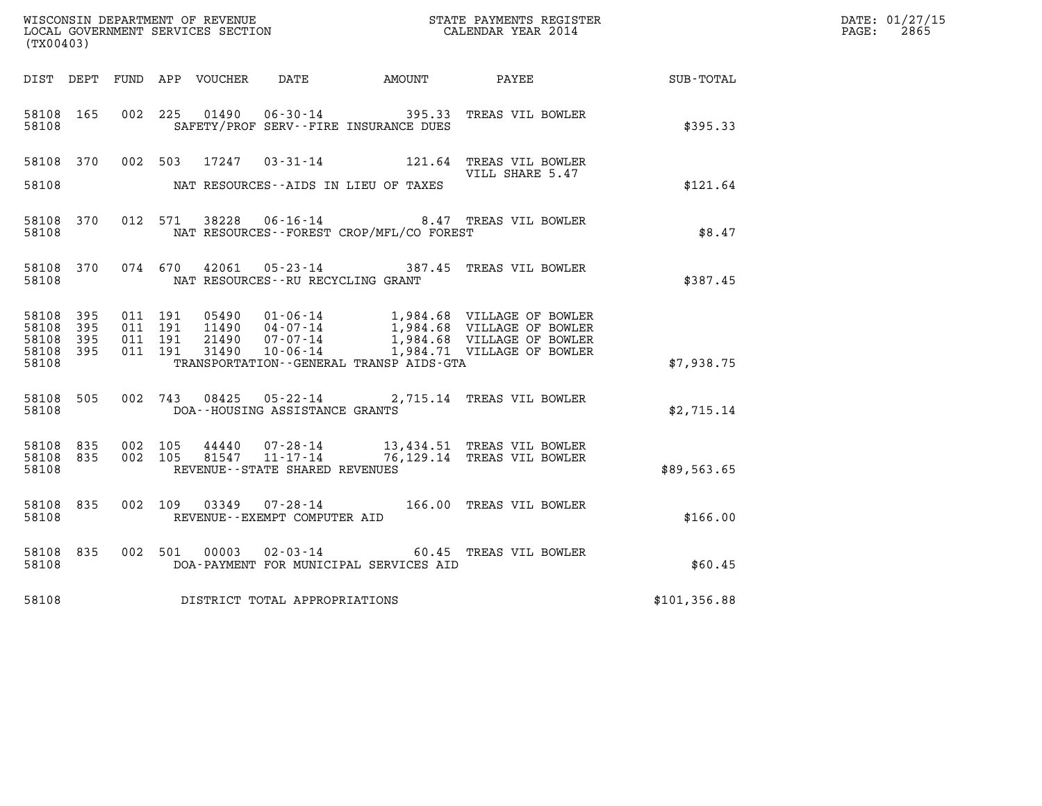WISCONSIN DEPARTMENT OF REVENUE
LOCAL GOVERNMENT SERVICES SECTION
(TX00403)

STATE PAYMENTS REGISTER
CALENDAR YEAR 2014

DATE: 01/27/15
PAGE: 2865

| DIST | DEPT | FUND | APP | VOUCHER | DATE | AMOUNT | PAYEE | SUB-TOTAL |
|---|---|---|---|---|---|---|---|---|
| 58108 | 165 | 002 | 225 | 01490 | 06-30-14 | 395.33 | TREAS VIL BOWLER | |
| 58108 | | | | | SAFETY/PROF SERV--FIRE INSURANCE DUES | | | $395.33 |
| 58108 | 370 | 002 | 503 | 17247 | 03-31-14 | 121.64 | TREAS VIL BOWLER VILL SHARE 5.47 | |
| 58108 | | | | | NAT RESOURCES--AIDS IN LIEU OF TAXES | | | $121.64 |
| 58108 | 370 | 012 | 571 | 38228 | 06-16-14 | 8.47 | TREAS VIL BOWLER | |
| 58108 | | | | | NAT RESOURCES--FOREST CROP/MFL/CO FOREST | | | $8.47 |
| 58108 | 370 | 074 | 670 | 42061 | 05-23-14 | 387.45 | TREAS VIL BOWLER | |
| 58108 | | | | | NAT RESOURCES--RU RECYCLING GRANT | | | $387.45 |
| 58108 | 395 | 011 | 191 | 05490 | 01-06-14 | 1,984.68 | VILLAGE OF BOWLER | |
| 58108 | 395 | 011 | 191 | 11490 | 04-07-14 | 1,984.68 | VILLAGE OF BOWLER | |
| 58108 | 395 | 011 | 191 | 21490 | 07-07-14 | 1,984.68 | VILLAGE OF BOWLER | |
| 58108 | 395 | 011 | 191 | 31490 | 10-06-14 | 1,984.71 | VILLAGE OF BOWLER | |
| 58108 | | | | | TRANSPORTATION--GENERAL TRANSP AIDS-GTA | | | $7,938.75 |
| 58108 | 505 | 002 | 743 | 08425 | 05-22-14 | 2,715.14 | TREAS VIL BOWLER | |
| 58108 | | | | | DOA--HOUSING ASSISTANCE GRANTS | | | $2,715.14 |
| 58108 | 835 | 002 | 105 | 44440 | 07-28-14 | 13,434.51 | TREAS VIL BOWLER | |
| 58108 | 835 | 002 | 105 | 81547 | 11-17-14 | 76,129.14 | TREAS VIL BOWLER | |
| 58108 | | | | | REVENUE--STATE SHARED REVENUES | | | $89,563.65 |
| 58108 | 835 | 002 | 109 | 03349 | 07-28-14 | 166.00 | TREAS VIL BOWLER | |
| 58108 | | | | | REVENUE--EXEMPT COMPUTER AID | | | $166.00 |
| 58108 | 835 | 002 | 501 | 00003 | 02-03-14 | 60.45 | TREAS VIL BOWLER | |
| 58108 | | | | | DOA-PAYMENT FOR MUNICIPAL SERVICES AID | | | $60.45 |
| 58108 | | | | | DISTRICT TOTAL APPROPRIATIONS | | | $101,356.88 |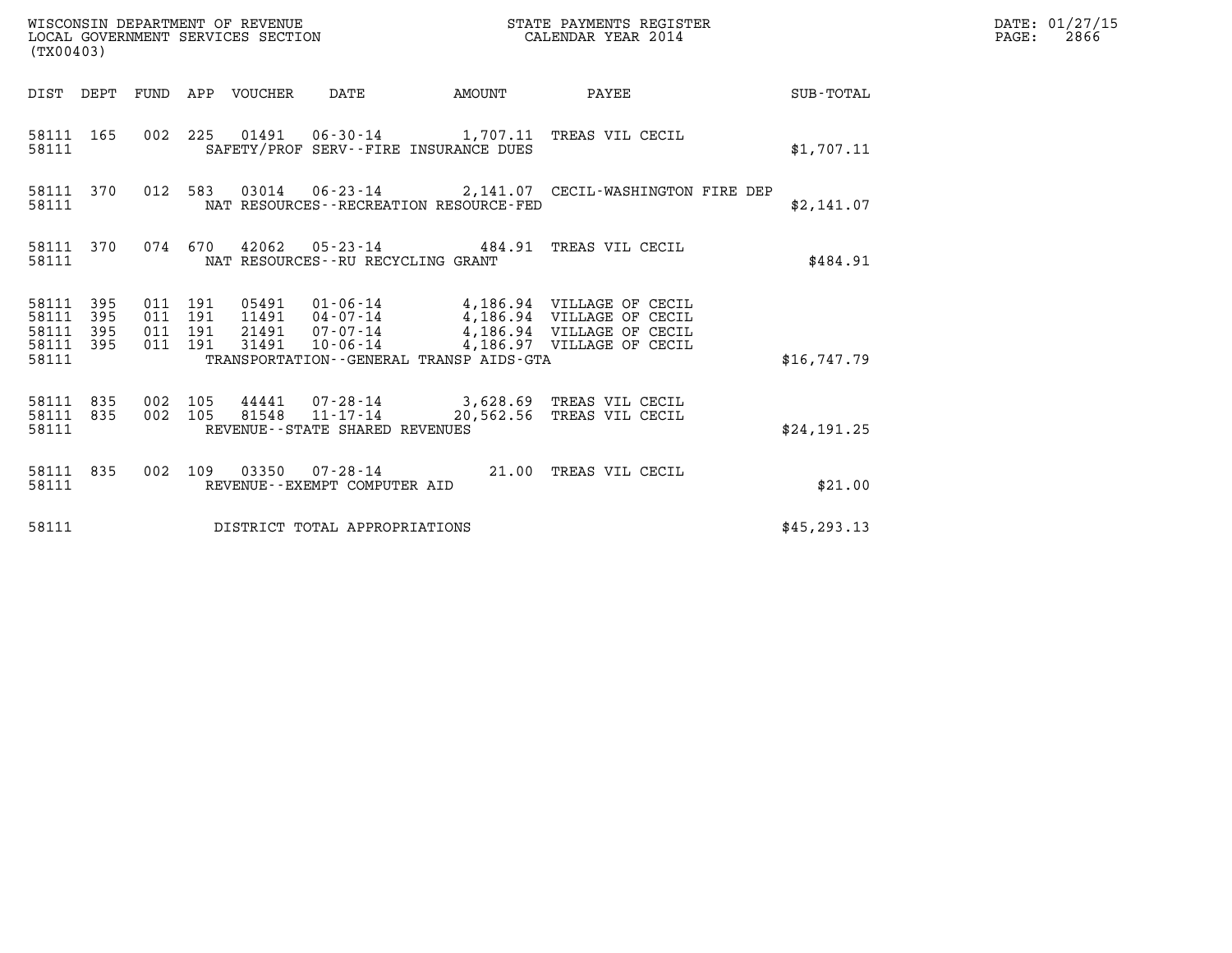WISCONSIN DEPARTMENT OF REVENUE
LOCAL GOVERNMENT SERVICES SECTION
(TX00403)

STATE PAYMENTS REGISTER
CALENDAR YEAR 2014

DATE: 01/27/15
PAGE: 2866

| DIST | DEPT | FUND | APP | VOUCHER | DATE | AMOUNT | PAYEE | SUB-TOTAL |
|---|---|---|---|---|---|---|---|---|
| 58111 | 165 | 002 | 225 | 01491 | 06-30-14 | 1,707.11 | TREAS VIL CECIL | |
| 58111 | | | | SAFETY/PROF SERV--FIRE INSURANCE DUES | | | | $1,707.11 |
| 58111 | 370 | 012 | 583 | 03014 | 06-23-14 | 2,141.07 | CECIL-WASHINGTON FIRE DEP | |
| 58111 | | | | NAT RESOURCES--RECREATION RESOURCE-FED | | | | $2,141.07 |
| 58111 | 370 | 074 | 670 | 42062 | 05-23-14 | 484.91 | TREAS VIL CECIL | |
| 58111 | | | | NAT RESOURCES--RU RECYCLING GRANT | | | | $484.91 |
| 58111 | 395 | 011 | 191 | 05491 | 01-06-14 | 4,186.94 | VILLAGE OF CECIL | |
| 58111 | 395 | 011 | 191 | 11491 | 04-07-14 | 4,186.94 | VILLAGE OF CECIL | |
| 58111 | 395 | 011 | 191 | 21491 | 07-07-14 | 4,186.94 | VILLAGE OF CECIL | |
| 58111 | 395 | 011 | 191 | 31491 | 10-06-14 | 4,186.97 | VILLAGE OF CECIL | |
| 58111 | | | | TRANSPORTATION--GENERAL TRANSP AIDS-GTA | | | | $16,747.79 |
| 58111 | 835 | 002 | 105 | 44441 | 07-28-14 | 3,628.69 | TREAS VIL CECIL | |
| 58111 | 835 | 002 | 105 | 81548 | 11-17-14 | 20,562.56 | TREAS VIL CECIL | |
| 58111 | | | | REVENUE--STATE SHARED REVENUES | | | | $24,191.25 |
| 58111 | 835 | 002 | 109 | 03350 | 07-28-14 | 21.00 | TREAS VIL CECIL | |
| 58111 | | | | REVENUE--EXEMPT COMPUTER AID | | | | $21.00 |
| 58111 | | | | DISTRICT TOTAL APPROPRIATIONS | | | | $45,293.13 |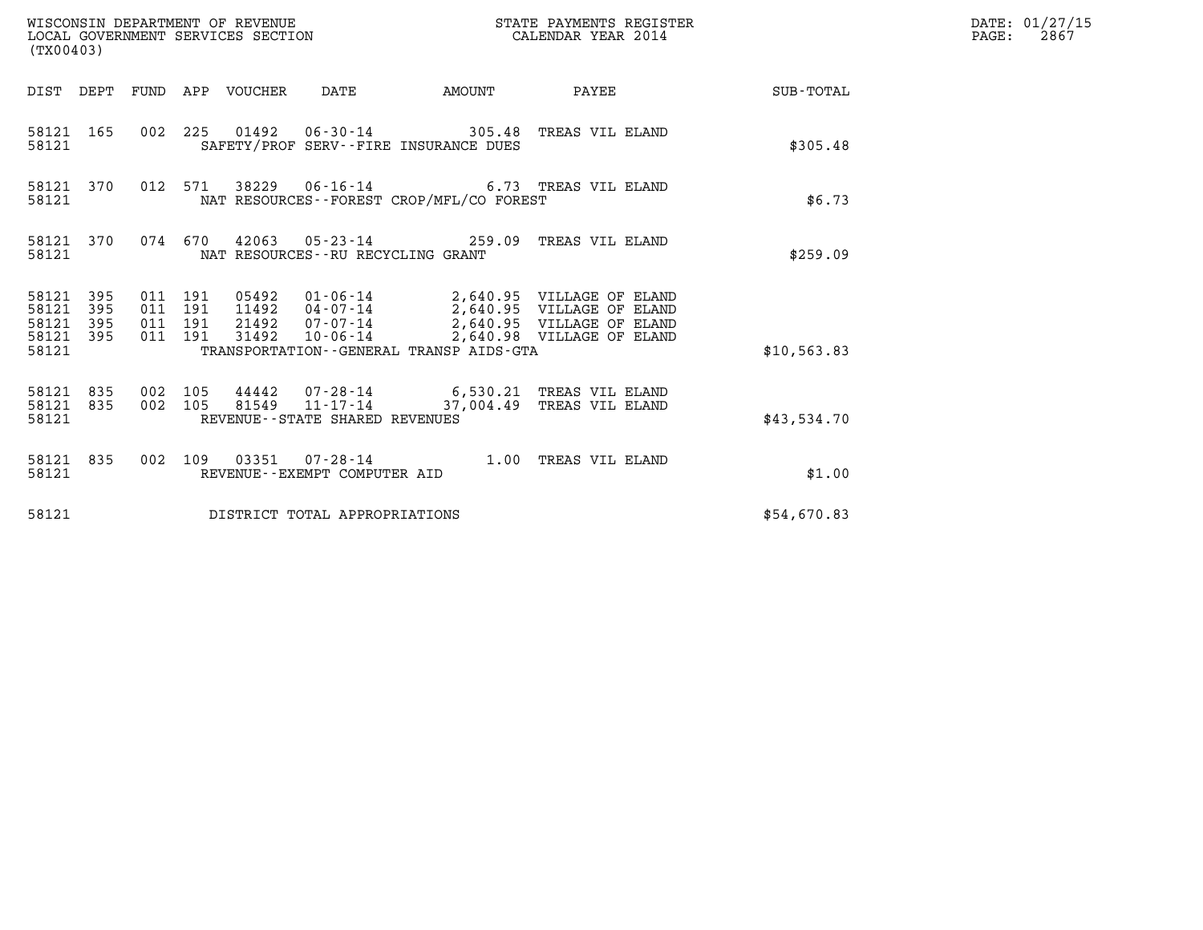WISCONSIN DEPARTMENT OF REVENUE
LOCAL GOVERNMENT SERVICES SECTION
(TX00403)

STATE PAYMENTS REGISTER
CALENDAR YEAR 2014

DATE: 01/27/15
PAGE: 2867

| DIST | DEPT | FUND | APP | VOUCHER | DATE | AMOUNT | PAYEE | SUB-TOTAL |
|---|---|---|---|---|---|---|---|---|
| 58121 | 165 | 002 | 225 | 01492 | 06-30-14 | 305.48 | TREAS VIL ELAND | |
| 58121 | | | | | SAFETY/PROF SERV--FIRE INSURANCE DUES | | | $305.48 |
| 58121 | 370 | 012 | 571 | 38229 | 06-16-14 | 6.73 | TREAS VIL ELAND | |
| 58121 | | | | | NAT RESOURCES--FOREST CROP/MFL/CO FOREST | | | $6.73 |
| 58121 | 370 | 074 | 670 | 42063 | 05-23-14 | 259.09 | TREAS VIL ELAND | |
| 58121 | | | | | NAT RESOURCES--RU RECYCLING GRANT | | | $259.09 |
| 58121 | 395 | 011 | 191 | 05492 | 01-06-14 | 2,640.95 | VILLAGE OF ELAND | |
| 58121 | 395 | 011 | 191 | 11492 | 04-07-14 | 2,640.95 | VILLAGE OF ELAND | |
| 58121 | 395 | 011 | 191 | 21492 | 07-07-14 | 2,640.95 | VILLAGE OF ELAND | |
| 58121 | 395 | 011 | 191 | 31492 | 10-06-14 | 2,640.98 | VILLAGE OF ELAND | |
| 58121 | | | | | TRANSPORTATION--GENERAL TRANSP AIDS-GTA | | | $10,563.83 |
| 58121 | 835 | 002 | 105 | 44442 | 07-28-14 | 6,530.21 | TREAS VIL ELAND | |
| 58121 | 835 | 002 | 105 | 81549 | 11-17-14 | 37,004.49 | TREAS VIL ELAND | |
| 58121 | | | | | REVENUE--STATE SHARED REVENUES | | | $43,534.70 |
| 58121 | 835 | 002 | 109 | 03351 | 07-28-14 | 1.00 | TREAS VIL ELAND | |
| 58121 | | | | | REVENUE--EXEMPT COMPUTER AID | | | $1.00 |
| 58121 | | | | | DISTRICT TOTAL APPROPRIATIONS | | | $54,670.83 |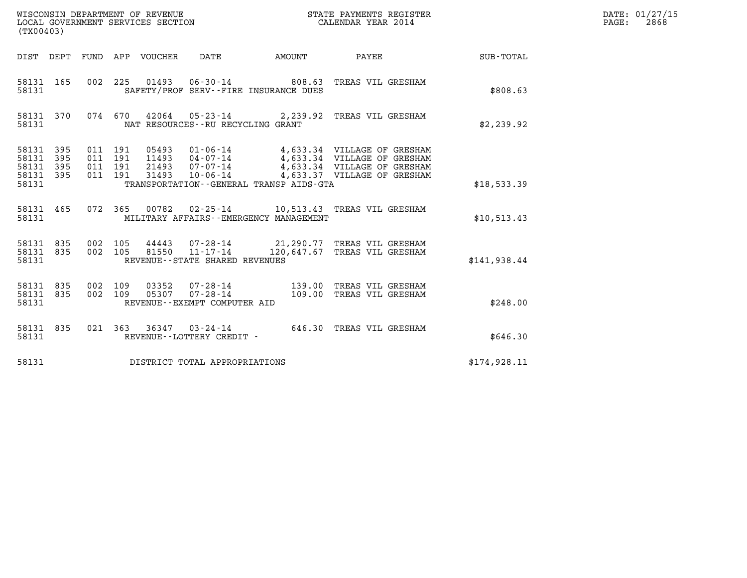WISCONSIN DEPARTMENT OF REVENUE
LOCAL GOVERNMENT SERVICES SECTION
(TX00403)

STATE PAYMENTS REGISTER
CALENDAR YEAR 2014

DATE: 01/27/15

| DIST | DEPT | FUND | APP | VOUCHER | DATE | AMOUNT | PAYEE | SUB-TOTAL |
|---|---|---|---|---|---|---|---|---|
| 58131 | 165 | 002 | 225 | 01493 | 06-30-14 | 808.63 | TREAS VIL GRESHAM | |
| 58131 | | | | | SAFETY/PROF SERV--FIRE INSURANCE DUES | | | $808.63 |
| 58131 | 370 | 074 | 670 | 42064 | 05-23-14 | 2,239.92 | TREAS VIL GRESHAM | |
| 58131 | | | | | NAT RESOURCES--RU RECYCLING GRANT | | | $2,239.92 |
| 58131 | 395 | 011 | 191 | 05493 | 01-06-14 | 4,633.34 | VILLAGE OF GRESHAM | |
| 58131 | 395 | 011 | 191 | 11493 | 04-07-14 | 4,633.34 | VILLAGE OF GRESHAM | |
| 58131 | 395 | 011 | 191 | 21493 | 07-07-14 | 4,633.34 | VILLAGE OF GRESHAM | |
| 58131 | 395 | 011 | 191 | 31493 | 10-06-14 | 4,633.37 | VILLAGE OF GRESHAM | |
| 58131 | | | | | TRANSPORTATION--GENERAL TRANSP AIDS-GTA | | | $18,533.39 |
| 58131 | 465 | 072 | 365 | 00782 | 02-25-14 | 10,513.43 | TREAS VIL GRESHAM | |
| 58131 | | | | | MILITARY AFFAIRS--EMERGENCY MANAGEMENT | | | $10,513.43 |
| 58131 | 835 | 002 | 105 | 44443 | 07-28-14 | 21,290.77 | TREAS VIL GRESHAM | |
| 58131 | 835 | 002 | 105 | 81550 | 11-17-14 | 120,647.67 | TREAS VIL GRESHAM | |
| 58131 | | | | | REVENUE--STATE SHARED REVENUES | | | $141,938.44 |
| 58131 | 835 | 002 | 109 | 03352 | 07-28-14 | 139.00 | TREAS VIL GRESHAM | |
| 58131 | 835 | 002 | 109 | 05307 | 07-28-14 | 109.00 | TREAS VIL GRESHAM | |
| 58131 | | | | | REVENUE--EXEMPT COMPUTER AID | | | $248.00 |
| 58131 | 835 | 021 | 363 | 36347 | 03-24-14 | 646.30 | TREAS VIL GRESHAM | |
| 58131 | | | | | REVENUE--LOTTERY CREDIT - | | | $646.30 |
| 58131 | | | | | DISTRICT TOTAL APPROPRIATIONS | | | $174,928.11 |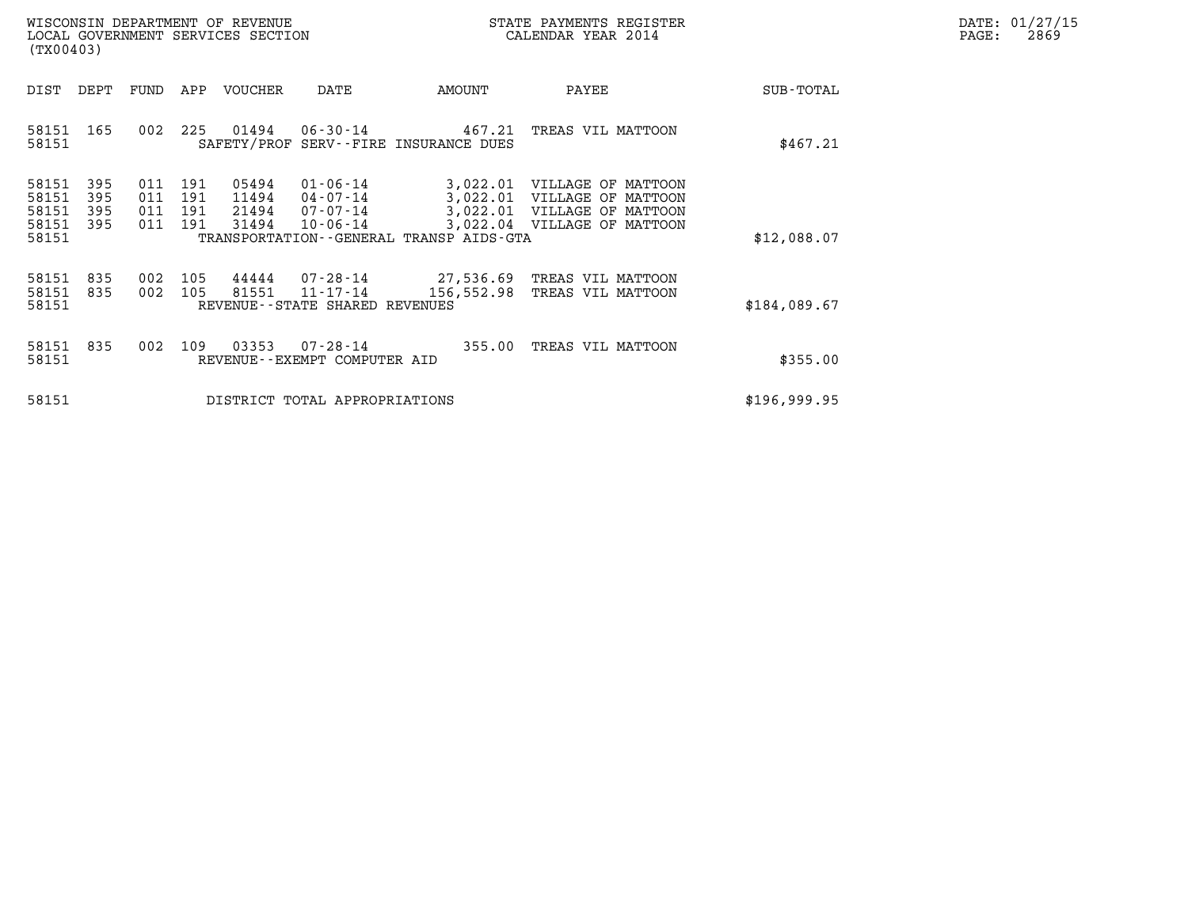WISCONSIN DEPARTMENT OF REVENUE
LOCAL GOVERNMENT SERVICES SECTION
(TX00403)

STATE PAYMENTS REGISTER
CALENDAR YEAR 2014

DATE: 01/27/15
PAGE: 2869

| DIST | DEPT | FUND | APP | VOUCHER | DATE | AMOUNT | PAYEE | SUB-TOTAL |
|---|---|---|---|---|---|---|---|---|
| 58151 | 165 | 002 | 225 | 01494 | 06-30-14 | 467.21 | TREAS VIL MATTOON | |
| 58151 | | | | SAFETY/PROF SERV--FIRE INSURANCE DUES | | | | $467.21 |
| 58151 | 395 | 011 | 191 | 05494 | 01-06-14 | 3,022.01 | VILLAGE OF MATTOON | |
| 58151 | 395 | 011 | 191 | 11494 | 04-07-14 | 3,022.01 | VILLAGE OF MATTOON | |
| 58151 | 395 | 011 | 191 | 21494 | 07-07-14 | 3,022.01 | VILLAGE OF MATTOON | |
| 58151 | 395 | 011 | 191 | 31494 | 10-06-14 | 3,022.04 | VILLAGE OF MATTOON | |
| 58151 | | | | TRANSPORTATION--GENERAL TRANSP AIDS-GTA | | | | $12,088.07 |
| 58151 | 835 | 002 | 105 | 44444 | 07-28-14 | 27,536.69 | TREAS VIL MATTOON | |
| 58151 | 835 | 002 | 105 | 81551 | 11-17-14 | 156,552.98 | TREAS VIL MATTOON | |
| 58151 | | | | REVENUE--STATE SHARED REVENUES | | | | $184,089.67 |
| 58151 | 835 | 002 | 109 | 03353 | 07-28-14 | 355.00 | TREAS VIL MATTOON | |
| 58151 | | | | REVENUE--EXEMPT COMPUTER AID | | | | $355.00 |
| 58151 | | | | DISTRICT TOTAL APPROPRIATIONS | | | | $196,999.95 |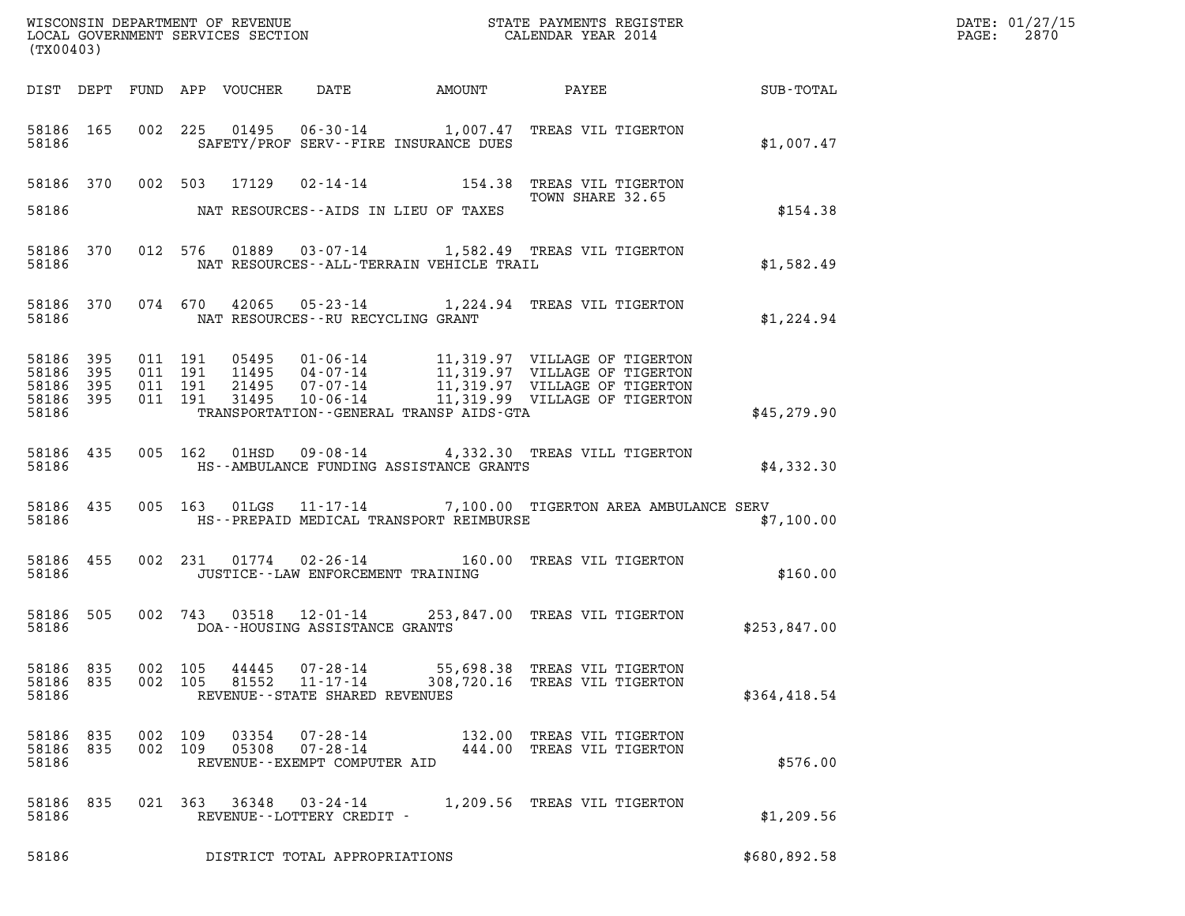WISCONSIN DEPARTMENT OF REVENUE
LOCAL GOVERNMENT SERVICES SECTION
(TX00403)

STATE PAYMENTS REGISTER
CALENDAR YEAR 2014

DATE: 01/27/15

| DIST | DEPT | FUND | APP | VOUCHER | DATE | AMOUNT | PAYEE | SUB-TOTAL |
|---|---|---|---|---|---|---|---|---|
| 58186 | 165 | 002 | 225 | 01495 | 06-30-14 | 1,007.47 | TREAS VIL TIGERTON | |
| 58186 | | | | | SAFETY/PROF SERV--FIRE INSURANCE DUES | | | $1,007.47 |
| 58186 | 370 | 002 | 503 | 17129 | 02-14-14 | 154.38 | TREAS VIL TIGERTON TOWN SHARE 32.65 | |
| 58186 | | | | | NAT RESOURCES--AIDS IN LIEU OF TAXES | | | $154.38 |
| 58186 | 370 | 012 | 576 | 01889 | 03-07-14 | 1,582.49 | TREAS VIL TIGERTON | |
| 58186 | | | | | NAT RESOURCES--ALL-TERRAIN VEHICLE TRAIL | | | $1,582.49 |
| 58186 | 370 | 074 | 670 | 42065 | 05-23-14 | 1,224.94 | TREAS VIL TIGERTON | |
| 58186 | | | | | NAT RESOURCES--RU RECYCLING GRANT | | | $1,224.94 |
| 58186 | 395 | 011 | 191 | 05495 | 01-06-14 | 11,319.97 | VILLAGE OF TIGERTON | |
| 58186 | 395 | 011 | 191 | 11495 | 04-07-14 | 11,319.97 | VILLAGE OF TIGERTON | |
| 58186 | 395 | 011 | 191 | 21495 | 07-07-14 | 11,319.97 | VILLAGE OF TIGERTON | |
| 58186 | 395 | 011 | 191 | 31495 | 10-06-14 | 11,319.99 | VILLAGE OF TIGERTON | |
| 58186 | | | | | TRANSPORTATION--GENERAL TRANSP AIDS-GTA | | | $45,279.90 |
| 58186 | 435 | 005 | 162 | 01HSD | 09-08-14 | 4,332.30 | TREAS VILL TIGERTON | |
| 58186 | | | | | HS--AMBULANCE FUNDING ASSISTANCE GRANTS | | | $4,332.30 |
| 58186 | 435 | 005 | 163 | 01LGS | 11-17-14 | 7,100.00 | TIGERTON AREA AMBULANCE SERV | |
| 58186 | | | | | HS--PREPAID MEDICAL TRANSPORT REIMBURSE | | | $7,100.00 |
| 58186 | 455 | 002 | 231 | 01774 | 02-26-14 | 160.00 | TREAS VIL TIGERTON | |
| 58186 | | | | | JUSTICE--LAW ENFORCEMENT TRAINING | | | $160.00 |
| 58186 | 505 | 002 | 743 | 03518 | 12-01-14 | 253,847.00 | TREAS VIL TIGERTON | |
| 58186 | | | | | DOA--HOUSING ASSISTANCE GRANTS | | | $253,847.00 |
| 58186 | 835 | 002 | 105 | 44445 | 07-28-14 | 55,698.38 | TREAS VIL TIGERTON | |
| 58186 | 835 | 002 | 105 | 81552 | 11-17-14 | 308,720.16 | TREAS VIL TIGERTON | |
| 58186 | | | | | REVENUE--STATE SHARED REVENUES | | | $364,418.54 |
| 58186 | 835 | 002 | 109 | 03354 | 07-28-14 | 132.00 | TREAS VIL TIGERTON | |
| 58186 | 835 | 002 | 109 | 05308 | 07-28-14 | 444.00 | TREAS VIL TIGERTON | |
| 58186 | | | | | REVENUE--EXEMPT COMPUTER AID | | | $576.00 |
| 58186 | 835 | 021 | 363 | 36348 | 03-24-14 | 1,209.56 | TREAS VIL TIGERTON | |
| 58186 | | | | | REVENUE--LOTTERY CREDIT - | | | $1,209.56 |
| 58186 | | | | | DISTRICT TOTAL APPROPRIATIONS | | | $680,892.58 |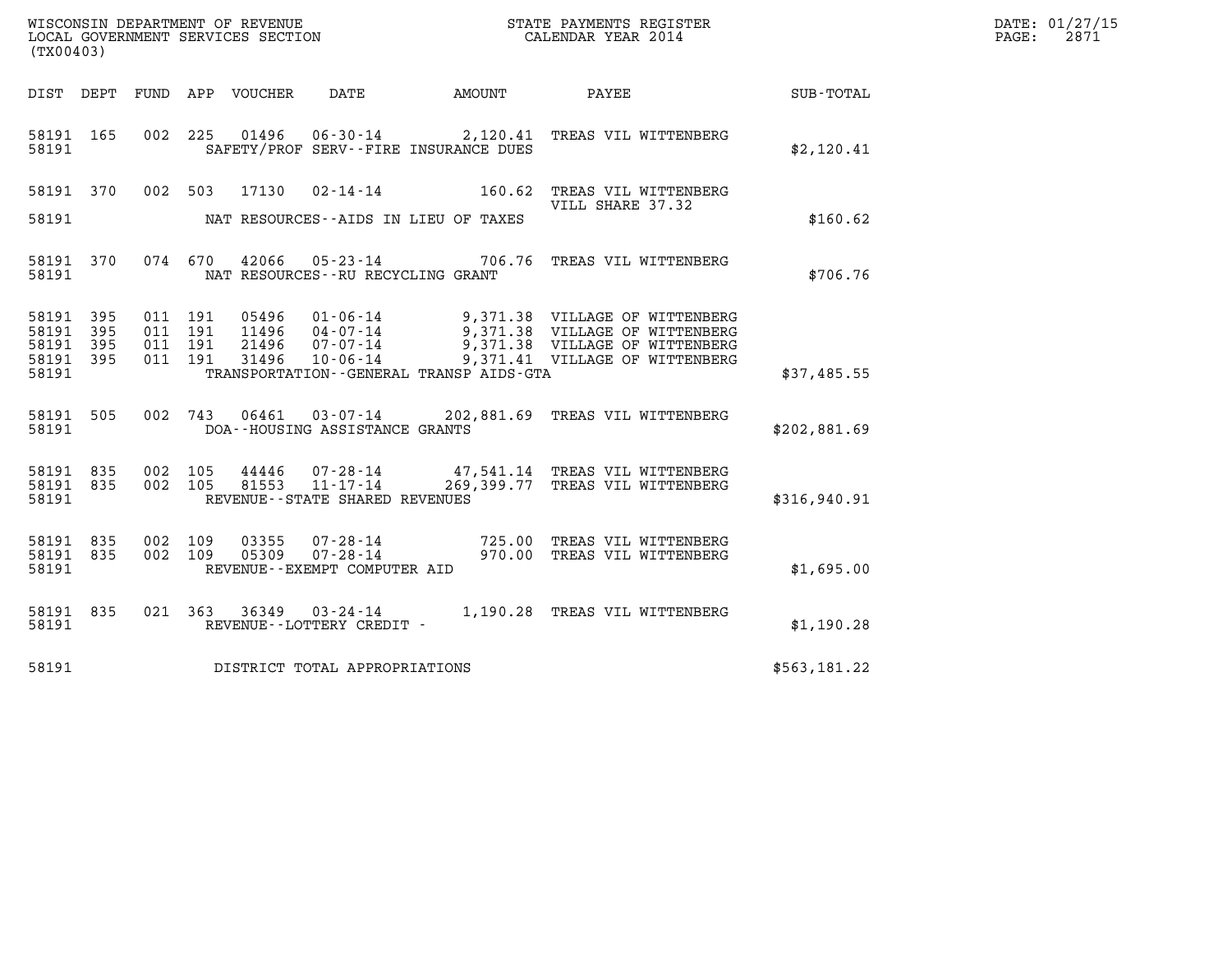WISCONSIN DEPARTMENT OF REVENUE
LOCAL GOVERNMENT SERVICES SECTION
(TX00403)

STATE PAYMENTS REGISTER
CALENDAR YEAR 2014

DATE: 01/27/15
PAGE: 2871

| DIST | DEPT | FUND | APP | VOUCHER | DATE | AMOUNT | PAYEE | SUB-TOTAL |
|---|---|---|---|---|---|---|---|---|
| 58191 | 165 | 002 | 225 | 01496 | 06-30-14 | 2,120.41 | TREAS VIL WITTENBERG | |
| 58191 | | | | | SAFETY/PROF SERV--FIRE INSURANCE DUES | | | $2,120.41 |
| 58191 | 370 | 002 | 503 | 17130 | 02-14-14 | 160.62 | TREAS VIL WITTENBERG<br>VILL SHARE 37.32 | |
| 58191 | | | | | NAT RESOURCES--AIDS IN LIEU OF TAXES | | | $160.62 |
| 58191 | 370 | 074 | 670 | 42066 | 05-23-14 | 706.76 | TREAS VIL WITTENBERG | |
| 58191 | | | | | NAT RESOURCES--RU RECYCLING GRANT | | | $706.76 |
| 58191 | 395 | 011 | 191 | 05496 | 01-06-14 | 9,371.38 | VILLAGE OF WITTENBERG | |
| 58191 | 395 | 011 | 191 | 11496 | 04-07-14 | 9,371.38 | VILLAGE OF WITTENBERG | |
| 58191 | 395 | 011 | 191 | 21496 | 07-07-14 | 9,371.38 | VILLAGE OF WITTENBERG | |
| 58191 | 395 | 011 | 191 | 31496 | 10-06-14 | 9,371.41 | VILLAGE OF WITTENBERG | |
| 58191 | | | | | TRANSPORTATION--GENERAL TRANSP AIDS-GTA | | | $37,485.55 |
| 58191 | 505 | 002 | 743 | 06461 | 03-07-14 | 202,881.69 | TREAS VIL WITTENBERG | |
| 58191 | | | | | DOA--HOUSING ASSISTANCE GRANTS | | | $202,881.69 |
| 58191 | 835 | 002 | 105 | 44446 | 07-28-14 | 47,541.14 | TREAS VIL WITTENBERG | |
| 58191 | 835 | 002 | 105 | 81553 | 11-17-14 | 269,399.77 | TREAS VIL WITTENBERG | |
| 58191 | | | | | REVENUE--STATE SHARED REVENUES | | | $316,940.91 |
| 58191 | 835 | 002 | 109 | 03355 | 07-28-14 | 725.00 | TREAS VIL WITTENBERG | |
| 58191 | 835 | 002 | 109 | 05309 | 07-28-14 | 970.00 | TREAS VIL WITTENBERG | |
| 58191 | | | | | REVENUE--EXEMPT COMPUTER AID | | | $1,695.00 |
| 58191 | 835 | 021 | 363 | 36349 | 03-24-14 | 1,190.28 | TREAS VIL WITTENBERG | |
| 58191 | | | | | REVENUE--LOTTERY CREDIT - | | | $1,190.28 |
| 58191 | | | | | DISTRICT TOTAL APPROPRIATIONS | | | $563,181.22 |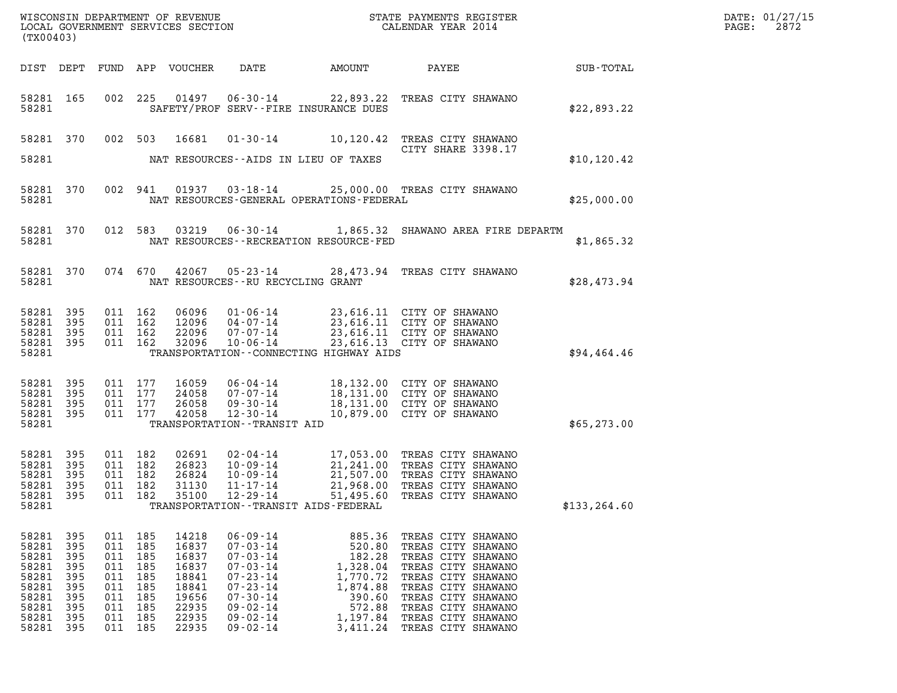WISCONSIN DEPARTMENT OF REVENUE
LOCAL GOVERNMENT SERVICES SECTION
(TX00403)

STATE PAYMENTS REGISTER
CALENDAR YEAR 2014

DATE: 01/27/15
PAGE: 2872

| DIST | DEPT | FUND | APP | VOUCHER | DATE | AMOUNT | PAYEE | SUB-TOTAL |
|---|---|---|---|---|---|---|---|---|
| 58281 | 165 | 002 | 225 | 01497 | 06-30-14 | 22,893.22 | TREAS CITY SHAWANO | |
| 58281 | | | | | SAFETY/PROF SERV--FIRE INSURANCE DUES | | | $22,893.22 |
| 58281 | 370 | 002 | 503 | 16681 | 01-30-14 | 10,120.42 | TREAS CITY SHAWANO CITY SHARE 3398.17 | |
| 58281 | | | | | NAT RESOURCES--AIDS IN LIEU OF TAXES | | | $10,120.42 |
| 58281 | 370 | 002 | 941 | 01937 | 03-18-14 | 25,000.00 | TREAS CITY SHAWANO | |
| 58281 | | | | | NAT RESOURCES-GENERAL OPERATIONS-FEDERAL | | | $25,000.00 |
| 58281 | 370 | 012 | 583 | 03219 | 06-30-14 | 1,865.32 | SHAWANO AREA FIRE DEPARTM | |
| 58281 | | | | | NAT RESOURCES--RECREATION RESOURCE-FED | | | $1,865.32 |
| 58281 | 370 | 074 | 670 | 42067 | 05-23-14 | 28,473.94 | TREAS CITY SHAWANO | |
| 58281 | | | | | NAT RESOURCES--RU RECYCLING GRANT | | | $28,473.94 |
| 58281 | 395 | 011 | 162 | 06096 | 01-06-14 | 23,616.11 | CITY OF SHAWANO | |
| 58281 | 395 | 011 | 162 | 12096 | 04-07-14 | 23,616.11 | CITY OF SHAWANO | |
| 58281 | 395 | 011 | 162 | 22096 | 07-07-14 | 23,616.11 | CITY OF SHAWANO | |
| 58281 | 395 | 011 | 162 | 32096 | 10-06-14 | 23,616.13 | CITY OF SHAWANO | |
| 58281 | | | | | TRANSPORTATION--CONNECTING HIGHWAY AIDS | | | $94,464.46 |
| 58281 | 395 | 011 | 177 | 16059 | 06-04-14 | 18,132.00 | CITY OF SHAWANO | |
| 58281 | 395 | 011 | 177 | 24058 | 07-07-14 | 18,131.00 | CITY OF SHAWANO | |
| 58281 | 395 | 011 | 177 | 26058 | 09-30-14 | 18,131.00 | CITY OF SHAWANO | |
| 58281 | 395 | 011 | 177 | 42058 | 12-30-14 | 10,879.00 | CITY OF SHAWANO | |
| 58281 | | | | | TRANSPORTATION--TRANSIT AID | | | $65,273.00 |
| 58281 | 395 | 011 | 182 | 02691 | 02-04-14 | 17,053.00 | TREAS CITY SHAWANO | |
| 58281 | 395 | 011 | 182 | 26823 | 10-09-14 | 21,241.00 | TREAS CITY SHAWANO | |
| 58281 | 395 | 011 | 182 | 26824 | 10-09-14 | 21,507.00 | TREAS CITY SHAWANO | |
| 58281 | 395 | 011 | 182 | 31130 | 11-17-14 | 21,968.00 | TREAS CITY SHAWANO | |
| 58281 | 395 | 011 | 182 | 35100 | 12-29-14 | 51,495.60 | TREAS CITY SHAWANO | |
| 58281 | | | | | TRANSPORTATION--TRANSIT AIDS-FEDERAL | | | $133,264.60 |
| 58281 | 395 | 011 | 185 | 14218 | 06-09-14 | 885.36 | TREAS CITY SHAWANO | |
| 58281 | 395 | 011 | 185 | 16837 | 07-03-14 | 520.80 | TREAS CITY SHAWANO | |
| 58281 | 395 | 011 | 185 | 16837 | 07-03-14 | 182.28 | TREAS CITY SHAWANO | |
| 58281 | 395 | 011 | 185 | 16837 | 07-03-14 | 1,328.04 | TREAS CITY SHAWANO | |
| 58281 | 395 | 011 | 185 | 18841 | 07-23-14 | 1,770.72 | TREAS CITY SHAWANO | |
| 58281 | 395 | 011 | 185 | 18841 | 07-23-14 | 1,874.88 | TREAS CITY SHAWANO | |
| 58281 | 395 | 011 | 185 | 19656 | 07-30-14 | 390.60 | TREAS CITY SHAWANO | |
| 58281 | 395 | 011 | 185 | 22935 | 09-02-14 | 572.88 | TREAS CITY SHAWANO | |
| 58281 | 395 | 011 | 185 | 22935 | 09-02-14 | 1,197.84 | TREAS CITY SHAWANO | |
| 58281 | 395 | 011 | 185 | 22935 | 09-02-14 | 3,411.24 | TREAS CITY SHAWANO | |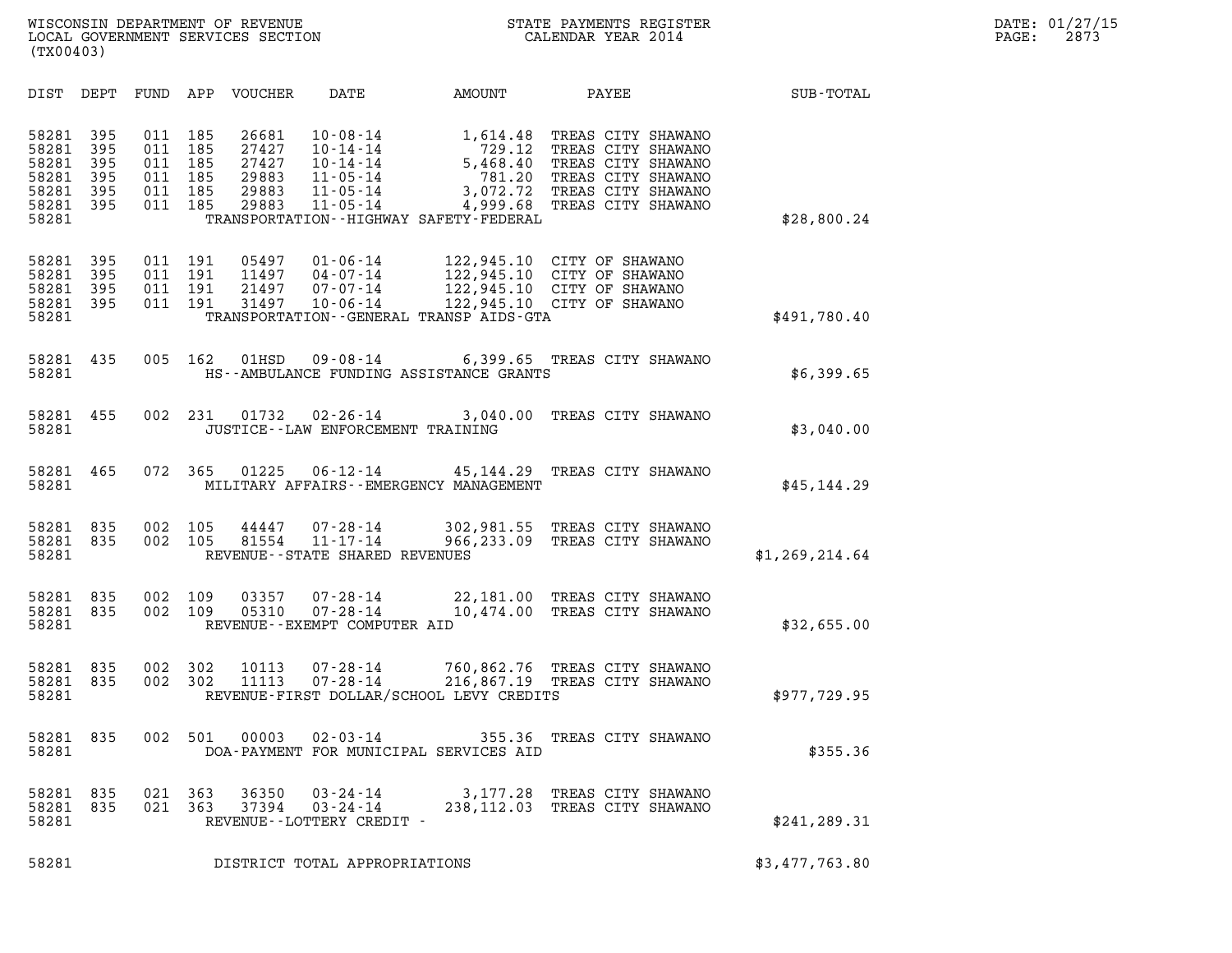WISCONSIN DEPARTMENT OF REVENUE
LOCAL GOVERNMENT SERVICES SECTION
(TX00403)

STATE PAYMENTS REGISTER
CALENDAR YEAR 2014

DATE: 01/27/15

| DIST | DEPT | FUND | APP | VOUCHER | DATE | AMOUNT | PAYEE | SUB-TOTAL |
|---|---|---|---|---|---|---|---|---|
| 58281 | 395 | 011 | 185 | 26681 | 10-08-14 | 1,614.48 | TREAS CITY SHAWANO | |
| 58281 | 395 | 011 | 185 | 27427 | 10-14-14 | 729.12 | TREAS CITY SHAWANO | |
| 58281 | 395 | 011 | 185 | 27427 | 10-14-14 | 5,468.40 | TREAS CITY SHAWANO | |
| 58281 | 395 | 011 | 185 | 29883 | 11-05-14 | 781.20 | TREAS CITY SHAWANO | |
| 58281 | 395 | 011 | 185 | 29883 | 11-05-14 | 3,072.72 | TREAS CITY SHAWANO | |
| 58281 | 395 | 011 | 185 | 29883 | 11-05-14 | 4,999.68 | TREAS CITY SHAWANO | |
| 58281 | | | | | TRANSPORTATION--HIGHWAY SAFETY-FEDERAL | | | $28,800.24 |
| 58281 | 395 | 011 | 191 | 05497 | 01-06-14 | 122,945.10 | CITY OF SHAWANO | |
| 58281 | 395 | 011 | 191 | 11497 | 04-07-14 | 122,945.10 | CITY OF SHAWANO | |
| 58281 | 395 | 011 | 191 | 21497 | 07-07-14 | 122,945.10 | CITY OF SHAWANO | |
| 58281 | 395 | 011 | 191 | 31497 | 10-06-14 | 122,945.10 | CITY OF SHAWANO | |
| 58281 | | | | | TRANSPORTATION--GENERAL TRANSP AIDS-GTA | | | $491,780.40 |
| 58281 | 435 | 005 | 162 | 01HSD | 09-08-14 | 6,399.65 | TREAS CITY SHAWANO | |
| 58281 | | | | | HS--AMBULANCE FUNDING ASSISTANCE GRANTS | | | $6,399.65 |
| 58281 | 455 | 002 | 231 | 01732 | 02-26-14 | 3,040.00 | TREAS CITY SHAWANO | |
| 58281 | | | | | JUSTICE--LAW ENFORCEMENT TRAINING | | | $3,040.00 |
| 58281 | 465 | 072 | 365 | 01225 | 06-12-14 | 45,144.29 | TREAS CITY SHAWANO | |
| 58281 | | | | | MILITARY AFFAIRS--EMERGENCY MANAGEMENT | | | $45,144.29 |
| 58281 | 835 | 002 | 105 | 44447 | 07-28-14 | 302,981.55 | TREAS CITY SHAWANO | |
| 58281 | 835 | 002 | 105 | 81554 | 11-17-14 | 966,233.09 | TREAS CITY SHAWANO | |
| 58281 | | | | | REVENUE--STATE SHARED REVENUES | | | $1,269,214.64 |
| 58281 | 835 | 002 | 109 | 03357 | 07-28-14 | 22,181.00 | TREAS CITY SHAWANO | |
| 58281 | 835 | 002 | 109 | 05310 | 07-28-14 | 10,474.00 | TREAS CITY SHAWANO | |
| 58281 | | | | | REVENUE--EXEMPT COMPUTER AID | | | $32,655.00 |
| 58281 | 835 | 002 | 302 | 10113 | 07-28-14 | 760,862.76 | TREAS CITY SHAWANO | |
| 58281 | 835 | 002 | 302 | 11113 | 07-28-14 | 216,867.19 | TREAS CITY SHAWANO | |
| 58281 | | | | | REVENUE-FIRST DOLLAR/SCHOOL LEVY CREDITS | | | $977,729.95 |
| 58281 | 835 | 002 | 501 | 00003 | 02-03-14 | 355.36 | TREAS CITY SHAWANO | |
| 58281 | | | | | DOA-PAYMENT FOR MUNICIPAL SERVICES AID | | | $355.36 |
| 58281 | 835 | 021 | 363 | 36350 | 03-24-14 | 3,177.28 | TREAS CITY SHAWANO | |
| 58281 | 835 | 021 | 363 | 37394 | 03-24-14 | 238,112.03 | TREAS CITY SHAWANO | |
| 58281 | | | | | REVENUE--LOTTERY CREDIT - | | | $241,289.31 |
| 58281 | | | | | DISTRICT TOTAL APPROPRIATIONS | | | $3,477,763.80 |